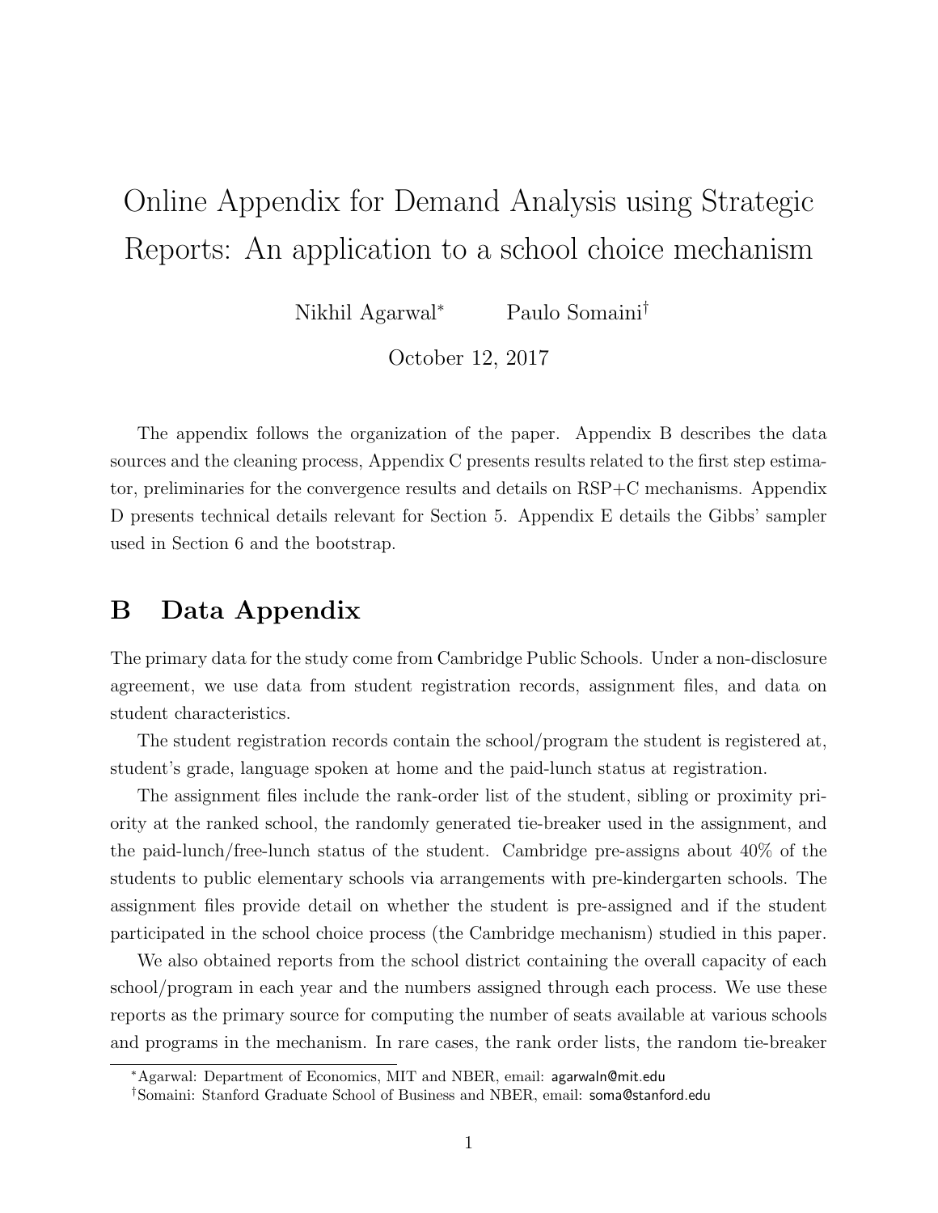# Online Appendix for Demand Analysis using Strategic Reports: An application to a school choice mechanism

Nikhil Agarwal* Paulo Somaini†

October 12, 2017

The appendix follows the organization of the paper. Appendix B describes the data sources and the cleaning process, Appendix C presents results related to the first step estimator, preliminaries for the convergence results and details on RSP+C mechanisms. Appendix D presents technical details relevant for Section 5. Appendix E details the Gibbs' sampler used in Section 6 and the bootstrap.

## B Data Appendix

The primary data for the study come from Cambridge Public Schools. Under a non-disclosure agreement, we use data from student registration records, assignment files, and data on student characteristics.

The student registration records contain the school/program the student is registered at, student's grade, language spoken at home and the paid-lunch status at registration.

The assignment files include the rank-order list of the student, sibling or proximity priority at the ranked school, the randomly generated tie-breaker used in the assignment, and the paid-lunch/free-lunch status of the student. Cambridge pre-assigns about 40% of the students to public elementary schools via arrangements with pre-kindergarten schools. The assignment files provide detail on whether the student is pre-assigned and if the student participated in the school choice process (the Cambridge mechanism) studied in this paper.

We also obtained reports from the school district containing the overall capacity of each school/program in each year and the numbers assigned through each process. We use these reports as the primary source for computing the number of seats available at various schools and programs in the mechanism. In rare cases, the rank order lists, the random tie-breaker

*Agarwal: Department of Economics, MIT and NBER, email: agarwaln@mit.edu

†Somaini: Stanford Graduate School of Business and NBER, email: soma@stanford.edu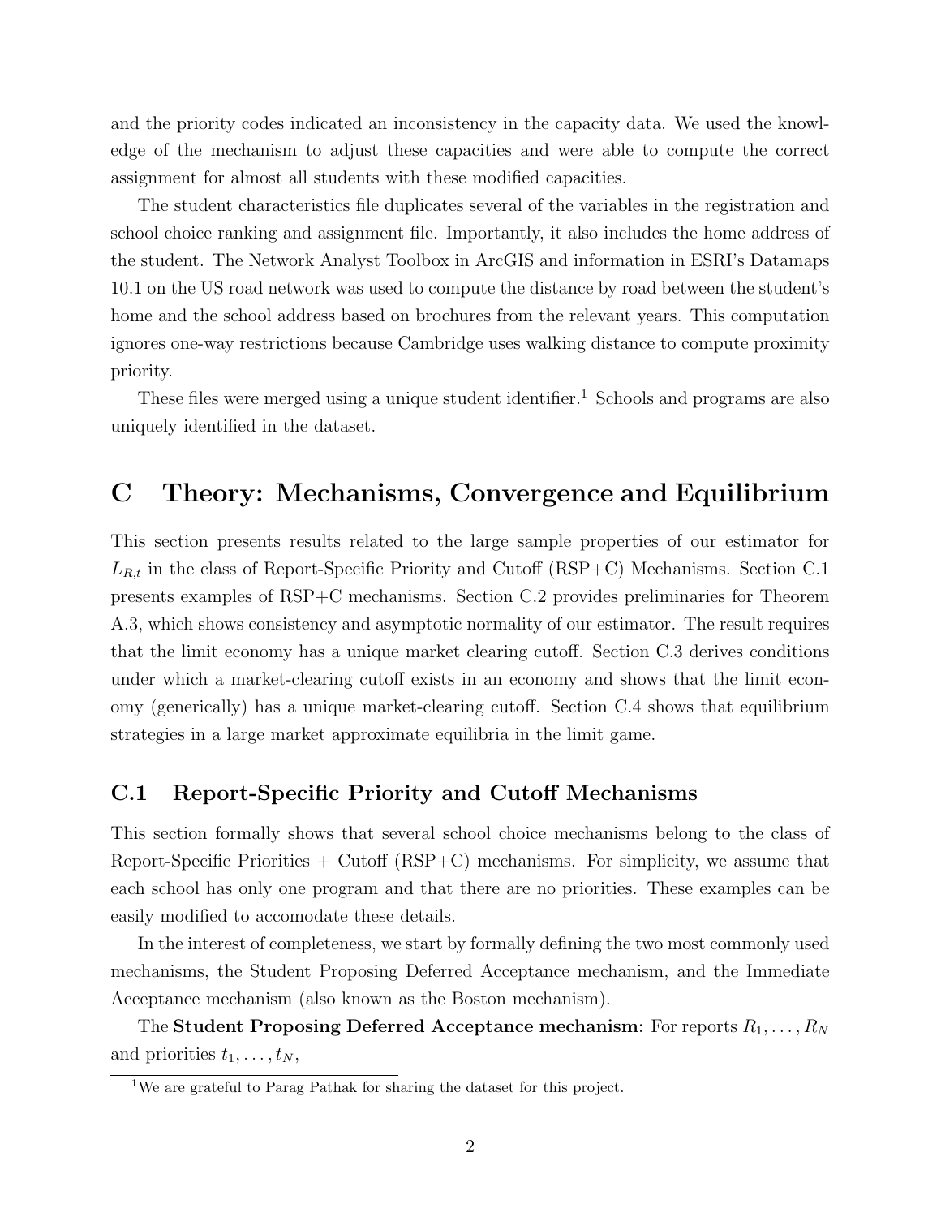and the priority codes indicated an inconsistency in the capacity data. We used the knowledge of the mechanism to adjust these capacities and were able to compute the correct assignment for almost all students with these modified capacities.

The student characteristics file duplicates several of the variables in the registration and school choice ranking and assignment file. Importantly, it also includes the home address of the student. The Network Analyst Toolbox in ArcGIS and information in ESRI's Datamaps 10.1 on the US road network was used to compute the distance by road between the student's home and the school address based on brochures from the relevant years. This computation ignores one-way restrictions because Cambridge uses walking distance to compute proximity priority.

These files were merged using a unique student identifier.[1] Schools and programs are also uniquely identified in the dataset.

# C Theory: Mechanisms, Convergence and Equilibrium

This section presents results related to the large sample properties of our estimator for $L_{R,t}$ in the class of Report-Specific Priority and Cutoff (RSP+C) Mechanisms. Section C.1 presents examples of RSP+C mechanisms. Section C.2 provides preliminaries for Theorem A.3, which shows consistency and asymptotic normality of our estimator. The result requires that the limit economy has a unique market clearing cutoff. Section C.3 derives conditions under which a market-clearing cutoff exists in an economy and shows that the limit economy (generically) has a unique market-clearing cutoff. Section C.4 shows that equilibrium strategies in a large market approximate equilibria in the limit game.

## C.1 Report-Specific Priority and Cutoff Mechanisms

This section formally shows that several school choice mechanisms belong to the class of Report-Specific Priorities + Cutoff (RSP+C) mechanisms. For simplicity, we assume that each school has only one program and that there are no priorities. These examples can be easily modified to accomodate these details.

In the interest of completeness, we start by formally defining the two most commonly used mechanisms, the Student Proposing Deferred Acceptance mechanism, and the Immediate Acceptance mechanism (also known as the Boston mechanism).

The **Student Proposing Deferred Acceptance mechanism**: For reports $R_1, \ldots, R_N$ and priorities $t_1, \ldots, t_N$,

[1] We are grateful to Parag Pathak for sharing the dataset for this project.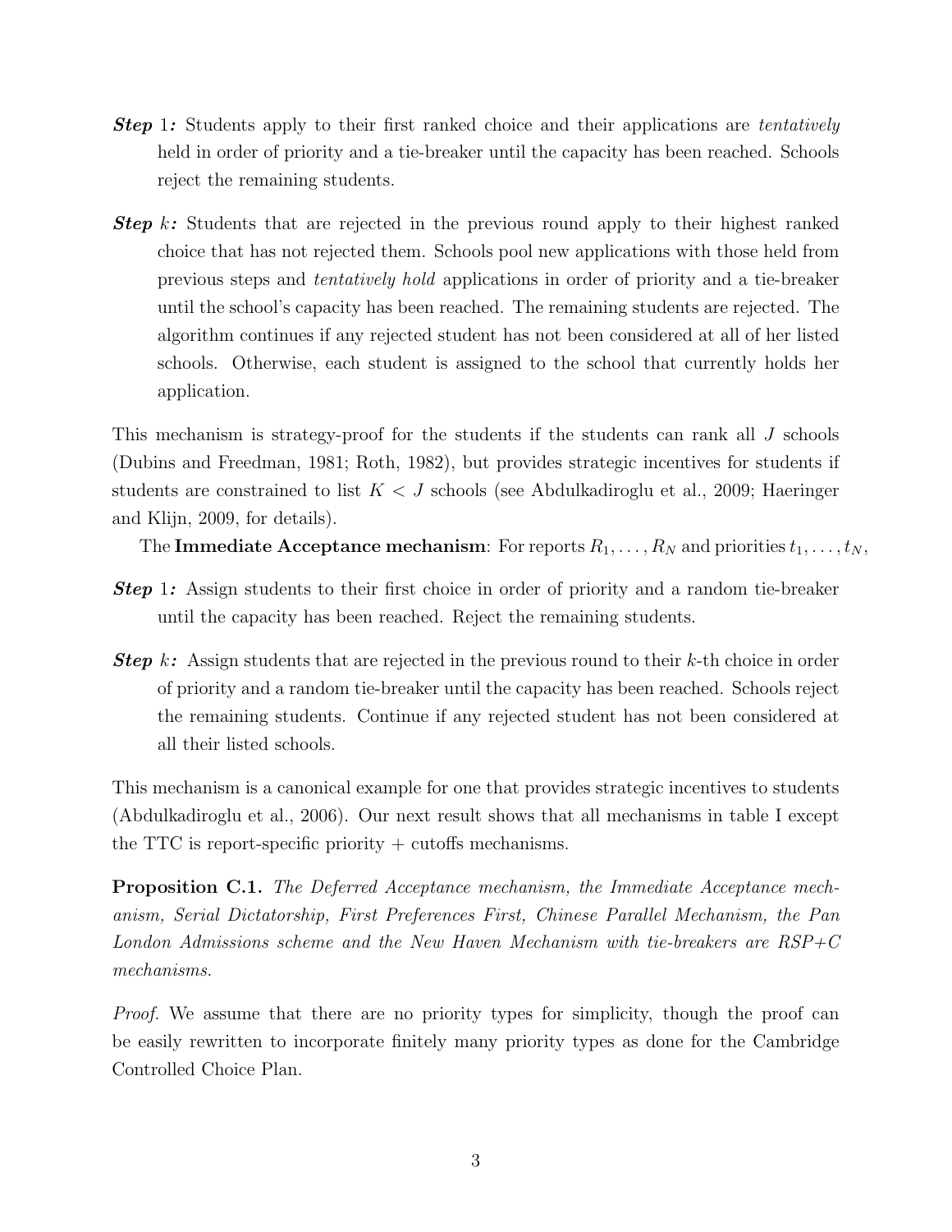***Step* 1*:*** Students apply to their first ranked choice and their applications are *tentatively* held in order of priority and a tie-breaker until the capacity has been reached. Schools reject the remaining students.

***Step* $k$*:*** Students that are rejected in the previous round apply to their highest ranked choice that has not rejected them. Schools pool new applications with those held from previous steps and *tentatively hold* applications in order of priority and a tie-breaker until the school's capacity has been reached. The remaining students are rejected. The algorithm continues if any rejected student has not been considered at all of her listed schools. Otherwise, each student is assigned to the school that currently holds her application.

This mechanism is strategy-proof for the students if the students can rank all $J$ schools (Dubins and Freedman, 1981; Roth, 1982), but provides strategic incentives for students if students are constrained to list $K < J$ schools (see Abdulkadiroglu et al., 2009; Haeringer and Klijn, 2009, for details).

The **Immediate Acceptance mechanism**: For reports $R_1, \ldots, R_N$ and priorities $t_1, \ldots, t_N$,

***Step* 1*:*** Assign students to their first choice in order of priority and a random tie-breaker until the capacity has been reached. Reject the remaining students.

***Step* $k$*:*** Assign students that are rejected in the previous round to their $k$-th choice in order of priority and a random tie-breaker until the capacity has been reached. Schools reject the remaining students. Continue if any rejected student has not been considered at all their listed schools.

This mechanism is a canonical example for one that provides strategic incentives to students (Abdulkadiroglu et al., 2006). Our next result shows that all mechanisms in table I except the TTC is report-specific priority + cutoffs mechanisms.

**Proposition C.1.** *The Deferred Acceptance mechanism, the Immediate Acceptance mechanism, Serial Dictatorship, First Preferences First, Chinese Parallel Mechanism, the Pan London Admissions scheme and the New Haven Mechanism with tie-breakers are RSP+C mechanisms.*

*Proof.* We assume that there are no priority types for simplicity, though the proof can be easily rewritten to incorporate finitely many priority types as done for the Cambridge Controlled Choice Plan.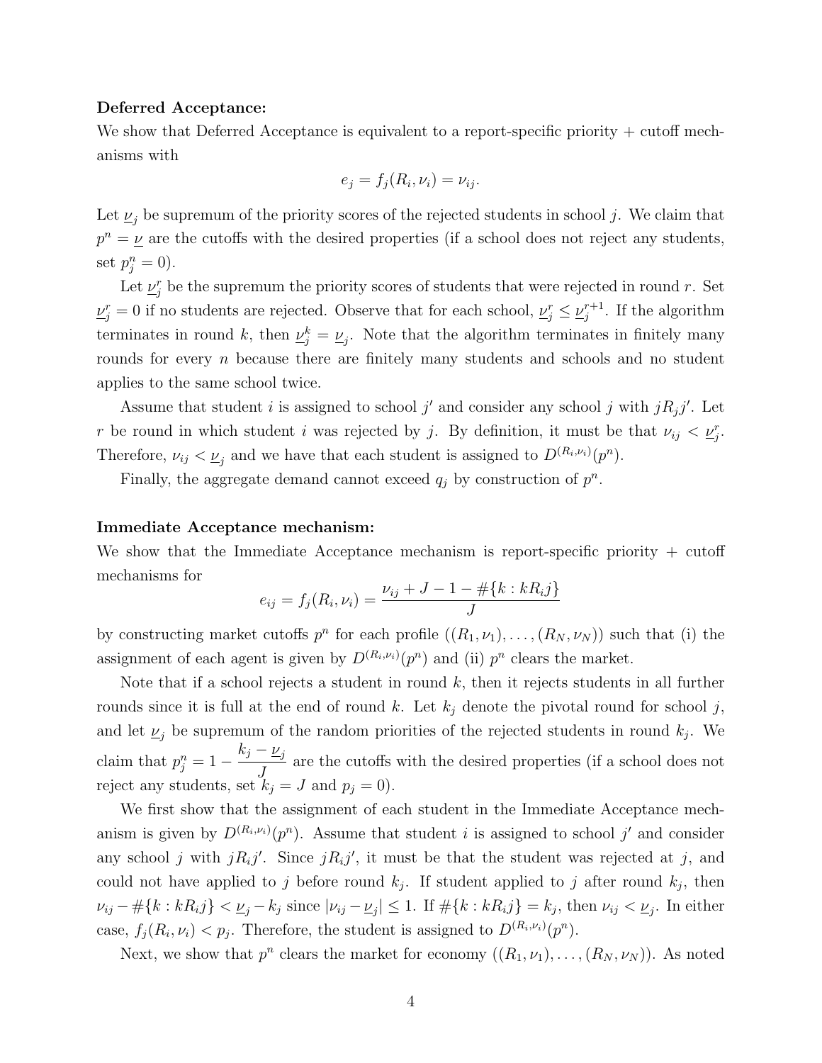**Deferred Acceptance:**

We show that Deferred Acceptance is equivalent to a report-specific priority + cutoff mechanisms with

$$e_j = f_j(R_i, \nu_i) = \nu_{ij}.$$

Let $\underline{\nu}_j$ be supremum of the priority scores of the rejected students in school $j$. We claim that $p^n = \underline{\nu}$ are the cutoffs with the desired properties (if a school does not reject any students, set $p^n_j = 0$).

Let $\underline{\nu}^r_j$ be the supremum the priority scores of students that were rejected in round $r$. Set $\underline{\nu}^r_j = 0$ if no students are rejected. Observe that for each school, $\underline{\nu}^r_j \leq \underline{\nu}^{r+1}_j$. If the algorithm terminates in round $k$, then $\underline{\nu}^k_j = \underline{\nu}_j$. Note that the algorithm terminates in finitely many rounds for every $n$ because there are finitely many students and schools and no student applies to the same school twice.

Assume that student $i$ is assigned to school $j'$ and consider any school $j$ with $jR_j j'$. Let $r$ be round in which student $i$ was rejected by $j$. By definition, it must be that $\nu_{ij} < \underline{\nu}^r_j$. Therefore, $\nu_{ij} < \underline{\nu}_j$ and we have that each student is assigned to $D^{(R_i,\nu_i)}(p^n)$.

Finally, the aggregate demand cannot exceed $q_j$ by construction of $p^n$.

**Immediate Acceptance mechanism:**

We show that the Immediate Acceptance mechanism is report-specific priority + cutoff mechanisms for

$$e_{ij} = f_j(R_i, \nu_i) = \frac{\nu_{ij} + J - 1 - \#\{k : kR_i j\}}{J}$$

by constructing market cutoffs $p^n$ for each profile $((R_1, \nu_1), \ldots, (R_N, \nu_N))$ such that (i) the assignment of each agent is given by $D^{(R_i,\nu_i)}(p^n)$ and (ii) $p^n$ clears the market.

Note that if a school rejects a student in round $k$, then it rejects students in all further rounds since it is full at the end of round $k$. Let $k_j$ denote the pivotal round for school $j$, and let $\underline{\nu}_j$ be supremum of the random priorities of the rejected students in round $k_j$. We claim that $p^n_j = 1 - \dfrac{k_j - \underline{\nu}_j}{J}$ are the cutoffs with the desired properties (if a school does not reject any students, set $k_j = J$ and $p_j = 0$).

We first show that the assignment of each student in the Immediate Acceptance mechanism is given by $D^{(R_i,\nu_i)}(p^n)$. Assume that student $i$ is assigned to school $j'$ and consider any school $j$ with $jR_i j'$. Since $jR_i j'$, it must be that the student was rejected at $j$, and could not have applied to $j$ before round $k_j$. If student applied to $j$ after round $k_j$, then $\nu_{ij} - \#\{k : kR_i j\} < \underline{\nu}_j - k_j$ since $|\nu_{ij} - \underline{\nu}_j| \leq 1$. If $\#\{k : kR_i j\} = k_j$, then $\nu_{ij} < \underline{\nu}_j$. In either case, $f_j(R_i, \nu_i) < p_j$. Therefore, the student is assigned to $D^{(R_i,\nu_i)}(p^n)$.

Next, we show that $p^n$ clears the market for economy $((R_1, \nu_1), \ldots, (R_N, \nu_N))$. As noted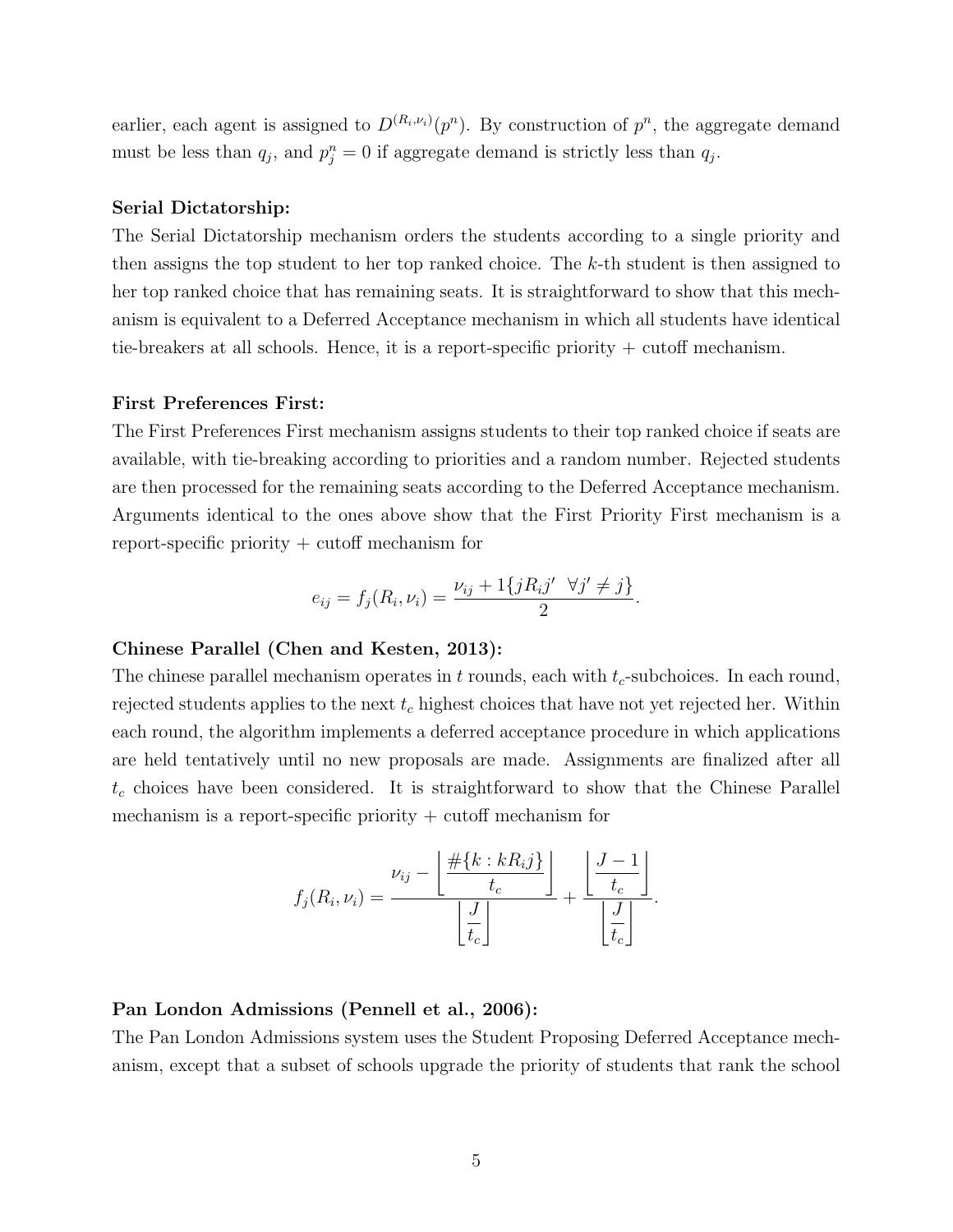earlier, each agent is assigned to $D^{(R_i,\nu_i)}(p^n)$. By construction of $p^n$, the aggregate demand must be less than $q_j$, and $p^n_j = 0$ if aggregate demand is strictly less than $q_j$.

**Serial Dictatorship:**

The Serial Dictatorship mechanism orders the students according to a single priority and then assigns the top student to her top ranked choice. The $k$-th student is then assigned to her top ranked choice that has remaining seats. It is straightforward to show that this mechanism is equivalent to a Deferred Acceptance mechanism in which all students have identical tie-breakers at all schools. Hence, it is a report-specific priority + cutoff mechanism.

**First Preferences First:**

The First Preferences First mechanism assigns students to their top ranked choice if seats are available, with tie-breaking according to priorities and a random number. Rejected students are then processed for the remaining seats according to the Deferred Acceptance mechanism. Arguments identical to the ones above show that the First Priority First mechanism is a report-specific priority + cutoff mechanism for

$$e_{ij} = f_j(R_i, \nu_i) = \frac{\nu_{ij} + 1\{jR_ij' \ \ \forall j' \neq j\}}{2}.$$

**Chinese Parallel (Chen and Kesten, 2013):**

The chinese parallel mechanism operates in $t$ rounds, each with $t_c$-subchoices. In each round, rejected students applies to the next $t_c$ highest choices that have not yet rejected her. Within each round, the algorithm implements a deferred acceptance procedure in which applications are held tentatively until no new proposals are made. Assignments are finalized after all $t_c$ choices have been considered. It is straightforward to show that the Chinese Parallel mechanism is a report-specific priority + cutoff mechanism for

$$f_j(R_i, \nu_i) = \frac{\nu_{ij} - \left\lfloor \dfrac{\#\{k : kR_ij\}}{t_c} \right\rfloor}{\left\lfloor \dfrac{J}{t_c} \right\rfloor} + \frac{\left\lfloor \dfrac{J-1}{t_c} \right\rfloor}{\left\lfloor \dfrac{J}{t_c} \right\rfloor}.$$

**Pan London Admissions (Pennell et al., 2006):**

The Pan London Admissions system uses the Student Proposing Deferred Acceptance mechanism, except that a subset of schools upgrade the priority of students that rank the school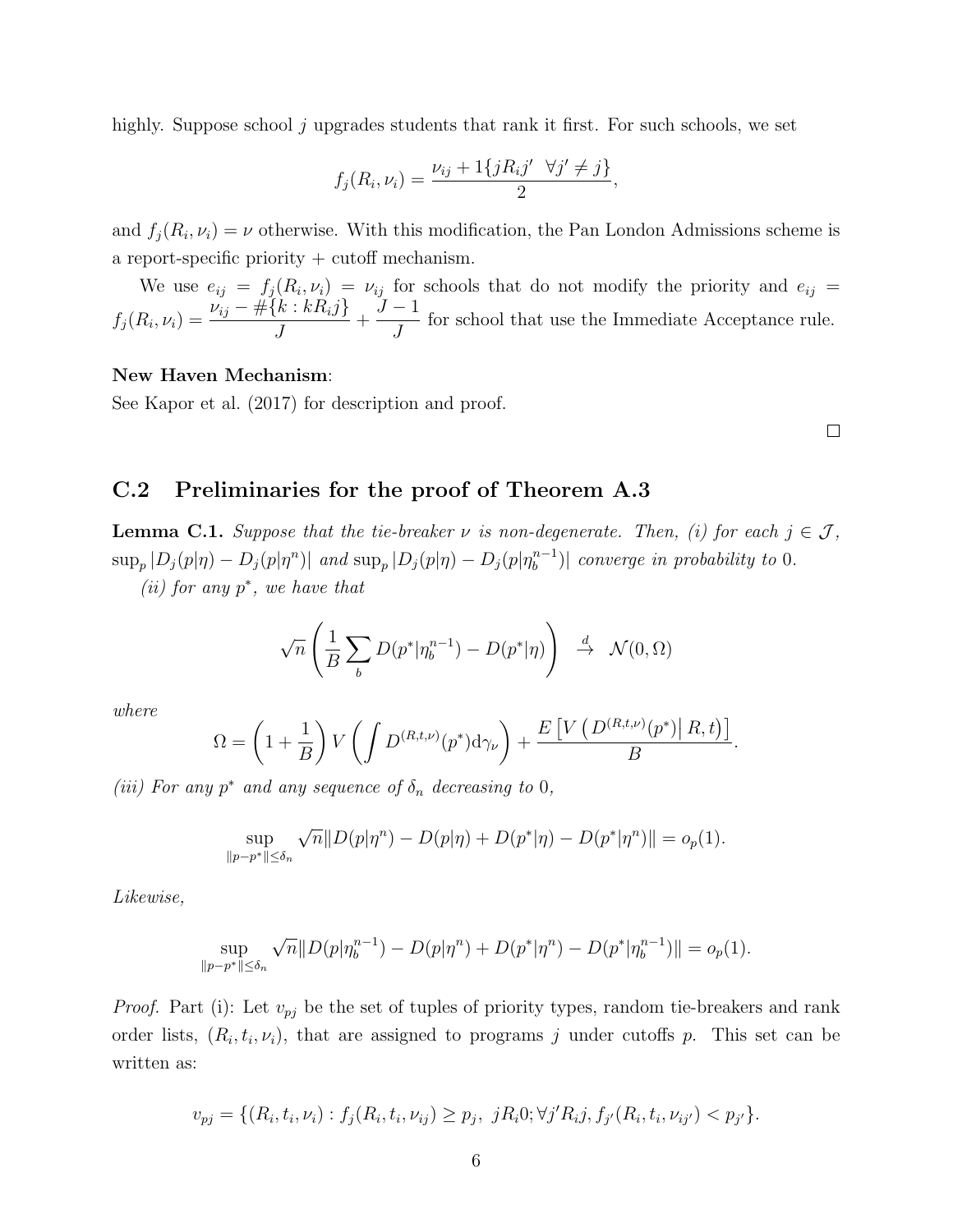highly. Suppose school $j$ upgrades students that rank it first. For such schools, we set

$$f_j(R_i, \nu_i) = \frac{\nu_{ij} + 1\{jR_ij' \;\; \forall j' \neq j\}}{2},$$

and $f_j(R_i, \nu_i) = \nu$ otherwise. With this modification, the Pan London Admissions scheme is a report-specific priority + cutoff mechanism.

We use $e_{ij} = f_j(R_i, \nu_i) = \nu_{ij}$ for schools that do not modify the priority and $e_{ij} = f_j(R_i, \nu_i) = \dfrac{\nu_{ij} - \#\{k : kR_ij\}}{J} + \dfrac{J-1}{J}$ for school that use the Immediate Acceptance rule.

**New Haven Mechanism**:
See Kapor et al. (2017) for description and proof.

□

## C.2 Preliminaries for the proof of Theorem A.3

**Lemma C.1.** *Suppose that the tie-breaker $\nu$ is non-degenerate. Then, (i) for each $j \in \mathcal{J}$, $\sup_p |D_j(p|\eta) - D_j(p|\eta^n)|$ and $\sup_p |D_j(p|\eta) - D_j(p|\eta_b^{n-1})|$ converge in probability to 0.*

*(ii) for any $p^*$, we have that*

$$\sqrt{n}\left(\frac{1}{B}\sum_b D(p^*|\eta_b^{n-1}) - D(p^*|\eta)\right) \;\; \xrightarrow{d} \;\; \mathcal{N}(0, \Omega)$$

*where*

$$\Omega = \left(1 + \frac{1}{B}\right) V\left(\int D^{(R,t,\nu)}(p^*)\mathrm{d}\gamma_\nu\right) + \frac{E\left[V\left(D^{(R,t,\nu)}(p^*)\middle|\, R, t\right)\right]}{B}.$$

*(iii) For any $p^*$ and any sequence of $\delta_n$ decreasing to 0,*

$$\sup_{\|p-p^*\| \leq \delta_n} \sqrt{n}\|D(p|\eta^n) - D(p|\eta) + D(p^*|\eta) - D(p^*|\eta^n)\| = o_p(1).$$

*Likewise,*

$$\sup_{\|p-p^*\| \leq \delta_n} \sqrt{n}\|D(p|\eta_b^{n-1}) - D(p|\eta^n) + D(p^*|\eta^n) - D(p^*|\eta_b^{n-1})\| = o_p(1).$$

*Proof.* Part (i): Let $v_{pj}$ be the set of tuples of priority types, random tie-breakers and rank order lists, $(R_i, t_i, \nu_i)$, that are assigned to programs $j$ under cutoffs $p$. This set can be written as:

$$v_{pj} = \{(R_i, t_i, \nu_i) : f_j(R_i, t_i, \nu_{ij}) \geq p_j, \; jR_i0; \forall j'R_ij, f_{j'}(R_i, t_i, \nu_{ij'}) < p_{j'}\}.$$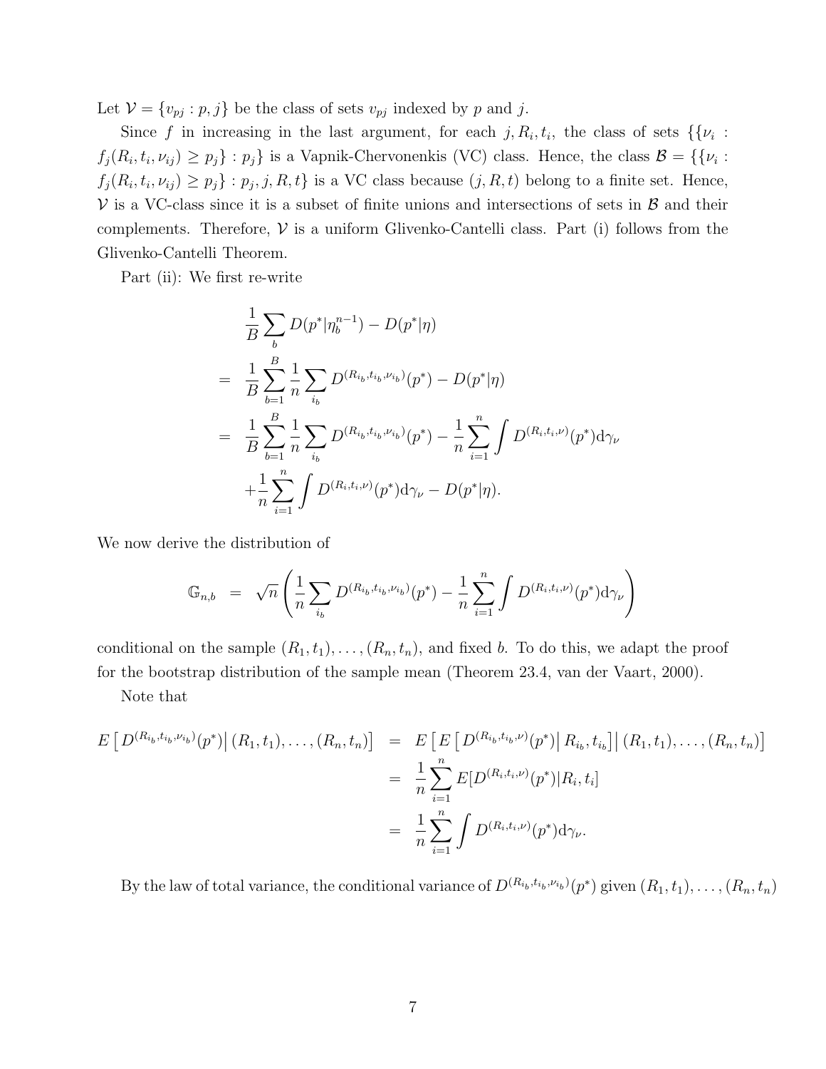Let $\mathcal{V} = \{v_{pj} : p, j\}$ be the class of sets $v_{pj}$ indexed by $p$ and $j$.

Since $f$ in increasing in the last argument, for each $j, R_i, t_i$, the class of sets $\{\{\nu_i : f_j(R_i, t_i, \nu_{ij}) \geq p_j\} : p_j\}$ is a Vapnik-Chervonenkis (VC) class. Hence, the class $\mathcal{B} = \{\{\nu_i : f_j(R_i, t_i, \nu_{ij}) \geq p_j\} : p_j, j, R, t\}$ is a VC class because $(j, R, t)$ belong to a finite set. Hence, $\mathcal{V}$ is a VC-class since it is a subset of finite unions and intersections of sets in $\mathcal{B}$ and their complements. Therefore, $\mathcal{V}$ is a uniform Glivenko-Cantelli class. Part (i) follows from the Glivenko-Cantelli Theorem.

Part (ii): We first re-write

$$
\begin{aligned}
& \frac{1}{B}\sum_b D(p^*|\eta_b^{n-1}) - D(p^*|\eta) \\
= \ & \frac{1}{B}\sum_{b=1}^{B} \frac{1}{n}\sum_{i_b} D^{(R_{i_b}, t_{i_b}, \nu_{i_b})}(p^*) - D(p^*|\eta) \\
= \ & \frac{1}{B}\sum_{b=1}^{B} \frac{1}{n}\sum_{i_b} D^{(R_{i_b}, t_{i_b}, \nu_{i_b})}(p^*) - \frac{1}{n}\sum_{i=1}^{n}\int D^{(R_i, t_i, \nu)}(p^*) \mathrm{d}\gamma_\nu \\
& + \frac{1}{n}\sum_{i=1}^{n}\int D^{(R_i, t_i, \nu)}(p^*) \mathrm{d}\gamma_\nu - D(p^*|\eta).
\end{aligned}
$$

We now derive the distribution of

$$
\mathbb{G}_{n,b} = \sqrt{n}\left(\frac{1}{n}\sum_{i_b} D^{(R_{i_b}, t_{i_b}, \nu_{i_b})}(p^*) - \frac{1}{n}\sum_{i=1}^{n}\int D^{(R_i, t_i, \nu)}(p^*) \mathrm{d}\gamma_\nu\right)
$$

conditional on the sample $(R_1, t_1), \ldots, (R_n, t_n)$, and fixed $b$. To do this, we adapt the proof for the bootstrap distribution of the sample mean (Theorem 23.4, van der Vaart, 2000).

Note that

$$
\begin{aligned}
E\left[ D^{(R_{i_b}, t_{i_b}, \nu_{i_b})}(p^*) \middle| (R_1, t_1), \ldots, (R_n, t_n)\right] &= E\left[ E\left[ D^{(R_{i_b}, t_{i_b}, \nu)}(p^*) \middle| R_{i_b}, t_{i_b}\right] \middle| (R_1, t_1), \ldots, (R_n, t_n)\right] \\
&= \frac{1}{n}\sum_{i=1}^{n} E[D^{(R_i, t_i, \nu)}(p^*)|R_i, t_i] \\
&= \frac{1}{n}\sum_{i=1}^{n}\int D^{(R_i, t_i, \nu)}(p^*) \mathrm{d}\gamma_\nu.
\end{aligned}
$$

By the law of total variance, the conditional variance of $D^{(R_{i_b}, t_{i_b}, \nu_{i_b})}(p^*)$ given $(R_1, t_1), \ldots, (R_n, t_n)$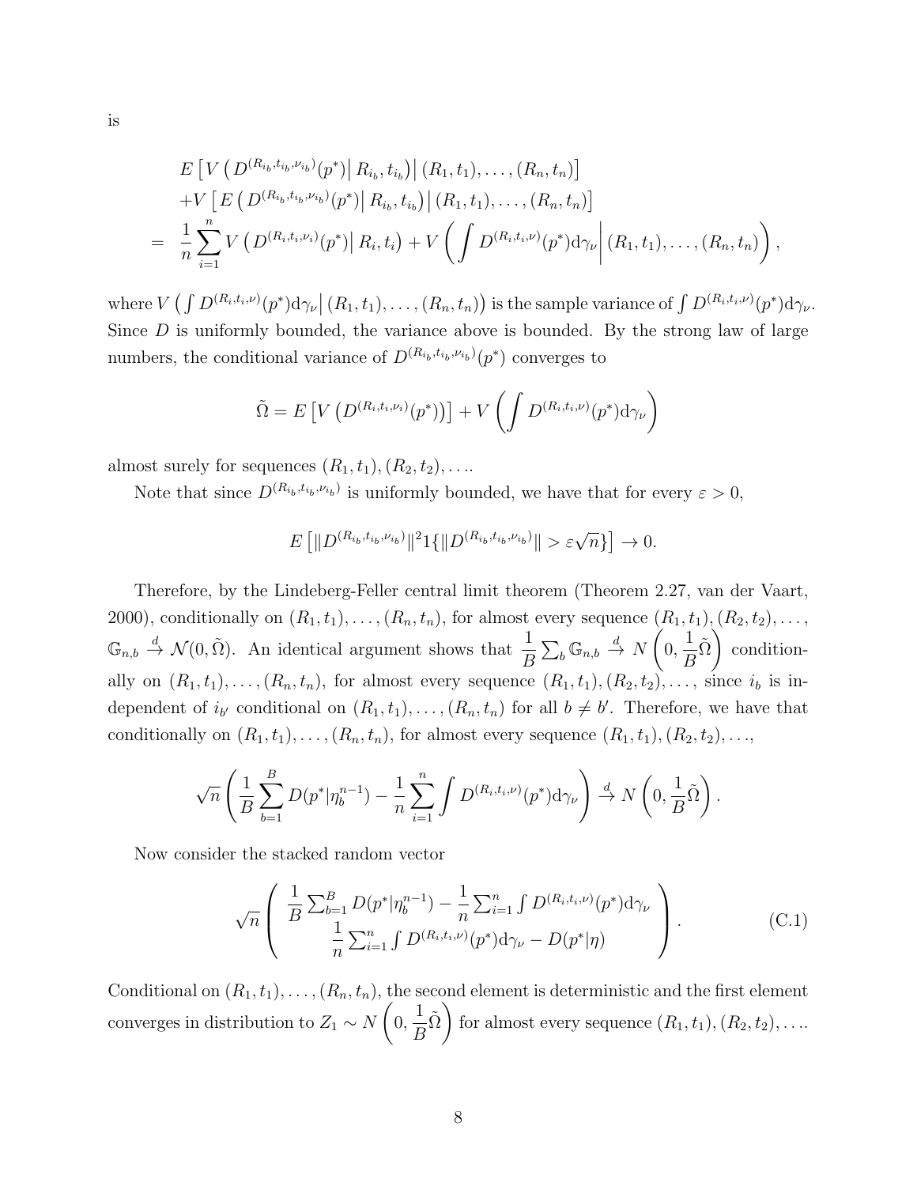is

$$
\begin{aligned}
& E\left[V\left(D^{(R_{i_b},t_{i_b},\nu_{i_b})}(p^*)\right| R_{i_b},t_{i_b}\right)\Big|\, (R_1,t_1),\ldots,(R_n,t_n)\Big] \\
& +V\left[E\left(D^{(R_{i_b},t_{i_b},\nu_{i_b})}(p^*)\right| R_{i_b},t_{i_b}\right)\Big|\, (R_1,t_1),\ldots,(R_n,t_n)\Big] \\
= \;& \frac{1}{n}\sum_{i=1}^{n} V\left(D^{(R_i,t_i,\nu_i)}(p^*)\middle|\, R_i,t_i\right) + V\left(\int D^{(R_i,t_i,\nu)}(p^*)\mathrm{d}\gamma_\nu \middle|\, (R_1,t_1),\ldots,(R_n,t_n)\right),
\end{aligned}
$$

where $V\left(\int D^{(R_i,t_i,\nu)}(p^*)\mathrm{d}\gamma_\nu \middle|\, (R_1,t_1),\ldots,(R_n,t_n)\right)$ is the sample variance of $\int D^{(R_i,t_i,\nu)}(p^*)\mathrm{d}\gamma_\nu$. Since $D$ is uniformly bounded, the variance above is bounded. By the strong law of large numbers, the conditional variance of $D^{(R_{i_b},t_{i_b},\nu_{i_b})}(p^*)$ converges to

$$
\tilde{\Omega} = E\left[V\left(D^{(R_i,t_i,\nu_i)}(p^*)\right)\right] + V\left(\int D^{(R_i,t_i,\nu)}(p^*)\mathrm{d}\gamma_\nu\right)
$$

almost surely for sequences $(R_1,t_1),(R_2,t_2),\ldots$.

Note that since $D^{(R_{i_b},t_{i_b},\nu_{i_b})}$ is uniformly bounded, we have that for every $\varepsilon > 0$,

$$
E\left[\|D^{(R_{i_b},t_{i_b},\nu_{i_b})}\|^2 1\{\|D^{(R_{i_b},t_{i_b},\nu_{i_b})}\| > \varepsilon\sqrt{n}\}\right] \to 0.
$$

Therefore, by the Lindeberg-Feller central limit theorem (Theorem 2.27, van der Vaart, 2000), conditionally on $(R_1,t_1),\ldots,(R_n,t_n)$, for almost every sequence $(R_1,t_1),(R_2,t_2),\ldots$, $\mathbb{G}_{n,b} \xrightarrow{d} \mathcal{N}(0,\tilde{\Omega})$. An identical argument shows that $\frac{1}{B}\sum_b \mathbb{G}_{n,b} \xrightarrow{d} N\left(0,\frac{1}{B}\tilde{\Omega}\right)$ conditionally on $(R_1,t_1),\ldots,(R_n,t_n)$, for almost every sequence $(R_1,t_1),(R_2,t_2),\ldots$, since $i_b$ is independent of $i_{b'}$ conditional on $(R_1,t_1),\ldots,(R_n,t_n)$ for all $b \neq b'$. Therefore, we have that conditionally on $(R_1,t_1),\ldots,(R_n,t_n)$, for almost every sequence $(R_1,t_1),(R_2,t_2),\ldots$,

$$
\sqrt{n}\left(\frac{1}{B}\sum_{b=1}^{B} D(p^*|\eta_b^{n-1}) - \frac{1}{n}\sum_{i=1}^{n}\int D^{(R_i,t_i,\nu)}(p^*)\mathrm{d}\gamma_\nu\right) \xrightarrow{d} N\left(0,\frac{1}{B}\tilde{\Omega}\right).
$$

Now consider the stacked random vector

$$
\sqrt{n}\begin{pmatrix} \frac{1}{B}\sum_{b=1}^{B} D(p^*|\eta_b^{n-1}) - \frac{1}{n}\sum_{i=1}^{n}\int D^{(R_i,t_i,\nu)}(p^*)\mathrm{d}\gamma_\nu \\ \frac{1}{n}\sum_{i=1}^{n}\int D^{(R_i,t_i,\nu)}(p^*)\mathrm{d}\gamma_\nu - D(p^*|\eta) \end{pmatrix}. \tag{C.1}
$$

Conditional on $(R_1,t_1),\ldots,(R_n,t_n)$, the second element is deterministic and the first element converges in distribution to $Z_1 \sim N\left(0,\frac{1}{B}\tilde{\Omega}\right)$ for almost every sequence $(R_1,t_1),(R_2,t_2),\ldots$.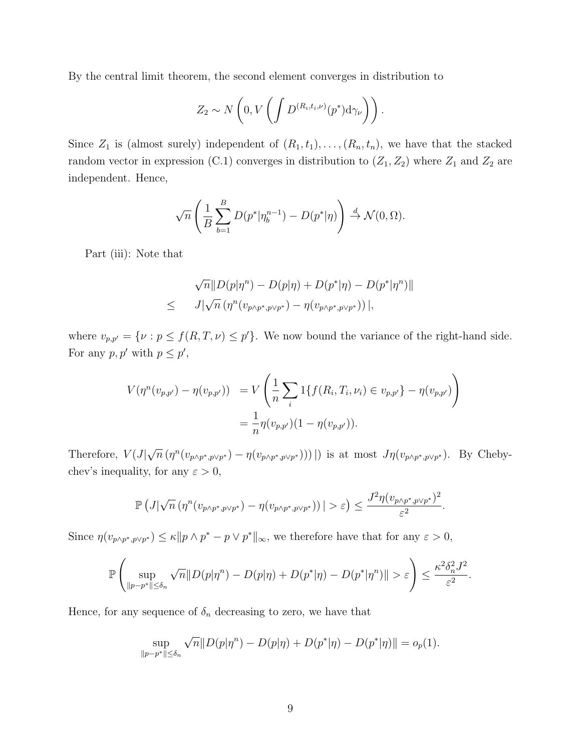By the central limit theorem, the second element converges in distribution to

$$Z_2 \sim N\left(0, V\left(\int D^{(R_i,t_i,\nu)}(p^*)\mathrm{d}\gamma_\nu\right)\right).$$

Since $Z_1$ is (almost surely) independent of $(R_1, t_1), \ldots, (R_n, t_n)$, we have that the stacked random vector in expression (C.1) converges in distribution to $(Z_1, Z_2)$ where $Z_1$ and $Z_2$ are independent. Hence,

$$\sqrt{n}\left(\frac{1}{B}\sum_{b=1}^{B} D(p^*|\eta_b^{n-1}) - D(p^*|\eta)\right) \xrightarrow{d} \mathcal{N}(0, \Omega).$$

Part (iii): Note that

$$\begin{aligned}
& \sqrt{n}\|D(p|\eta^n) - D(p|\eta) + D(p^*|\eta) - D(p^*|\eta^n)\| \\
\leq \quad & J|\sqrt{n}\left(\eta^n(v_{p\wedge p^*, p\vee p^*}) - \eta(v_{p\wedge p^*, p\vee p^*})\right)|,
\end{aligned}$$

where $v_{p,p'} = \{\nu : p \leq f(R, T, \nu) \leq p'\}$. We now bound the variance of the right-hand side. For any $p, p'$ with $p \leq p'$,

$$\begin{aligned}
V(\eta^n(v_{p,p'}) - \eta(v_{p,p'})) &= V\left(\frac{1}{n}\sum_i 1\{f(R_i, T_i, \nu_i) \in v_{p,p'}\} - \eta(v_{p,p'})\right) \\
&= \frac{1}{n}\eta(v_{p,p'})(1 - \eta(v_{p,p'})).
\end{aligned}$$

Therefore, $V(J|\sqrt{n}\left(\eta^n(v_{p\wedge p^*, p\vee p^*}) - \eta(v_{p\wedge p^*, p\vee p^*}))\right)|)$ is at most $J\eta(v_{p\wedge p^*, p\vee p^*})$. By Chebychev's inequality, for any $\varepsilon > 0$,

$$\mathbb{P}\left(J|\sqrt{n}\left(\eta^n(v_{p\wedge p^*, p\vee p^*}) - \eta(v_{p\wedge p^*, p\vee p^*})\right)| > \varepsilon\right) \leq \frac{J^2\eta(v_{p\wedge p^*, p\vee p^*})^2}{\varepsilon^2}.$$

Since $\eta(v_{p\wedge p^*, p\vee p^*}) \leq \kappa\|p \wedge p^* - p \vee p^*\|_\infty$, we therefore have that for any $\varepsilon > 0$,

$$\mathbb{P}\left(\sup_{\|p-p^*\|\leq\delta_n} \sqrt{n}\|D(p|\eta^n) - D(p|\eta) + D(p^*|\eta) - D(p^*|\eta^n)\| > \varepsilon\right) \leq \frac{\kappa^2\delta_n^2 J^2}{\varepsilon^2}.$$

Hence, for any sequence of $\delta_n$ decreasing to zero, we have that

$$\sup_{\|p-p^*\|\leq\delta_n} \sqrt{n}\|D(p|\eta^n) - D(p|\eta) + D(p^*|\eta) - D(p^*|\eta)\| = o_p(1).$$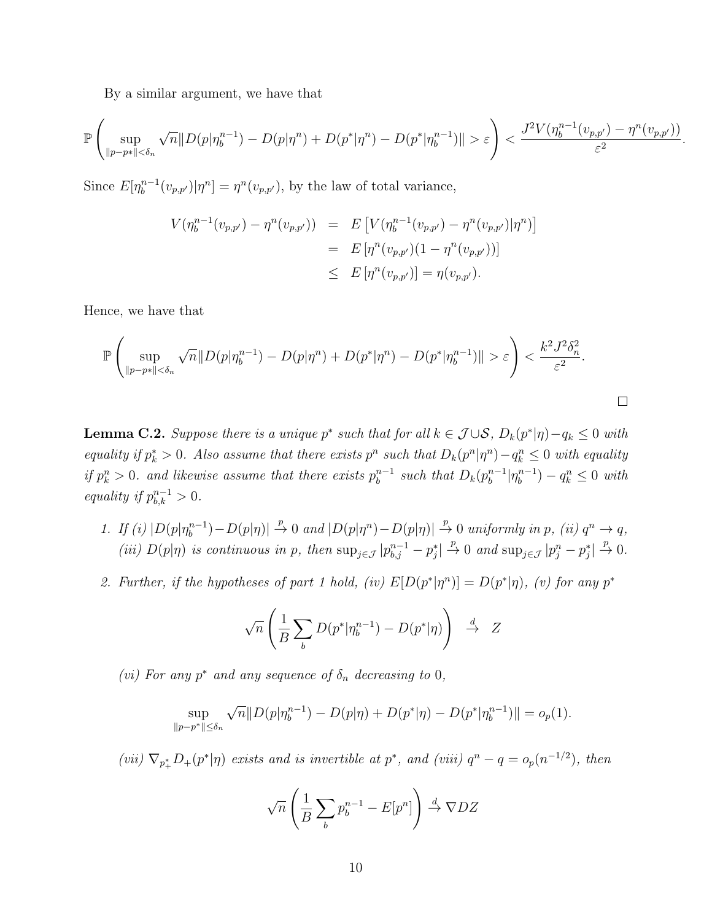By a similar argument, we have that

$$\mathbb{P}\left(\sup_{\|p-p*\|<\delta_n} \sqrt{n}\|D(p|\eta_b^{n-1}) - D(p|\eta^n) + D(p^*|\eta^n) - D(p^*|\eta_b^{n-1})\| > \varepsilon\right) < \frac{J^2 V(\eta_b^{n-1}(v_{p,p'}) - \eta^n(v_{p,p'}))}{\varepsilon^2}.$$

Since $E[\eta_b^{n-1}(v_{p,p'})|\eta^n] = \eta^n(v_{p,p'})$, by the law of total variance,

$$\begin{aligned}
V(\eta_b^{n-1}(v_{p,p'}) - \eta^n(v_{p,p'})) &= E\left[V(\eta_b^{n-1}(v_{p,p'}) - \eta^n(v_{p,p'})|\eta^n)\right] \\
&= E\left[\eta^n(v_{p,p'})(1 - \eta^n(v_{p,p'}))\right] \\
&\leq E\left[\eta^n(v_{p,p'})\right] = \eta(v_{p,p'}).
\end{aligned}$$

Hence, we have that

$$\mathbb{P}\left(\sup_{\|p-p*\|<\delta_n} \sqrt{n}\|D(p|\eta_b^{n-1}) - D(p|\eta^n) + D(p^*|\eta^n) - D(p^*|\eta_b^{n-1})\| > \varepsilon\right) < \frac{k^2 J^2 \delta_n^2}{\varepsilon^2}.$$

□

**Lemma C.2.** *Suppose there is a unique $p^*$ such that for all $k \in \mathcal{J} \cup \mathcal{S}$, $D_k(p^*|\eta) - q_k \leq 0$ with equality if $p_k^* > 0$. Also assume that there exists $p^n$ such that $D_k(p^n|\eta^n) - q_k^n \leq 0$ with equality if $p_k^n > 0$. and likewise assume that there exists $p_b^{n-1}$ such that $D_k(p_b^{n-1}|\eta_b^{n-1}) - q_k^n \leq 0$ with equality if $p_{b,k}^{n-1} > 0$.*

1. *If (i) $|D(p|\eta_b^{n-1}) - D(p|\eta)| \xrightarrow{p} 0$ and $|D(p|\eta^n) - D(p|\eta)| \xrightarrow{p} 0$ uniformly in $p$, (ii) $q^n \to q$, (iii) $D(p|\eta)$ is continuous in $p$, then $\sup_{j \in \mathcal{J}} |p_{b,j}^{n-1} - p_j^*| \xrightarrow{p} 0$ and $\sup_{j \in \mathcal{J}} |p_j^n - p_j^*| \xrightarrow{p} 0$.*

2. *Further, if the hypotheses of part 1 hold, (iv) $E[D(p^*|\eta^n)] = D(p^*|\eta)$, (v) for any $p^*$*

$$\sqrt{n}\left(\frac{1}{B}\sum_b D(p^*|\eta_b^{n-1}) - D(p^*|\eta)\right) \xrightarrow{d} Z$$

   *(vi) For any $p^*$ and any sequence of $\delta_n$ decreasing to 0,*

$$\sup_{\|p-p^*\| \leq \delta_n} \sqrt{n}\|D(p|\eta_b^{n-1}) - D(p|\eta) + D(p^*|\eta) - D(p^*|\eta_b^{n-1})\| = o_p(1).$$

   *(vii) $\nabla_{p_+^*} D_+(p^*|\eta)$ exists and is invertible at $p^*$, and (viii) $q^n - q = o_p(n^{-1/2})$, then*

$$\sqrt{n}\left(\frac{1}{B}\sum_b p_b^{n-1} - E[p^n]\right) \xrightarrow{d} \nabla D Z$$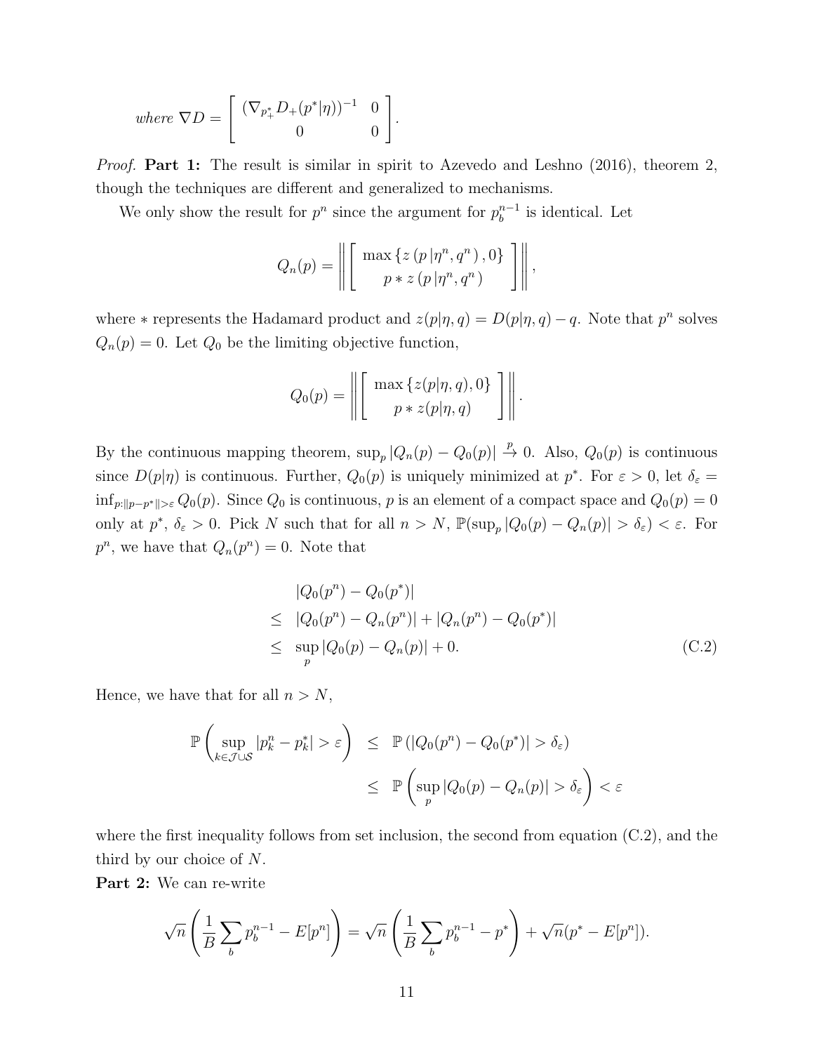*where* $\nabla D = \begin{bmatrix} (\nabla_{p^*_+} D_+(p^*|\eta))^{-1} & 0 \\ 0 & 0 \end{bmatrix}$.

*Proof.* **Part 1:** The result is similar in spirit to Azevedo and Leshno (2016), theorem 2, though the techniques are different and generalized to mechanisms.

We only show the result for $p^n$ since the argument for $p_b^{n-1}$ is identical. Let

$$Q_n(p) = \left\| \begin{bmatrix} \max\{z(p\,|\eta^n, q^n),0\} \\ p * z(p\,|\eta^n, q^n) \end{bmatrix} \right\|,$$

where $*$ represents the Hadamard product and $z(p|\eta,q) = D(p|\eta,q) - q$. Note that $p^n$ solves $Q_n(p) = 0$. Let $Q_0$ be the limiting objective function,

$$Q_0(p) = \left\| \begin{bmatrix} \max\{z(p|\eta,q),0\} \\ p * z(p|\eta,q) \end{bmatrix} \right\|.$$

By the continuous mapping theorem, $\sup_p |Q_n(p) - Q_0(p)| \xrightarrow{p} 0$. Also, $Q_0(p)$ is continuous since $D(p|\eta)$ is continuous. Further, $Q_0(p)$ is uniquely minimized at $p^*$. For $\varepsilon > 0$, let $\delta_\varepsilon = \inf_{p:\|p-p^*\|>\varepsilon} Q_0(p)$. Since $Q_0$ is continuous, $p$ is an element of a compact space and $Q_0(p) = 0$ only at $p^*$, $\delta_\varepsilon > 0$. Pick $N$ such that for all $n > N$, $\mathbb{P}(\sup_p |Q_0(p) - Q_n(p)| > \delta_\varepsilon) < \varepsilon$. For $p^n$, we have that $Q_n(p^n) = 0$. Note that

$$\begin{aligned} & |Q_0(p^n) - Q_0(p^*)| \\ \leq\ & |Q_0(p^n) - Q_n(p^n)| + |Q_n(p^n) - Q_0(p^*)| \\ \leq\ & \sup_p |Q_0(p) - Q_n(p)| + 0. \end{aligned} \tag{C.2}$$

Hence, we have that for all $n > N$,

$$\begin{aligned} \mathbb{P}\left(\sup_{k\in\mathcal{J}\cup\mathcal{S}} |p_k^n - p_k^*| > \varepsilon\right) &\leq \mathbb{P}\left(|Q_0(p^n) - Q_0(p^*)| > \delta_\varepsilon\right) \\ &\leq \mathbb{P}\left(\sup_p |Q_0(p) - Q_n(p)| > \delta_\varepsilon\right) < \varepsilon \end{aligned}$$

where the first inequality follows from set inclusion, the second from equation (C.2), and the third by our choice of $N$.

**Part 2:** We can re-write

$$\sqrt{n}\left(\frac{1}{B}\sum_b p_b^{n-1} - E[p^n]\right) = \sqrt{n}\left(\frac{1}{B}\sum_b p_b^{n-1} - p^*\right) + \sqrt{n}(p^* - E[p^n]).$$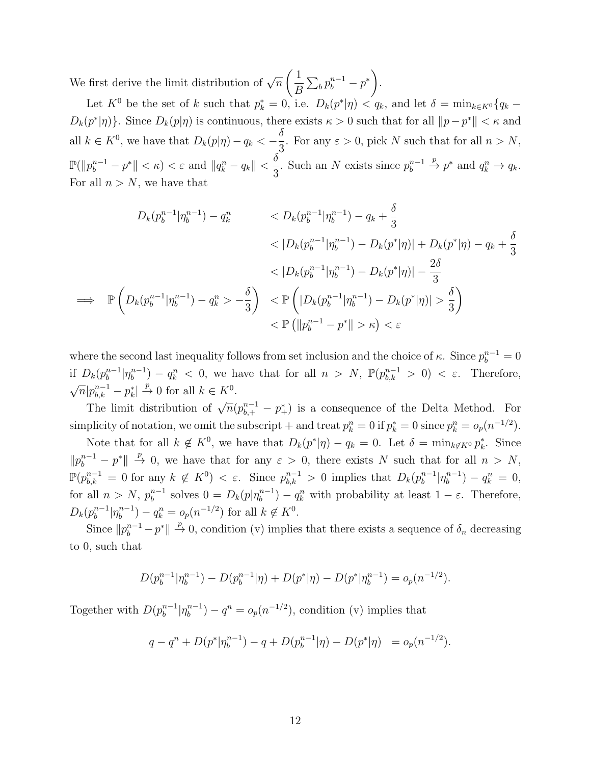We first derive the limit distribution of $\sqrt{n}\left(\frac{1}{B}\sum_b p_b^{n-1} - p^*\right)$.

Let $K^0$ be the set of $k$ such that $p_k^* = 0$, i.e. $D_k(p^*|\eta) < q_k$, and let $\delta = \min_{k\in K^0}\{q_k - D_k(p^*|\eta)\}$. Since $D_k(p|\eta)$ is continuous, there exists $\kappa > 0$ such that for all $\|p - p^*\| < \kappa$ and all $k \in K^0$, we have that $D_k(p|\eta) - q_k < -\frac{\delta}{3}$. For any $\varepsilon > 0$, pick $N$ such that for all $n > N$, $\mathbb{P}(\|p_b^{n-1} - p^*\| < \kappa) < \varepsilon$ and $\|q_k^n - q_k\| < \frac{\delta}{3}$. Such an $N$ exists since $p_b^{n-1} \xrightarrow{p} p^*$ and $q_k^n \to q_k$. For all $n > N$, we have that

$$
\begin{aligned}
D_k(p_b^{n-1}|\eta_b^{n-1}) - q_k^n \quad & < D_k(p_b^{n-1}|\eta_b^{n-1}) - q_k + \frac{\delta}{3} \\
& < |D_k(p_b^{n-1}|\eta_b^{n-1}) - D_k(p^*|\eta)| + D_k(p^*|\eta) - q_k + \frac{\delta}{3} \\
& < |D_k(p_b^{n-1}|\eta_b^{n-1}) - D_k(p^*|\eta)| - \frac{2\delta}{3} \\
\implies \quad \mathbb{P}\left(D_k(p_b^{n-1}|\eta_b^{n-1}) - q_k^n > -\frac{\delta}{3}\right) \quad & < \mathbb{P}\left(|D_k(p_b^{n-1}|\eta_b^{n-1}) - D_k(p^*|\eta)| > \frac{\delta}{3}\right) \\
& < \mathbb{P}\left(\|p_b^{n-1} - p^*\| > \kappa\right) < \varepsilon
\end{aligned}
$$

where the second last inequality follows from set inclusion and the choice of $\kappa$. Since $p_b^{n-1} = 0$ if $D_k(p_b^{n-1}|\eta_b^{n-1}) - q_k^n < 0$, we have that for all $n > N$, $\mathbb{P}(p_{b,k}^{n-1} > 0) < \varepsilon$. Therefore, $\sqrt{n}|p_{b,k}^{n-1} - p_k^*| \xrightarrow{p} 0$ for all $k \in K^0$.

The limit distribution of $\sqrt{n}(p_{b,+}^{n-1} - p_+^*)$ is a consequence of the Delta Method. For simplicity of notation, we omit the subscript $+$ and treat $p_k^n = 0$ if $p_k^* = 0$ since $p_k^n = o_p(n^{-1/2})$.

Note that for all $k \notin K^0$, we have that $D_k(p^*|\eta) - q_k = 0$. Let $\delta = \min_{k\notin K^0} p_k^*$. Since $\|p_b^{n-1} - p^*\| \xrightarrow{p} 0$, we have that for any $\varepsilon > 0$, there exists $N$ such that for all $n > N$, $\mathbb{P}(p_{b,k}^{n-1} = 0 \text{ for any } k \notin K^0) < \varepsilon$. Since $p_{b,k}^{n-1} > 0$ implies that $D_k(p_b^{n-1}|\eta_b^{n-1}) - q_k^n = 0$, for all $n > N$, $p_b^{n-1}$ solves $0 = D_k(p|\eta_b^{n-1}) - q_k^n$ with probability at least $1 - \varepsilon$. Therefore, $D_k(p_b^{n-1}|\eta_b^{n-1}) - q_k^n = o_p(n^{-1/2})$ for all $k \notin K^0$.

Since $\|p_b^{n-1} - p^*\| \xrightarrow{p} 0$, condition (v) implies that there exists a sequence of $\delta_n$ decreasing to 0, such that

$$
D(p_b^{n-1}|\eta_b^{n-1}) - D(p_b^{n-1}|\eta) + D(p^*|\eta) - D(p^*|\eta_b^{n-1}) = o_p(n^{-1/2}).
$$

Together with $D(p_b^{n-1}|\eta_b^{n-1}) - q^n = o_p(n^{-1/2})$, condition (v) implies that

$$
q - q^n + D(p^*|\eta_b^{n-1}) - q + D(p_b^{n-1}|\eta) - D(p^*|\eta) \ = o_p(n^{-1/2}).
$$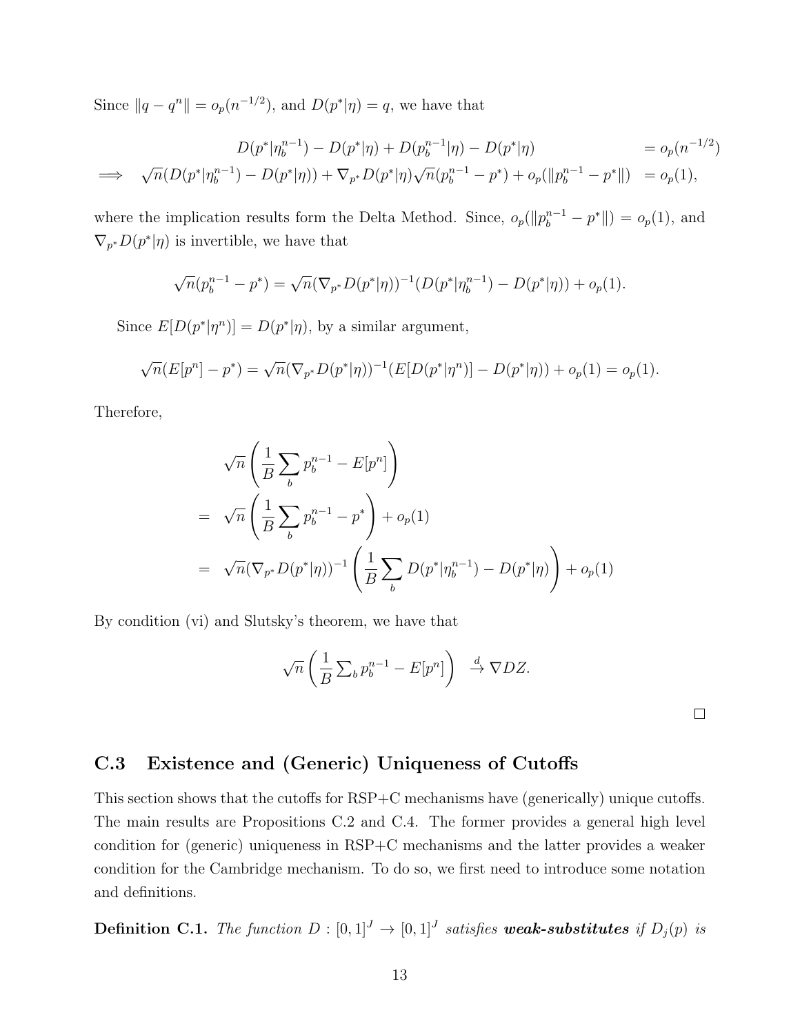Since $\|q - q^n\| = o_p(n^{-1/2})$, and $D(p^*|\eta) = q$, we have that

$$
\begin{aligned}
& D(p^*|\eta_b^{n-1}) - D(p^*|\eta) + D(p_b^{n-1}|\eta) - D(p^*|\eta) && = o_p(n^{-1/2}) \\
\implies \quad & \sqrt{n}(D(p^*|\eta_b^{n-1}) - D(p^*|\eta)) + \nabla_{p^*} D(p^*|\eta)\sqrt{n}(p_b^{n-1} - p^*) + o_p(\|p_b^{n-1} - p^*\|) && = o_p(1),
\end{aligned}
$$

where the implication results form the Delta Method. Since, $o_p(\|p_b^{n-1} - p^*\|) = o_p(1)$, and $\nabla_{p^*} D(p^*|\eta)$ is invertible, we have that

$$
\sqrt{n}(p_b^{n-1} - p^*) = \sqrt{n}(\nabla_{p^*} D(p^*|\eta))^{-1}(D(p^*|\eta_b^{n-1}) - D(p^*|\eta)) + o_p(1).
$$

Since $E[D(p^*|\eta^n)] = D(p^*|\eta)$, by a similar argument,

$$
\sqrt{n}(E[p^n] - p^*) = \sqrt{n}(\nabla_{p^*} D(p^*|\eta))^{-1}(E[D(p^*|\eta^n)] - D(p^*|\eta)) + o_p(1) = o_p(1).
$$

Therefore,

$$
\begin{aligned}
& \sqrt{n}\left(\frac{1}{B}\sum_b p_b^{n-1} - E[p^n]\right) \\
= \quad & \sqrt{n}\left(\frac{1}{B}\sum_b p_b^{n-1} - p^*\right) + o_p(1) \\
= \quad & \sqrt{n}(\nabla_{p^*} D(p^*|\eta))^{-1}\left(\frac{1}{B}\sum_b D(p^*|\eta_b^{n-1}) - D(p^*|\eta)\right) + o_p(1)
\end{aligned}
$$

By condition (vi) and Slutsky's theorem, we have that

$$
\sqrt{n}\left(\frac{1}{B}\textstyle\sum_b p_b^{n-1} - E[p^n]\right) \xrightarrow{d} \nabla DZ.
$$

□

## C.3 Existence and (Generic) Uniqueness of Cutoffs

This section shows that the cutoffs for RSP+C mechanisms have (generically) unique cutoffs. The main results are Propositions C.2 and C.4. The former provides a general high level condition for (generic) uniqueness in RSP+C mechanisms and the latter provides a weaker condition for the Cambridge mechanism. To do so, we first need to introduce some notation and definitions.

**Definition C.1.** *The function $D : [0, 1]^J \to [0, 1]^J$ satisfies* ***weak-substitutes*** *if $D_j(p)$ is*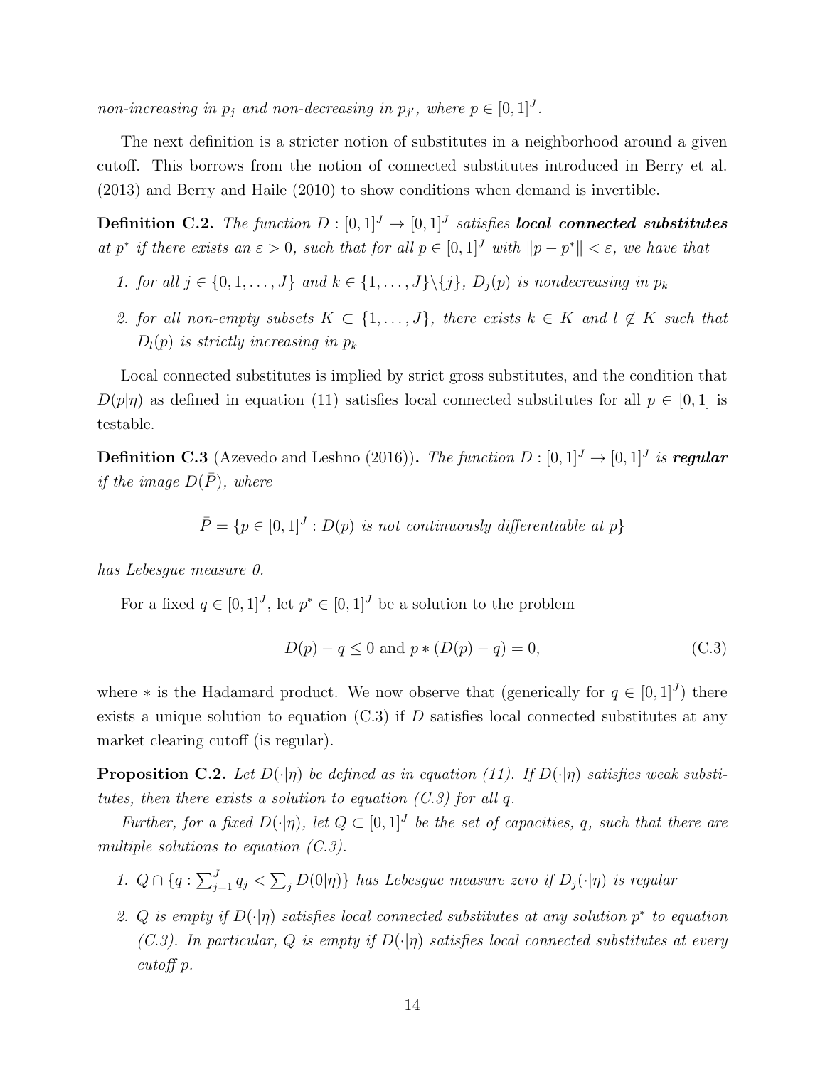*non-increasing in $p_j$ and non-decreasing in $p_{j'}$, where $p \in [0,1]^J$.*

The next definition is a stricter notion of substitutes in a neighborhood around a given cutoff. This borrows from the notion of connected substitutes introduced in Berry et al. (2013) and Berry and Haile (2010) to show conditions when demand is invertible.

**Definition C.2.** *The function $D : [0,1]^J \to [0,1]^J$ satisfies **local connected substitutes** at $p^*$ if there exists an $\varepsilon > 0$, such that for all $p \in [0,1]^J$ with $\|p - p^*\| < \varepsilon$, we have that*

1. *for all $j \in \{0, 1, \ldots, J\}$ and $k \in \{1, \ldots, J\} \backslash \{j\}$, $D_j(p)$ is nondecreasing in $p_k$*
2. *for all non-empty subsets $K \subset \{1, \ldots, J\}$, there exists $k \in K$ and $l \notin K$ such that $D_l(p)$ is strictly increasing in $p_k$*

Local connected substitutes is implied by strict gross substitutes, and the condition that $D(p|\eta)$ as defined in equation (11) satisfies local connected substitutes for all $p \in [0,1]$ is testable.

**Definition C.3** (Azevedo and Leshno (2016))**.** *The function $D : [0,1]^J \to [0,1]^J$ is **regular** if the image $D(\bar{P})$, where*

$$\bar{P} = \{p \in [0,1]^J : D(p) \text{ is not continuously differentiable at } p\}$$

*has Lebesgue measure 0.*

For a fixed $q \in [0,1]^J$, let $p^* \in [0,1]^J$ be a solution to the problem

$$D(p) - q \leq 0 \text{ and } p * (D(p) - q) = 0, \tag{C.3}$$

where $*$ is the Hadamard product. We now observe that (generically for $q \in [0,1]^J$) there exists a unique solution to equation (C.3) if $D$ satisfies local connected substitutes at any market clearing cutoff (is regular).

**Proposition C.2.** *Let $D(\cdot|\eta)$ be defined as in equation (11). If $D(\cdot|\eta)$ satisfies weak substitutes, then there exists a solution to equation (C.3) for all $q$.*

*Further, for a fixed $D(\cdot|\eta)$, let $Q \subset [0,1]^J$ be the set of capacities, $q$, such that there are multiple solutions to equation (C.3).*

1. *$Q \cap \{q : \sum_{j=1}^{J} q_j < \sum_j D(0|\eta)\}$ has Lebesgue measure zero if $D_j(\cdot|\eta)$ is regular*
2. *$Q$ is empty if $D(\cdot|\eta)$ satisfies local connected substitutes at any solution $p^*$ to equation (C.3). In particular, $Q$ is empty if $D(\cdot|\eta)$ satisfies local connected substitutes at every cutoff $p$.*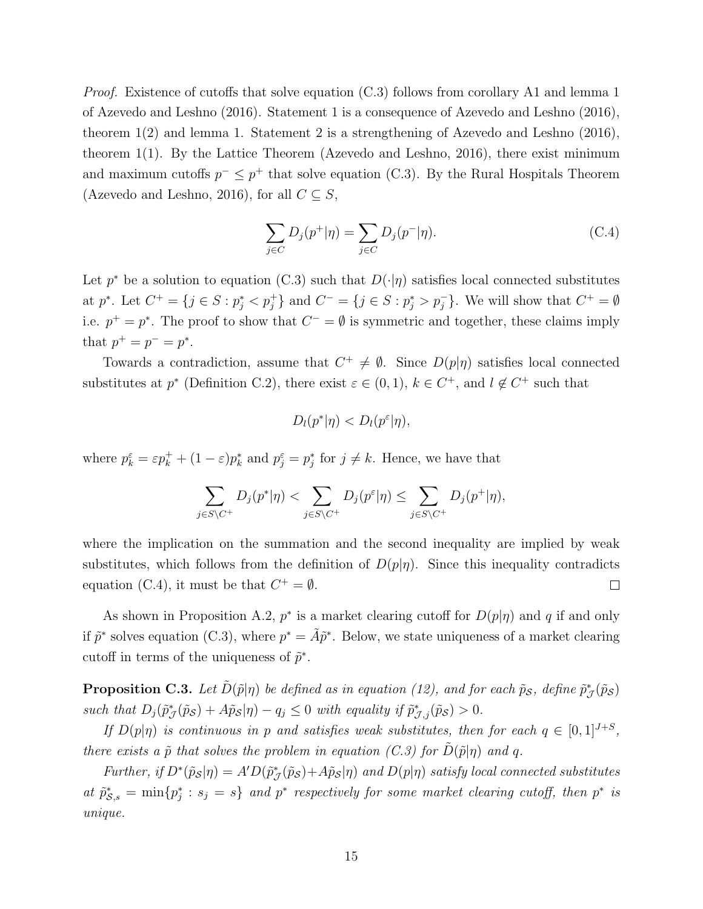*Proof.* Existence of cutoffs that solve equation (C.3) follows from corollary A1 and lemma 1 of Azevedo and Leshno (2016). Statement 1 is a consequence of Azevedo and Leshno (2016), theorem 1(2) and lemma 1. Statement 2 is a strengthening of Azevedo and Leshno (2016), theorem 1(1). By the Lattice Theorem (Azevedo and Leshno, 2016), there exist minimum and maximum cutoffs $p^- \leq p^+$ that solve equation (C.3). By the Rural Hospitals Theorem (Azevedo and Leshno, 2016), for all $C \subseteq S$,

$$\sum_{j \in C} D_j(p^+|\eta) = \sum_{j \in C} D_j(p^-|\eta). \tag{C.4}$$

Let $p^*$ be a solution to equation (C.3) such that $D(\cdot|\eta)$ satisfies local connected substitutes at $p^*$. Let $C^+ = \{j \in S : p_j^* < p_j^+\}$ and $C^- = \{j \in S : p_j^* > p_j^-\}$. We will show that $C^+ = \emptyset$ i.e. $p^+ = p^*$. The proof to show that $C^- = \emptyset$ is symmetric and together, these claims imply that $p^+ = p^- = p^*$.

Towards a contradiction, assume that $C^+ \neq \emptyset$. Since $D(p|\eta)$ satisfies local connected substitutes at $p^*$ (Definition C.2), there exist $\varepsilon \in (0,1)$, $k \in C^+$, and $l \notin C^+$ such that

$$D_l(p^*|\eta) < D_l(p^\varepsilon|\eta),$$

where $p_k^\varepsilon = \varepsilon p_k^+ + (1-\varepsilon)p_k^*$ and $p_j^\varepsilon = p_j^*$ for $j \neq k$. Hence, we have that

$$\sum_{j \in S \setminus C^+} D_j(p^*|\eta) < \sum_{j \in S \setminus C^+} D_j(p^\varepsilon|\eta) \leq \sum_{j \in S \setminus C^+} D_j(p^+|\eta),$$

where the implication on the summation and the second inequality are implied by weak substitutes, which follows from the definition of $D(p|\eta)$. Since this inequality contradicts equation (C.4), it must be that $C^+ = \emptyset$. $\square$

As shown in Proposition A.2, $p^*$ is a market clearing cutoff for $D(p|\eta)$ and $q$ if and only if $\tilde{p}^*$ solves equation (C.3), where $p^* = \tilde{A}\tilde{p}^*$. Below, we state uniqueness of a market clearing cutoff in terms of the uniqueness of $\tilde{p}^*$.

**Proposition C.3.** *Let $\tilde{D}(\tilde{p}|\eta)$ be defined as in equation (12), and for each $\tilde{p}_{\mathcal{S}}$, define $\tilde{p}^*_{\mathcal{J}}(\tilde{p}_{\mathcal{S}})$ such that $D_j(\tilde{p}^*_{\mathcal{J}}(\tilde{p}_{\mathcal{S}}) + A\tilde{p}_{\mathcal{S}}|\eta) - q_j \leq 0$ with equality if $\tilde{p}^*_{\mathcal{J},j}(\tilde{p}_{\mathcal{S}}) > 0$.*

*If $D(p|\eta)$ is continuous in $p$ and satisfies weak substitutes, then for each $q \in [0,1]^{J+S}$, there exists a $\tilde{p}$ that solves the problem in equation (C.3) for $\tilde{D}(\tilde{p}|\eta)$ and $q$.*

*Further, if $D^*(\tilde{p}_{\mathcal{S}}|\eta) = A'D(\tilde{p}^*_{\mathcal{J}}(\tilde{p}_{\mathcal{S}}) + A\tilde{p}_{\mathcal{S}}|\eta)$ and $D(p|\eta)$ satisfy local connected substitutes at $\tilde{p}^*_{\mathcal{S},s} = \min\{p^*_j : s_j = s\}$ and $p^*$ respectively for some market clearing cutoff, then $p^*$ is unique.*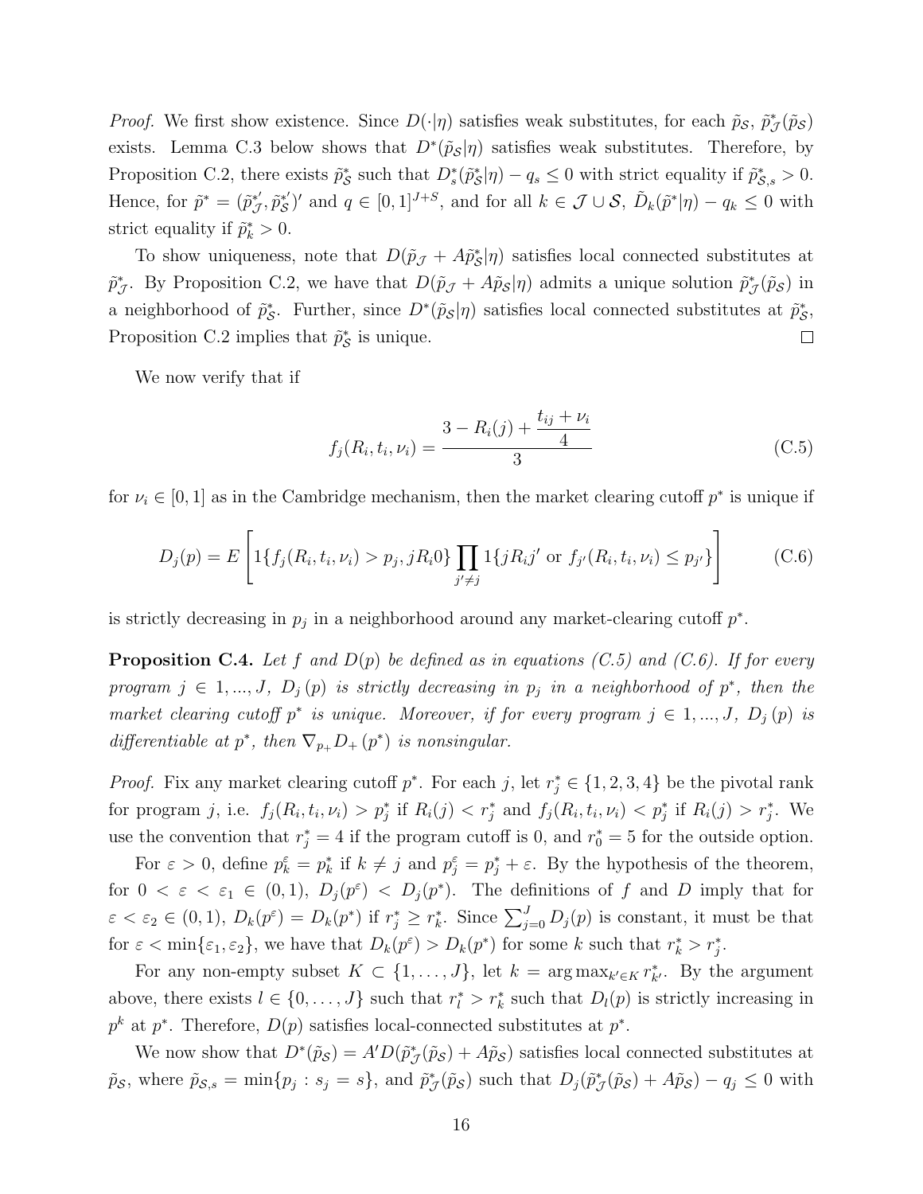*Proof.* We first show existence. Since $D(\cdot|\eta)$ satisfies weak substitutes, for each $\tilde{p}_{\mathcal{S}}$, $\tilde{p}^*_{\mathcal{J}}(\tilde{p}_{\mathcal{S}})$ exists. Lemma C.3 below shows that $D^*(\tilde{p}_{\mathcal{S}}|\eta)$ satisfies weak substitutes. Therefore, by Proposition C.2, there exists $\tilde{p}^*_{\mathcal{S}}$ such that $D^*_s(\tilde{p}^*_{\mathcal{S}}|\eta) - q_s \leq 0$ with strict equality if $\tilde{p}^*_{\mathcal{S},s} > 0$. Hence, for $\tilde{p}^* = (\tilde{p}^{*\prime}_{\mathcal{J}}, \tilde{p}^{*\prime}_{\mathcal{S}})'$ and $q \in [0,1]^{J+S}$, and for all $k \in \mathcal{J} \cup \mathcal{S}$, $\tilde{D}_k(\tilde{p}^*|\eta) - q_k \leq 0$ with strict equality if $\tilde{p}^*_k > 0$.

To show uniqueness, note that $D(\tilde{p}_{\mathcal{J}} + A\tilde{p}^*_{\mathcal{S}}|\eta)$ satisfies local connected substitutes at $\tilde{p}^*_{\mathcal{J}}$. By Proposition C.2, we have that $D(\tilde{p}_{\mathcal{J}} + A\tilde{p}_{\mathcal{S}}|\eta)$ admits a unique solution $\tilde{p}^*_{\mathcal{J}}(\tilde{p}_{\mathcal{S}})$ in a neighborhood of $\tilde{p}^*_{\mathcal{S}}$. Further, since $D^*(\tilde{p}_{\mathcal{S}}|\eta)$ satisfies local connected substitutes at $\tilde{p}^*_{\mathcal{S}}$, Proposition C.2 implies that $\tilde{p}^*_{\mathcal{S}}$ is unique. $\square$

We now verify that if

$$f_j(R_i, t_i, \nu_i) = \frac{3 - R_i(j) + \dfrac{t_{ij} + \nu_i}{4}}{3} \tag{C.5}$$

for $\nu_i \in [0,1]$ as in the Cambridge mechanism, then the market clearing cutoff $p^*$ is unique if

$$D_j(p) = E\left[1\{f_j(R_i, t_i, \nu_i) > p_j, jR_i0\} \prod_{j' \neq j} 1\{jR_ij' \text{ or } f_{j'}(R_i, t_i, \nu_i) \leq p_{j'}\}\right] \tag{C.6}$$

is strictly decreasing in $p_j$ in a neighborhood around any market-clearing cutoff $p^*$.

**Proposition C.4.** *Let $f$ and $D(p)$ be defined as in equations (C.5) and (C.6). If for every program $j \in 1, ..., J$, $D_j(p)$ is strictly decreasing in $p_j$ in a neighborhood of $p^*$, then the market clearing cutoff $p^*$ is unique. Moreover, if for every program $j \in 1, ..., J$, $D_j(p)$ is differentiable at $p^*$, then $\nabla_{p_+} D_+(p^*)$ is nonsingular.*

*Proof.* Fix any market clearing cutoff $p^*$. For each $j$, let $r^*_j \in \{1, 2, 3, 4\}$ be the pivotal rank for program $j$, i.e. $f_j(R_i, t_i, \nu_i) > p^*_j$ if $R_i(j) < r^*_j$ and $f_j(R_i, t_i, \nu_i) < p^*_j$ if $R_i(j) > r^*_j$. We use the convention that $r^*_j = 4$ if the program cutoff is 0, and $r^*_0 = 5$ for the outside option.

For $\varepsilon > 0$, define $p^\varepsilon_k = p^*_k$ if $k \neq j$ and $p^\varepsilon_j = p^*_j + \varepsilon$. By the hypothesis of the theorem, for $0 < \varepsilon < \varepsilon_1 \in (0,1)$, $D_j(p^\varepsilon) < D_j(p^*)$. The definitions of $f$ and $D$ imply that for $\varepsilon < \varepsilon_2 \in (0,1)$, $D_k(p^\varepsilon) = D_k(p^*)$ if $r^*_j \geq r^*_k$. Since $\sum_{j=0}^{J} D_j(p)$ is constant, it must be that for $\varepsilon < \min\{\varepsilon_1, \varepsilon_2\}$, we have that $D_k(p^\varepsilon) > D_k(p^*)$ for some $k$ such that $r^*_k > r^*_j$.

For any non-empty subset $K \subset \{1, \ldots, J\}$, let $k = \arg\max_{k' \in K} r^*_{k'}$. By the argument above, there exists $l \in \{0, \ldots, J\}$ such that $r^*_l > r^*_k$ such that $D_l(p)$ is strictly increasing in $p^k$ at $p^*$. Therefore, $D(p)$ satisfies local-connected substitutes at $p^*$.

We now show that $D^*(\tilde{p}_{\mathcal{S}}) = A'D(\tilde{p}^*_{\mathcal{J}}(\tilde{p}_{\mathcal{S}}) + A\tilde{p}_{\mathcal{S}})$ satisfies local connected substitutes at $\tilde{p}_{\mathcal{S}}$, where $\tilde{p}_{\mathcal{S},s} = \min\{p_j : s_j = s\}$, and $\tilde{p}^*_{\mathcal{J}}(\tilde{p}_{\mathcal{S}})$ such that $D_j(\tilde{p}^*_{\mathcal{J}}(\tilde{p}_{\mathcal{S}}) + A\tilde{p}_{\mathcal{S}}) - q_j \leq 0$ with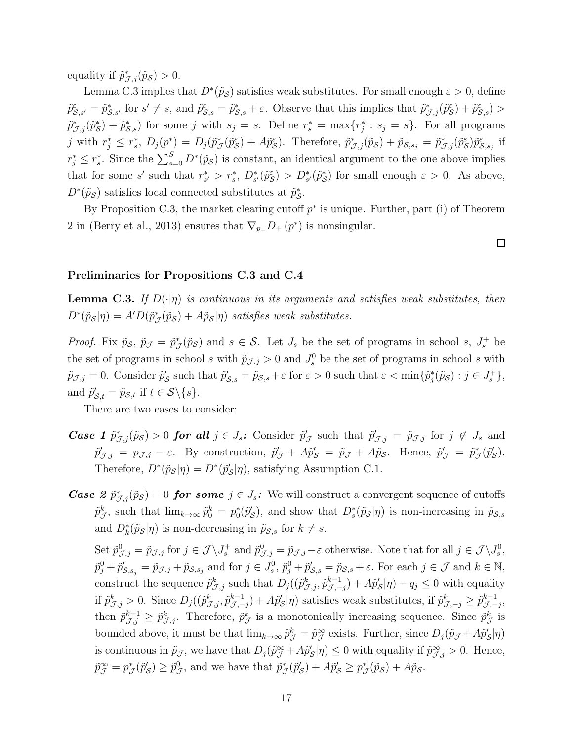equality if $\tilde{p}^*_{\mathcal{J},j}(\tilde{p}_{\mathcal{S}}) > 0$.

Lemma C.3 implies that $D^*(\tilde{p}_{\mathcal{S}})$ satisfies weak substitutes. For small enough $\varepsilon > 0$, define $\tilde{p}^{\varepsilon}_{\mathcal{S},s'} = \tilde{p}^*_{\mathcal{S},s'}$ for $s' \neq s$, and $\tilde{p}^{\varepsilon}_{\mathcal{S},s} = \tilde{p}^*_{\mathcal{S},s} + \varepsilon$. Observe that this implies that $\tilde{p}^*_{\mathcal{J},j}(\tilde{p}^{\varepsilon}_{\mathcal{S}}) + \tilde{p}^{\varepsilon}_{\mathcal{S},s}) > \tilde{p}^*_{\mathcal{J},j}(\tilde{p}^*_{\mathcal{S}}) + \tilde{p}^*_{\mathcal{S},s})$ for some $j$ with $s_j = s$. Define $r^*_s = \max\{r^*_j : s_j = s\}$. For all programs $j$ with $r^*_j \leq r^*_s$, $D_j(p^*) = D_j(\tilde{p}^*_{\mathcal{J}}(\tilde{p}^{\varepsilon}_{\mathcal{S}}) + A\tilde{p}^{\varepsilon}_{\mathcal{S}})$. Therefore, $\tilde{p}^*_{\mathcal{J},j}(\tilde{p}_{\mathcal{S}}) + \tilde{p}_{\mathcal{S},s_j} = \tilde{p}^*_{\mathcal{J},j}(\tilde{p}^{\varepsilon}_{\mathcal{S}})\tilde{p}^{\varepsilon}_{\mathcal{S},s_j}$ if $r^*_j \leq r^*_s$. Since the $\sum_{s=0}^{S} D^*(\tilde{p}_{\mathcal{S}})$ is constant, an identical argument to the one above implies that for some $s'$ such that $r^*_{s'} > r^*_s$, $D^*_{s'}(\tilde{p}^{\varepsilon}_{\mathcal{S}}) > D^*_{s'}(\tilde{p}^*_{\mathcal{S}})$ for small enough $\varepsilon > 0$. As above, $D^*(\tilde{p}_{\mathcal{S}})$ satisfies local connected substitutes at $\tilde{p}^*_{\mathcal{S}}$.

By Proposition C.3, the market clearing cutoff $p^*$ is unique. Further, part (i) of Theorem 2 in (Berry et al., 2013) ensures that $\nabla_{p_+} D_+(p^*)$ is nonsingular.

□

**Preliminaries for Propositions C.3 and C.4**

**Lemma C.3.** *If $D(\cdot|\eta)$ is continuous in its arguments and satisfies weak substitutes, then $D^*(\tilde{p}_{\mathcal{S}}|\eta) = A'D(\tilde{p}^*_{\mathcal{J}}(\tilde{p}_{\mathcal{S}}) + A\tilde{p}_{\mathcal{S}}|\eta)$ satisfies weak substitutes.*

*Proof.* Fix $\tilde{p}_{\mathcal{S}}$, $\tilde{p}_{\mathcal{J}} = \tilde{p}^*_{\mathcal{J}}(\tilde{p}_{\mathcal{S}})$ and $s \in \mathcal{S}$. Let $J_s$ be the set of programs in school $s$, $J^+_s$ be the set of programs in school $s$ with $\tilde{p}_{\mathcal{J},j} > 0$ and $J^0_s$ be the set of programs in school $s$ with $\tilde{p}_{\mathcal{J},j} = 0$. Consider $\tilde{p}'_{\mathcal{S}}$ such that $\tilde{p}'_{\mathcal{S},s} = \tilde{p}_{\mathcal{S},s} + \varepsilon$ for $\varepsilon > 0$ such that $\varepsilon < \min\{\tilde{p}^*_j(\tilde{p}_{\mathcal{S}}) : j \in J^+_s\}$, and $\tilde{p}'_{\mathcal{S},t} = \tilde{p}_{\mathcal{S},t}$ if $t \in \mathcal{S}\backslash\{s\}$.

There are two cases to consider:

- ***Case 1*** $\tilde{p}^*_{\mathcal{J},j}(\tilde{p}_{\mathcal{S}}) > 0$ ***for all*** $j \in J_s$***:*** Consider $\tilde{p}'_{\mathcal{J}}$ such that $\tilde{p}'_{\mathcal{J},j} = \tilde{p}_{\mathcal{J},j}$ for $j \notin J_s$ and $\tilde{p}'_{\mathcal{J},j} = p_{\mathcal{J},j} - \varepsilon$. By construction, $\tilde{p}'_{\mathcal{J}} + A\tilde{p}'_{\mathcal{S}} = \tilde{p}_{\mathcal{J}} + A\tilde{p}_{\mathcal{S}}$. Hence, $\tilde{p}'_{\mathcal{J}} = \tilde{p}^*_{\mathcal{J}}(\tilde{p}'_{\mathcal{S}})$. Therefore, $D^*(\tilde{p}_{\mathcal{S}}|\eta) = D^*(\tilde{p}'_{\mathcal{S}}|\eta)$, satisfying Assumption C.1.

- ***Case 2*** $\tilde{p}^*_{\mathcal{J},j}(\tilde{p}_{\mathcal{S}}) = 0$ ***for some*** $j \in J_s$***:*** We will construct a convergent sequence of cutoffs $\tilde{p}^k_{\mathcal{J}}$, such that $\lim_{k\to\infty} \tilde{p}^k_0 = p^*_0(\tilde{p}'_{\mathcal{S}})$, and show that $D^*_s(\tilde{p}_{\mathcal{S}}|\eta)$ is non-increasing in $\tilde{p}_{\mathcal{S},s}$ and $D^*_k(\tilde{p}_{\mathcal{S}}|\eta)$ is non-decreasing in $\tilde{p}_{\mathcal{S},s}$ for $k \neq s$.

  Set $\tilde{p}^0_{\mathcal{J},j} = \tilde{p}_{\mathcal{J},j}$ for $j \in \mathcal{J}\backslash J^+_s$ and $\tilde{p}^0_{\mathcal{J},j} = \tilde{p}_{\mathcal{J},j} - \varepsilon$ otherwise. Note that for all $j \in \mathcal{J}\backslash J^0_s$, $\tilde{p}^0_j + \tilde{p}'_{\mathcal{S},s_j} = \tilde{p}_{\mathcal{J},j} + \tilde{p}_{\mathcal{S},s_j}$ and for $j \in J^0_s$, $\tilde{p}^0_j + \tilde{p}'_{\mathcal{S},s} = \tilde{p}_{\mathcal{S},s} + \varepsilon$. For each $j \in \mathcal{J}$ and $k \in \mathbb{N}$, construct the sequence $\tilde{p}^k_{\mathcal{J},j}$ such that $D_j((\tilde{p}^k_{\mathcal{J},j}, \tilde{p}^{k-1}_{\mathcal{J},-j}) + A\tilde{p}'_{\mathcal{S}}|\eta) - q_j \leq 0$ with equality if $\tilde{p}^k_{\mathcal{J},j} > 0$. Since $D_j((\tilde{p}^k_{\mathcal{J},j}, \tilde{p}^{k-1}_{\mathcal{J},-j}) + A\tilde{p}'_{\mathcal{S}}|\eta)$ satisfies weak substitutes, if $\tilde{p}^k_{\mathcal{J},-j} \geq \tilde{p}^{k-1}_{\mathcal{J},-j}$, then $\tilde{p}^{k+1}_{\mathcal{J},j} \geq \tilde{p}^k_{\mathcal{J},j}$. Therefore, $\tilde{p}^k_{\mathcal{J}}$ is a monotonically increasing sequence. Since $\tilde{p}^k_{\mathcal{J}}$ is bounded above, it must be that $\lim_{k\to\infty} \tilde{p}^k_{\mathcal{J}} = \tilde{p}^{\infty}_{\mathcal{J}}$ exists. Further, since $D_j(\tilde{p}_{\mathcal{J}} + A\tilde{p}'_{\mathcal{S}}|\eta)$ is continuous in $\tilde{p}_{\mathcal{J}}$, we have that $D_j(\tilde{p}^{\infty}_{\mathcal{J}} + A\tilde{p}'_{\mathcal{S}}|\eta) \leq 0$ with equality if $\tilde{p}^{\infty}_{\mathcal{J},j} > 0$. Hence, $\tilde{p}^{\infty}_{\mathcal{J}} = p^*_{\mathcal{J}}(\tilde{p}'_{\mathcal{S}}) \geq \tilde{p}^0_{\mathcal{J}}$, and we have that $\tilde{p}^*_{\mathcal{J}}(\tilde{p}'_{\mathcal{S}}) + A\tilde{p}'_{\mathcal{S}} \geq p^*_{\mathcal{J}}(\tilde{p}_{\mathcal{S}}) + A\tilde{p}_{\mathcal{S}}$.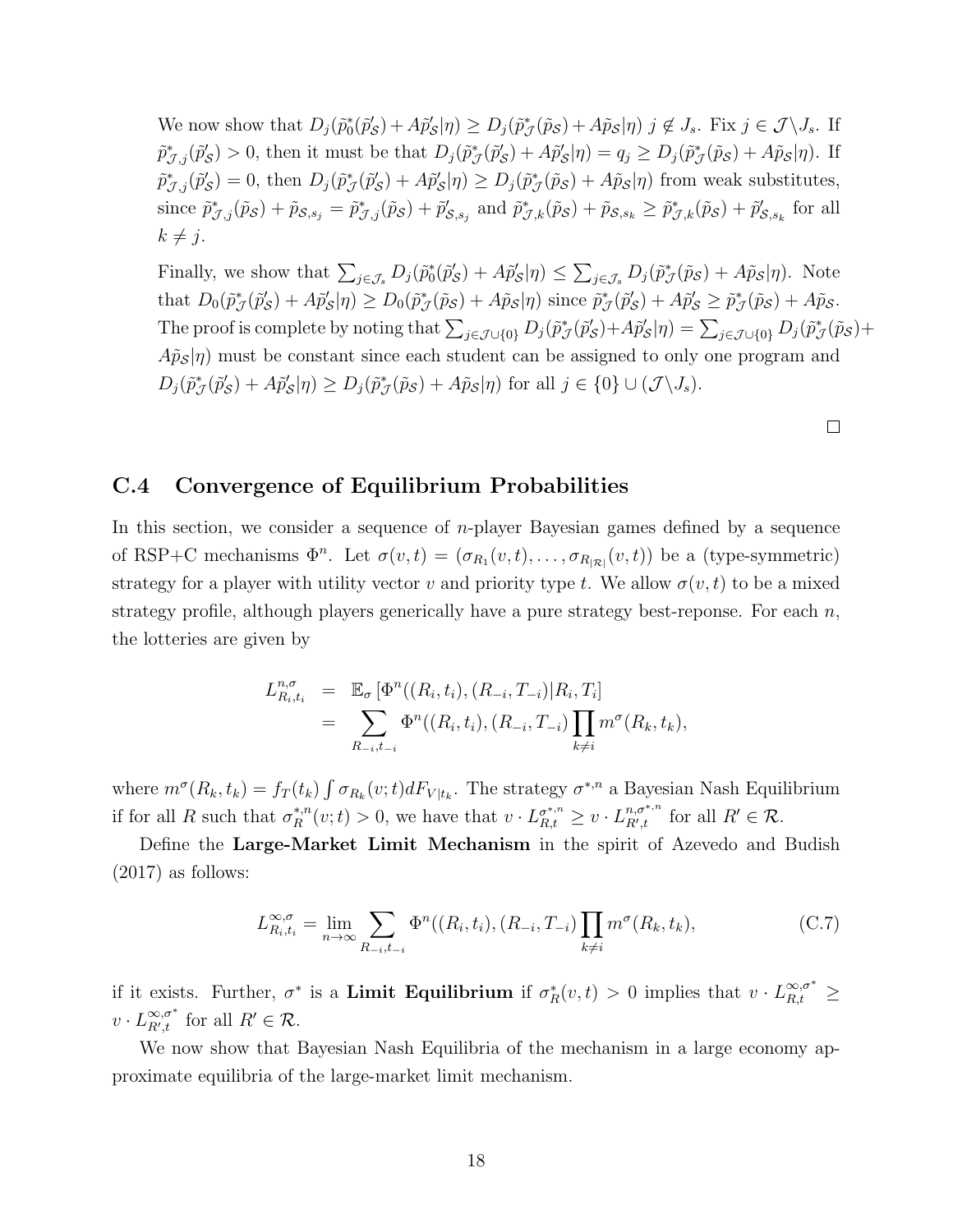We now show that $D_j(\tilde{p}_0^*(\tilde{p}'_{\mathcal{S}}) + A\tilde{p}'_{\mathcal{S}}|\eta) \geq D_j(\tilde{p}_{\mathcal{J}}^*(\tilde{p}_{\mathcal{S}}) + A\tilde{p}_{\mathcal{S}}|\eta)$ $j \notin J_s$. Fix $j \in \mathcal{J}\backslash J_s$. If $\tilde{p}_{\mathcal{J},j}^*(\tilde{p}'_{\mathcal{S}}) > 0$, then it must be that $D_j(\tilde{p}_{\mathcal{J}}^*(\tilde{p}'_{\mathcal{S}}) + A\tilde{p}'_{\mathcal{S}}|\eta) = q_j \geq D_j(\tilde{p}_{\mathcal{J}}^*(\tilde{p}_{\mathcal{S}}) + A\tilde{p}_{\mathcal{S}}|\eta)$. If $\tilde{p}_{\mathcal{J},j}^*(\tilde{p}'_{\mathcal{S}}) = 0$, then $D_j(\tilde{p}_{\mathcal{J}}^*(\tilde{p}'_{\mathcal{S}}) + A\tilde{p}'_{\mathcal{S}}|\eta) \geq D_j(\tilde{p}_{\mathcal{J}}^*(\tilde{p}_{\mathcal{S}}) + A\tilde{p}_{\mathcal{S}}|\eta)$ from weak substitutes, since $\tilde{p}_{\mathcal{J},j}^*(\tilde{p}_{\mathcal{S}}) + \tilde{p}_{\mathcal{S},s_j} = \tilde{p}_{\mathcal{J},j}^*(\tilde{p}_{\mathcal{S}}) + \tilde{p}'_{\mathcal{S},s_j}$ and $\tilde{p}_{\mathcal{J},k}^*(\tilde{p}_{\mathcal{S}}) + \tilde{p}_{\mathcal{S},s_k} \geq \tilde{p}_{\mathcal{J},k}^*(\tilde{p}_{\mathcal{S}}) + \tilde{p}'_{\mathcal{S},s_k}$ for all $k \neq j$.

Finally, we show that $\sum_{j\in\mathcal{J}_s} D_j(\tilde{p}_0^*(\tilde{p}'_{\mathcal{S}}) + A\tilde{p}'_{\mathcal{S}}|\eta) \leq \sum_{j\in\mathcal{J}_s} D_j(\tilde{p}_{\mathcal{J}}^*(\tilde{p}_{\mathcal{S}}) + A\tilde{p}_{\mathcal{S}}|\eta)$. Note that $D_0(\tilde{p}_{\mathcal{J}}^*(\tilde{p}'_{\mathcal{S}}) + A\tilde{p}'_{\mathcal{S}}|\eta) \geq D_0(\tilde{p}_{\mathcal{J}}^*(\tilde{p}_{\mathcal{S}}) + A\tilde{p}_{\mathcal{S}}|\eta)$ since $\tilde{p}_{\mathcal{J}}^*(\tilde{p}'_{\mathcal{S}}) + A\tilde{p}'_{\mathcal{S}} \geq \tilde{p}_{\mathcal{J}}^*(\tilde{p}_{\mathcal{S}}) + A\tilde{p}_{\mathcal{S}}$. The proof is complete by noting that $\sum_{j\in\mathcal{J}\cup\{0\}} D_j(\tilde{p}_{\mathcal{J}}^*(\tilde{p}'_{\mathcal{S}}) + A\tilde{p}'_{\mathcal{S}}|\eta) = \sum_{j\in\mathcal{J}\cup\{0\}} D_j(\tilde{p}_{\mathcal{J}}^*(\tilde{p}_{\mathcal{S}}) + A\tilde{p}_{\mathcal{S}}|\eta)$ must be constant since each student can be assigned to only one program and $D_j(\tilde{p}_{\mathcal{J}}^*(\tilde{p}'_{\mathcal{S}}) + A\tilde{p}'_{\mathcal{S}}|\eta) \geq D_j(\tilde{p}_{\mathcal{J}}^*(\tilde{p}_{\mathcal{S}}) + A\tilde{p}_{\mathcal{S}}|\eta)$ for all $j \in \{0\} \cup (\mathcal{J}\backslash J_s)$.

□

## C.4 Convergence of Equilibrium Probabilities

In this section, we consider a sequence of $n$-player Bayesian games defined by a sequence of RSP+C mechanisms $\Phi^n$. Let $\sigma(v,t) = (\sigma_{R_1}(v,t), \ldots, \sigma_{R_{|\mathcal{R}|}}(v,t))$ be a (type-symmetric) strategy for a player with utility vector $v$ and priority type $t$. We allow $\sigma(v,t)$ to be a mixed strategy profile, although players generically have a pure strategy best-reponse. For each $n$, the lotteries are given by

$$
\begin{aligned}
L_{R_i,t_i}^{n,\sigma} &= \mathbb{E}_\sigma\left[\Phi^n((R_i,t_i),(R_{-i},T_{-i})|R_i,T_i\right] \\
&= \sum_{R_{-i},t_{-i}} \Phi^n((R_i,t_i),(R_{-i},T_{-i})\prod_{k\neq i} m^\sigma(R_k,t_k),
\end{aligned}
$$

where $m^\sigma(R_k,t_k) = f_T(t_k)\int \sigma_{R_k}(v;t)dF_{V|t_k}$. The strategy $\sigma^{*,n}$ a Bayesian Nash Equilibrium if for all $R$ such that $\sigma_R^{*,n}(v;t) > 0$, we have that $v \cdot L_{R,t}^{\sigma^{*,n}} \geq v \cdot L_{R',t}^{n,\sigma^{*,n}}$ for all $R' \in \mathcal{R}$.

Define the **Large-Market Limit Mechanism** in the spirit of Azevedo and Budish (2017) as follows:

$$
L_{R_i,t_i}^{\infty,\sigma} = \lim_{n\to\infty} \sum_{R_{-i},t_{-i}} \Phi^n((R_i,t_i),(R_{-i},T_{-i})\prod_{k\neq i} m^\sigma(R_k,t_k), \tag{C.7}
$$

if it exists. Further, $\sigma^*$ is a **Limit Equilibrium** if $\sigma_R^*(v,t) > 0$ implies that $v \cdot L_{R,t}^{\infty,\sigma^*} \geq v \cdot L_{R',t}^{\infty,\sigma^*}$ for all $R' \in \mathcal{R}$.

We now show that Bayesian Nash Equilibria of the mechanism in a large economy approximate equilibria of the large-market limit mechanism.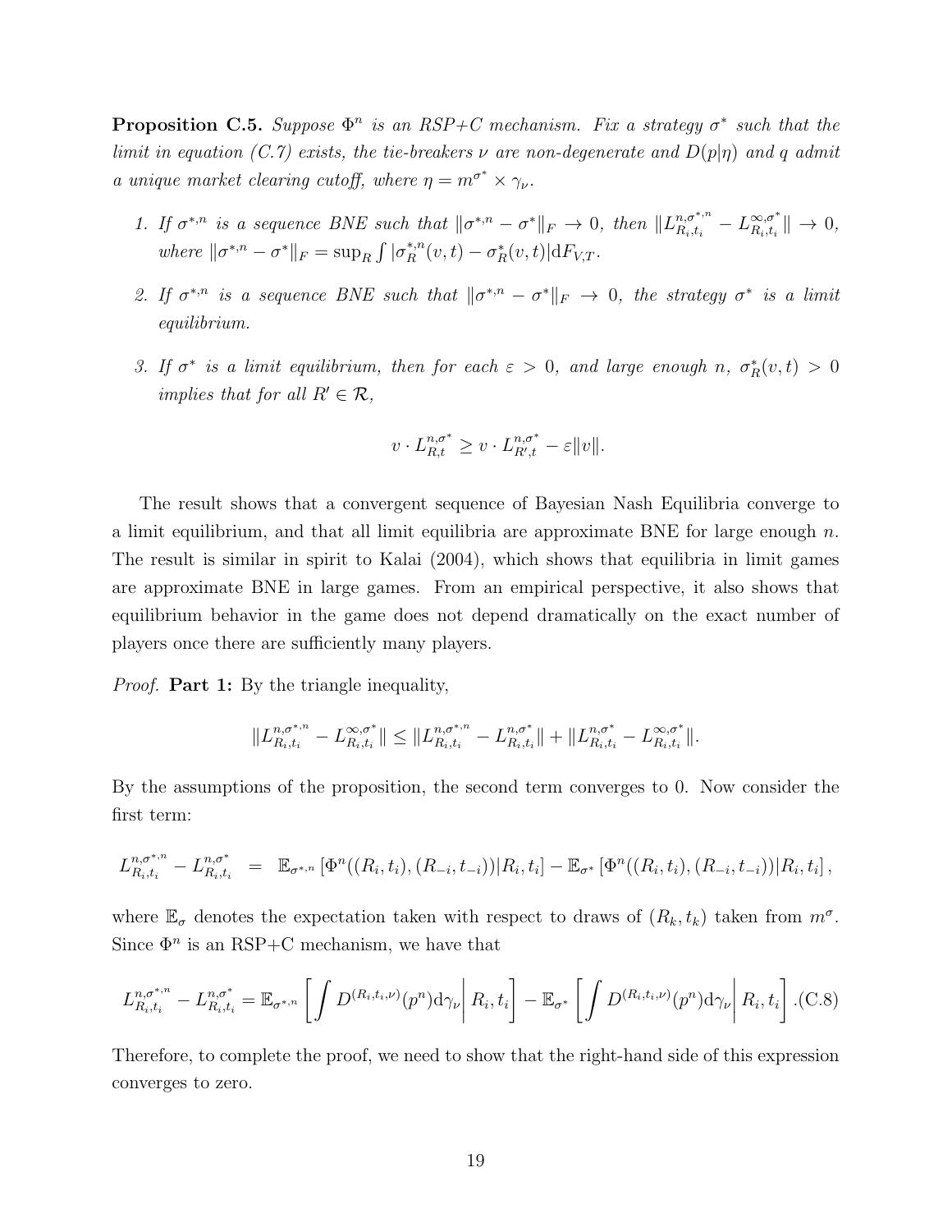**Proposition C.5.** *Suppose $\Phi^n$ is an RSP+C mechanism. Fix a strategy $\sigma^*$ such that the limit in equation (C.7) exists, the tie-breakers $\nu$ are non-degenerate and $D(p|\eta)$ and $q$ admit a unique market clearing cutoff, where $\eta = m^{\sigma^*} \times \gamma_\nu$.*

1. *If $\sigma^{*,n}$ is a sequence BNE such that $\|\sigma^{*,n} - \sigma^*\|_F \to 0$, then $\|L^{n,\sigma^{*,n}}_{R_i,t_i} - L^{\infty,\sigma^*}_{R_i,t_i}\| \to 0$, where $\|\sigma^{*,n} - \sigma^*\|_F = \sup_R \int |\sigma^{*,n}_R(v,t) - \sigma^*_R(v,t)| \mathrm{d}F_{V,T}$.*

2. *If $\sigma^{*,n}$ is a sequence BNE such that $\|\sigma^{*,n} - \sigma^*\|_F \to 0$, the strategy $\sigma^*$ is a limit equilibrium.*

3. *If $\sigma^*$ is a limit equilibrium, then for each $\varepsilon > 0$, and large enough $n$, $\sigma^*_R(v,t) > 0$ implies that for all $R' \in \mathcal{R}$,*

$$v \cdot L^{n,\sigma^*}_{R,t} \geq v \cdot L^{n,\sigma^*}_{R',t} - \varepsilon\|v\|.$$

The result shows that a convergent sequence of Bayesian Nash Equilibria converge to a limit equilibrium, and that all limit equilibria are approximate BNE for large enough $n$. The result is similar in spirit to Kalai (2004), which shows that equilibria in limit games are approximate BNE in large games. From an empirical perspective, it also shows that equilibrium behavior in the game does not depend dramatically on the exact number of players once there are sufficiently many players.

*Proof.* **Part 1:** By the triangle inequality,

$$\|L^{n,\sigma^{*,n}}_{R_i,t_i} - L^{\infty,\sigma^*}_{R_i,t_i}\| \leq \|L^{n,\sigma^{*,n}}_{R_i,t_i} - L^{n,\sigma^*}_{R_i,t_i}\| + \|L^{n,\sigma^*}_{R_i,t_i} - L^{\infty,\sigma^*}_{R_i,t_i}\|.$$

By the assumptions of the proposition, the second term converges to 0. Now consider the first term:

$$L^{n,\sigma^{*,n}}_{R_i,t_i} - L^{n,\sigma^*}_{R_i,t_i} = \mathbb{E}_{\sigma^{*,n}}\left[\Phi^n((R_i,t_i),(R_{-i},t_{-i}))|R_i,t_i\right] - \mathbb{E}_{\sigma^*}\left[\Phi^n((R_i,t_i),(R_{-i},t_{-i}))|R_i,t_i\right],$$

where $\mathbb{E}_\sigma$ denotes the expectation taken with respect to draws of $(R_k,t_k)$ taken from $m^\sigma$. Since $\Phi^n$ is an RSP+C mechanism, we have that

$$L^{n,\sigma^{*,n}}_{R_i,t_i} - L^{n,\sigma^*}_{R_i,t_i} = \mathbb{E}_{\sigma^{*,n}}\left[\int D^{(R_i,t_i,\nu)}(p^n)\mathrm{d}\gamma_\nu \middle| R_i,t_i\right] - \mathbb{E}_{\sigma^*}\left[\int D^{(R_i,t_i,\nu)}(p^n)\mathrm{d}\gamma_\nu \middle| R_i,t_i\right]. \quad \text{(C.8)}$$

Therefore, to complete the proof, we need to show that the right-hand side of this expression converges to zero.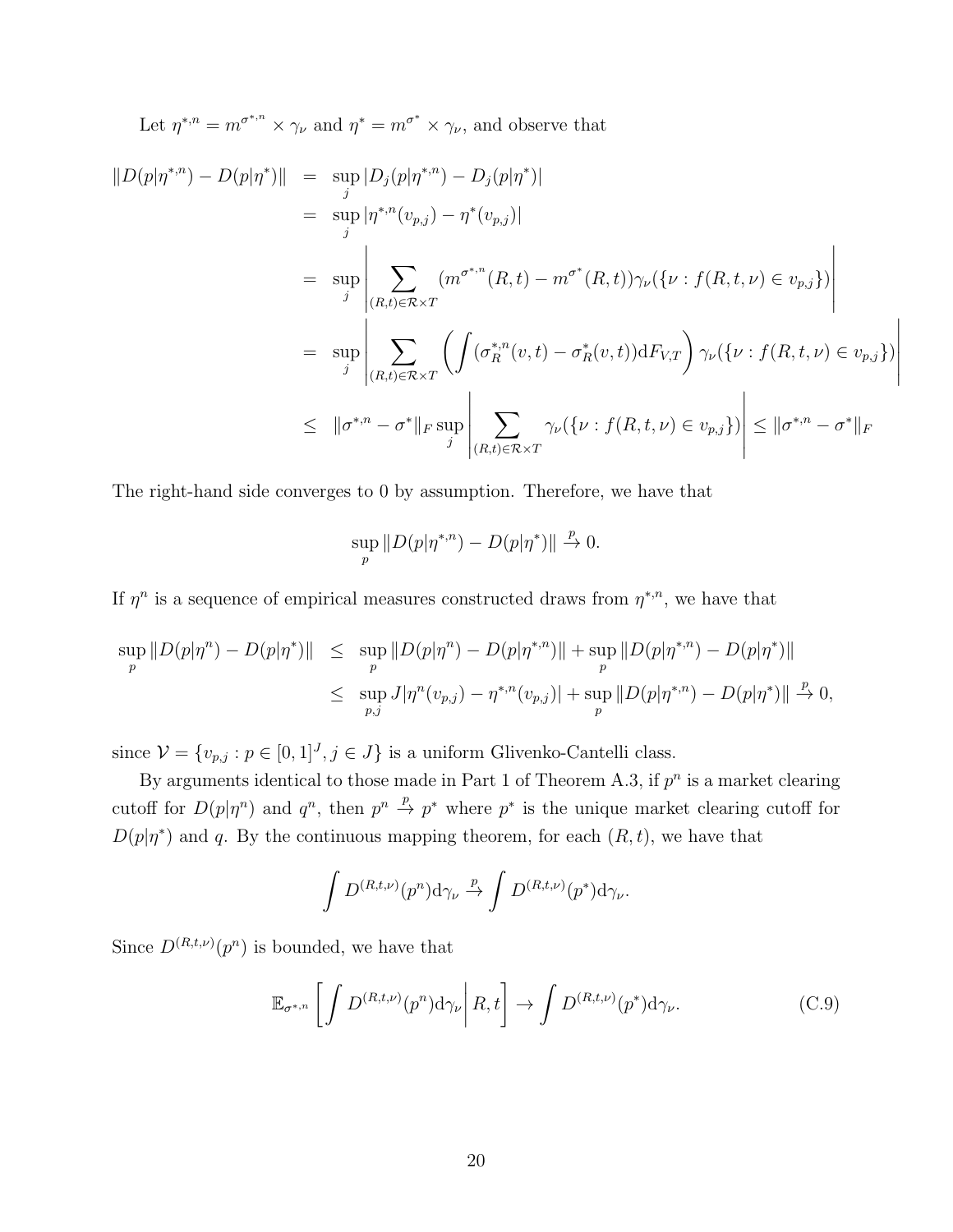Let $\eta^{*,n} = m^{\sigma^{*,n}} \times \gamma_\nu$ and $\eta^* = m^{\sigma^*} \times \gamma_\nu$, and observe that

$$
\begin{aligned}
\|D(p|\eta^{*,n}) - D(p|\eta^*)\| &= \sup_j |D_j(p|\eta^{*,n}) - D_j(p|\eta^*)| \\
&= \sup_j |\eta^{*,n}(v_{p,j}) - \eta^*(v_{p,j})| \\
&= \sup_j \left| \sum_{(R,t)\in\mathcal{R}\times T} (m^{\sigma^{*,n}}(R,t) - m^{\sigma^*}(R,t))\gamma_\nu(\{\nu : f(R,t,\nu) \in v_{p,j}\}) \right| \\
&= \sup_j \left| \sum_{(R,t)\in\mathcal{R}\times T} \left( \int (\sigma_R^{*,n}(v,t) - \sigma_R^*(v,t)) \mathrm{d}F_{V,T} \right) \gamma_\nu(\{\nu : f(R,t,\nu) \in v_{p,j}\}) \right| \\
&\leq \|\sigma^{*,n} - \sigma^*\|_F \sup_j \left| \sum_{(R,t)\in\mathcal{R}\times T} \gamma_\nu(\{\nu : f(R,t,\nu) \in v_{p,j}\}) \right| \leq \|\sigma^{*,n} - \sigma^*\|_F
\end{aligned}
$$

The right-hand side converges to 0 by assumption. Therefore, we have that

$$
\sup_p \|D(p|\eta^{*,n}) - D(p|\eta^*)\| \xrightarrow{p} 0.
$$

If $\eta^n$ is a sequence of empirical measures constructed draws from $\eta^{*,n}$, we have that

$$
\begin{aligned}
\sup_p \|D(p|\eta^n) - D(p|\eta^*)\| &\leq \sup_p \|D(p|\eta^n) - D(p|\eta^{*,n})\| + \sup_p \|D(p|\eta^{*,n}) - D(p|\eta^*)\| \\
&\leq \sup_{p,j} J|\eta^n(v_{p,j}) - \eta^{*,n}(v_{p,j})| + \sup_p \|D(p|\eta^{*,n}) - D(p|\eta^*)\| \xrightarrow{p} 0,
\end{aligned}
$$

since $\mathcal{V} = \{v_{p,j} : p \in [0,1]^J, j \in J\}$ is a uniform Glivenko-Cantelli class.

By arguments identical to those made in Part 1 of Theorem A.3, if $p^n$ is a market clearing cutoff for $D(p|\eta^n)$ and $q^n$, then $p^n \xrightarrow{p} p^*$ where $p^*$ is the unique market clearing cutoff for $D(p|\eta^*)$ and $q$. By the continuous mapping theorem, for each $(R,t)$, we have that

$$
\int D^{(R,t,\nu)}(p^n)\mathrm{d}\gamma_\nu \xrightarrow{p} \int D^{(R,t,\nu)}(p^*)\mathrm{d}\gamma_\nu.
$$

Since $D^{(R,t,\nu)}(p^n)$ is bounded, we have that

$$
\mathbb{E}_{\sigma^{*,n}} \left[ \int D^{(R,t,\nu)}(p^n)\mathrm{d}\gamma_\nu \middle| R, t \right] \to \int D^{(R,t,\nu)}(p^*)\mathrm{d}\gamma_\nu. \tag{C.9}
$$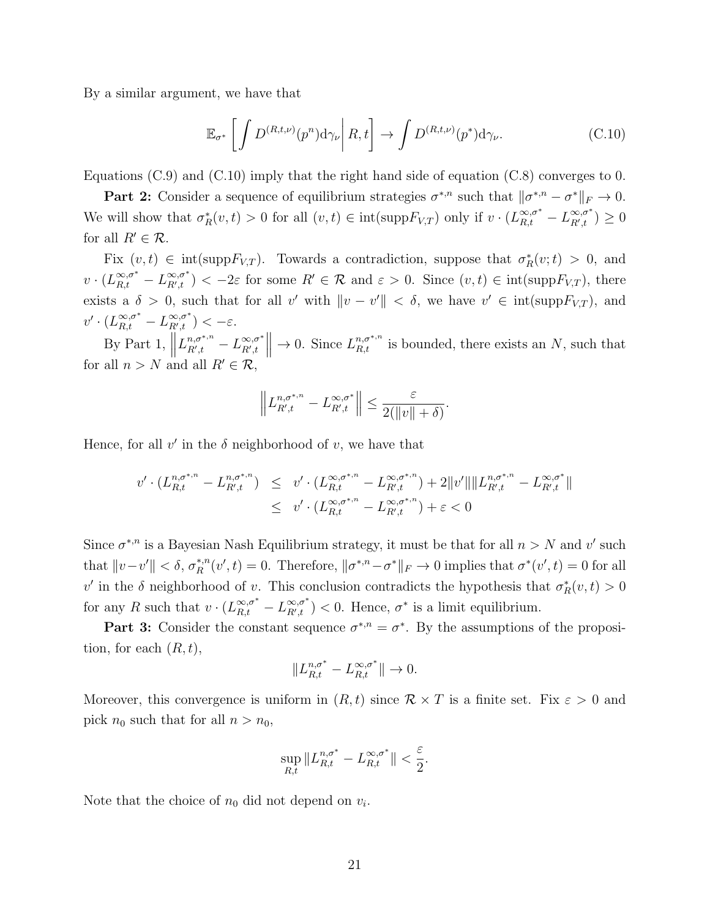By a similar argument, we have that

$$\mathbb{E}_{\sigma^*}\left[\int D^{(R,t,\nu)}(p^n)\mathrm{d}\gamma_\nu \middle| R, t\right] \to \int D^{(R,t,\nu)}(p^*)\mathrm{d}\gamma_\nu. \tag{C.10}$$

Equations (C.9) and (C.10) imply that the right hand side of equation (C.8) converges to 0.

**Part 2:** Consider a sequence of equilibrium strategies $\sigma^{*,n}$ such that $\|\sigma^{*,n} - \sigma^*\|_F \to 0$. We will show that $\sigma^*_R(v,t) > 0$ for all $(v,t) \in \text{int}(\text{supp}F_{V,T})$ only if $v \cdot (L^{\infty,\sigma^*}_{R,t} - L^{\infty,\sigma^*}_{R',t}) \geq 0$ for all $R' \in \mathcal{R}$.

Fix $(v,t) \in \text{int}(\text{supp}F_{V,T})$. Towards a contradiction, suppose that $\sigma^*_R(v;t) > 0$, and $v \cdot (L^{\infty,\sigma^*}_{R,t} - L^{\infty,\sigma^*}_{R',t}) < -2\varepsilon$ for some $R' \in \mathcal{R}$ and $\varepsilon > 0$. Since $(v,t) \in \text{int}(\text{supp}F_{V,T})$, there exists a $\delta > 0$, such that for all $v'$ with $\|v - v'\| < \delta$, we have $v' \in \text{int}(\text{supp}F_{V,T})$, and $v' \cdot (L^{\infty,\sigma^*}_{R,t} - L^{\infty,\sigma^*}_{R',t}) < -\varepsilon$.

By Part 1, $\left\|L^{n,\sigma^{*,n}}_{R',t} - L^{\infty,\sigma^*}_{R',t}\right\| \to 0$. Since $L^{n,\sigma^{*,n}}_{R,t}$ is bounded, there exists an $N$, such that for all $n > N$ and all $R' \in \mathcal{R}$,

$$\left\|L^{n,\sigma^{*,n}}_{R',t} - L^{\infty,\sigma^*}_{R',t}\right\| \leq \frac{\varepsilon}{2(\|v\| + \delta)}.$$

Hence, for all $v'$ in the $\delta$ neighborhood of $v$, we have that

$$\begin{aligned}
v' \cdot (L^{n,\sigma^{*,n}}_{R,t} - L^{n,\sigma^{*,n}}_{R',t}) &\leq v' \cdot (L^{\infty,\sigma^{*,n}}_{R,t} - L^{\infty,\sigma^{*,n}}_{R',t}) + 2\|v'\|\|L^{n,\sigma^{*,n}}_{R',t} - L^{\infty,\sigma^*}_{R',t}\| \\
&\leq v' \cdot (L^{\infty,\sigma^{*,n}}_{R,t} - L^{\infty,\sigma^{*,n}}_{R',t}) + \varepsilon < 0
\end{aligned}$$

Since $\sigma^{*,n}$ is a Bayesian Nash Equilibrium strategy, it must be that for all $n > N$ and $v'$ such that $\|v - v'\| < \delta$, $\sigma^{*,n}_R(v',t) = 0$. Therefore, $\|\sigma^{*,n} - \sigma^*\|_F \to 0$ implies that $\sigma^*(v',t) = 0$ for all $v'$ in the $\delta$ neighborhood of $v$. This conclusion contradicts the hypothesis that $\sigma^*_R(v,t) > 0$ for any $R$ such that $v \cdot (L^{\infty,\sigma^*}_{R,t} - L^{\infty,\sigma^*}_{R',t}) < 0$. Hence, $\sigma^*$ is a limit equilibrium.

**Part 3:** Consider the constant sequence $\sigma^{*,n} = \sigma^*$. By the assumptions of the proposition, for each $(R,t)$,

$$\|L^{n,\sigma^*}_{R,t} - L^{\infty,\sigma^*}_{R,t}\| \to 0.$$

Moreover, this convergence is uniform in $(R,t)$ since $\mathcal{R} \times T$ is a finite set. Fix $\varepsilon > 0$ and pick $n_0$ such that for all $n > n_0$,

$$\sup_{R,t} \|L^{n,\sigma^*}_{R,t} - L^{\infty,\sigma^*}_{R,t}\| < \frac{\varepsilon}{2}.$$

Note that the choice of $n_0$ did not depend on $v_i$.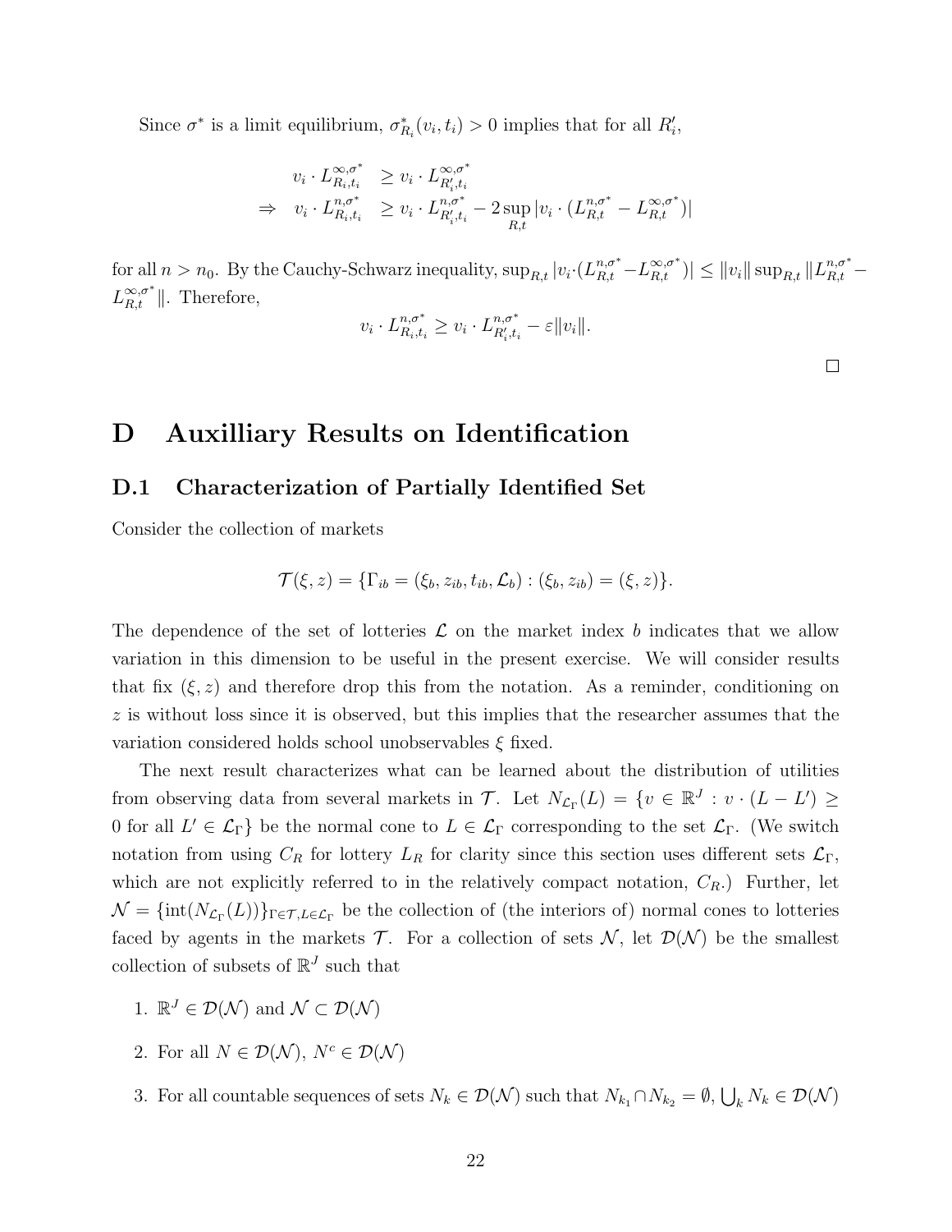Since $\sigma^*$ is a limit equilibrium, $\sigma^*_{R_i}(v_i, t_i) > 0$ implies that for all $R'_i$,

$$
\begin{aligned}
& v_i \cdot L^{\infty,\sigma^*}_{R_i,t_i} \geq v_i \cdot L^{\infty,\sigma^*}_{R'_i,t_i} \\
\Rightarrow \quad & v_i \cdot L^{n,\sigma^*}_{R_i,t_i} \geq v_i \cdot L^{n,\sigma^*}_{R'_i,t_i} - 2\sup_{R,t} |v_i \cdot (L^{n,\sigma^*}_{R,t} - L^{\infty,\sigma^*}_{R,t})|
\end{aligned}
$$

for all $n > n_0$. By the Cauchy-Schwarz inequality, $\sup_{R,t} |v_i \cdot (L^{n,\sigma^*}_{R,t} - L^{\infty,\sigma^*}_{R,t})| \leq \|v_i\| \sup_{R,t} \|L^{n,\sigma^*}_{R,t} - L^{\infty,\sigma^*}_{R,t}\|$. Therefore,

$$
v_i \cdot L^{n,\sigma^*}_{R_i,t_i} \geq v_i \cdot L^{n,\sigma^*}_{R'_i,t_i} - \varepsilon \|v_i\|.
$$

□

# D Auxilliary Results on Identification

## D.1 Characterization of Partially Identified Set

Consider the collection of markets

$$
\mathcal{T}(\xi, z) = \{\Gamma_{ib} = (\xi_b, z_{ib}, t_{ib}, \mathcal{L}_b) : (\xi_b, z_{ib}) = (\xi, z)\}.
$$

The dependence of the set of lotteries $\mathcal{L}$ on the market index $b$ indicates that we allow variation in this dimension to be useful in the present exercise. We will consider results that fix $(\xi, z)$ and therefore drop this from the notation. As a reminder, conditioning on $z$ is without loss since it is observed, but this implies that the researcher assumes that the variation considered holds school unobservables $\xi$ fixed.

The next result characterizes what can be learned about the distribution of utilities from observing data from several markets in $\mathcal{T}$. Let $N_{\mathcal{L}_\Gamma}(L) = \{v \in \mathbb{R}^J : v \cdot (L - L') \geq 0 \text{ for all } L' \in \mathcal{L}_\Gamma\}$ be the normal cone to $L \in \mathcal{L}_\Gamma$ corresponding to the set $\mathcal{L}_\Gamma$. (We switch notation from using $C_R$ for lottery $L_R$ for clarity since this section uses different sets $\mathcal{L}_\Gamma$, which are not explicitly referred to in the relatively compact notation, $C_R$.) Further, let $\mathcal{N} = \{\text{int}(N_{\mathcal{L}_\Gamma}(L))\}_{\Gamma \in \mathcal{T}, L \in \mathcal{L}_\Gamma}$ be the collection of (the interiors of) normal cones to lotteries faced by agents in the markets $\mathcal{T}$. For a collection of sets $\mathcal{N}$, let $\mathcal{D}(\mathcal{N})$ be the smallest collection of subsets of $\mathbb{R}^J$ such that

1. $\mathbb{R}^J \in \mathcal{D}(\mathcal{N})$ and $\mathcal{N} \subset \mathcal{D}(\mathcal{N})$
2. For all $N \in \mathcal{D}(\mathcal{N})$, $N^c \in \mathcal{D}(\mathcal{N})$
3. For all countable sequences of sets $N_k \in \mathcal{D}(\mathcal{N})$ such that $N_{k_1} \cap N_{k_2} = \emptyset$, $\bigcup_k N_k \in \mathcal{D}(\mathcal{N})$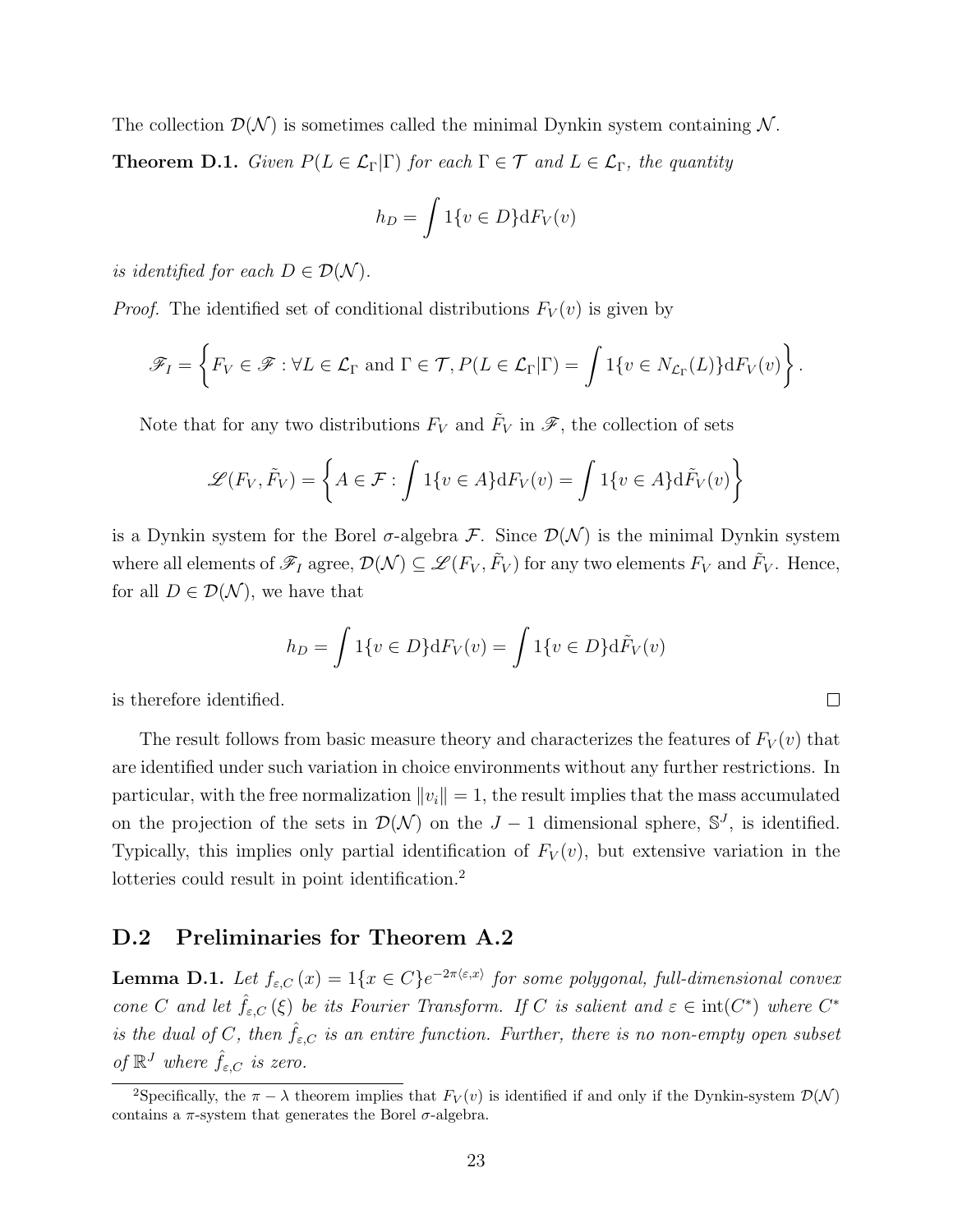The collection $\mathcal{D}(\mathcal{N})$ is sometimes called the minimal Dynkin system containing $\mathcal{N}$.

**Theorem D.1.** *Given $P(L \in \mathcal{L}_\Gamma|\Gamma)$ for each $\Gamma \in \mathcal{T}$ and $L \in \mathcal{L}_\Gamma$, the quantity*

$$h_D = \int 1\{v \in D\} \mathrm{d}F_V(v)$$

*is identified for each $D \in \mathcal{D}(\mathcal{N})$.*

*Proof.* The identified set of conditional distributions $F_V(v)$ is given by

$$\mathscr{F}_I = \left\{ F_V \in \mathscr{F} : \forall L \in \mathcal{L}_\Gamma \text{ and } \Gamma \in \mathcal{T}, P(L \in \mathcal{L}_\Gamma|\Gamma) = \int 1\{v \in N_{\mathcal{L}_\Gamma}(L)\} \mathrm{d}F_V(v) \right\}.$$

Note that for any two distributions $F_V$ and $\tilde{F}_V$ in $\mathscr{F}$, the collection of sets

$$\mathscr{L}(F_V, \tilde{F}_V) = \left\{ A \in \mathcal{F} : \int 1\{v \in A\} \mathrm{d}F_V(v) = \int 1\{v \in A\} \mathrm{d}\tilde{F}_V(v) \right\}$$

is a Dynkin system for the Borel $\sigma$-algebra $\mathcal{F}$. Since $\mathcal{D}(\mathcal{N})$ is the minimal Dynkin system where all elements of $\mathscr{F}_I$ agree, $\mathcal{D}(\mathcal{N}) \subseteq \mathscr{L}(F_V, \tilde{F}_V)$ for any two elements $F_V$ and $\tilde{F}_V$. Hence, for all $D \in \mathcal{D}(\mathcal{N})$, we have that

$$h_D = \int 1\{v \in D\} \mathrm{d}F_V(v) = \int 1\{v \in D\} \mathrm{d}\tilde{F}_V(v)$$

is therefore identified. $\square$

The result follows from basic measure theory and characterizes the features of $F_V(v)$ that are identified under such variation in choice environments without any further restrictions. In particular, with the free normalization $\|v_i\| = 1$, the result implies that the mass accumulated on the projection of the sets in $\mathcal{D}(\mathcal{N})$ on the $J-1$ dimensional sphere, $\mathbb{S}^J$, is identified. Typically, this implies only partial identification of $F_V(v)$, but extensive variation in the lotteries could result in point identification.[2]

## D.2 Preliminaries for Theorem A.2

**Lemma D.1.** *Let $f_{\varepsilon,C}(x) = 1\{x \in C\} e^{-2\pi\langle \varepsilon, x\rangle}$ for some polygonal, full-dimensional convex cone $C$ and let $\hat{f}_{\varepsilon,C}(\xi)$ be its Fourier Transform. If $C$ is salient and $\varepsilon \in \operatorname{int}(C^*)$ where $C^*$ is the dual of $C$, then $\hat{f}_{\varepsilon,C}$ is an entire function. Further, there is no non-empty open subset of $\mathbb{R}^J$ where $\hat{f}_{\varepsilon,C}$ is zero.*

[2] Specifically, the $\pi - \lambda$ theorem implies that $F_V(v)$ is identified if and only if the Dynkin-system $\mathcal{D}(\mathcal{N})$ contains a $\pi$-system that generates the Borel $\sigma$-algebra.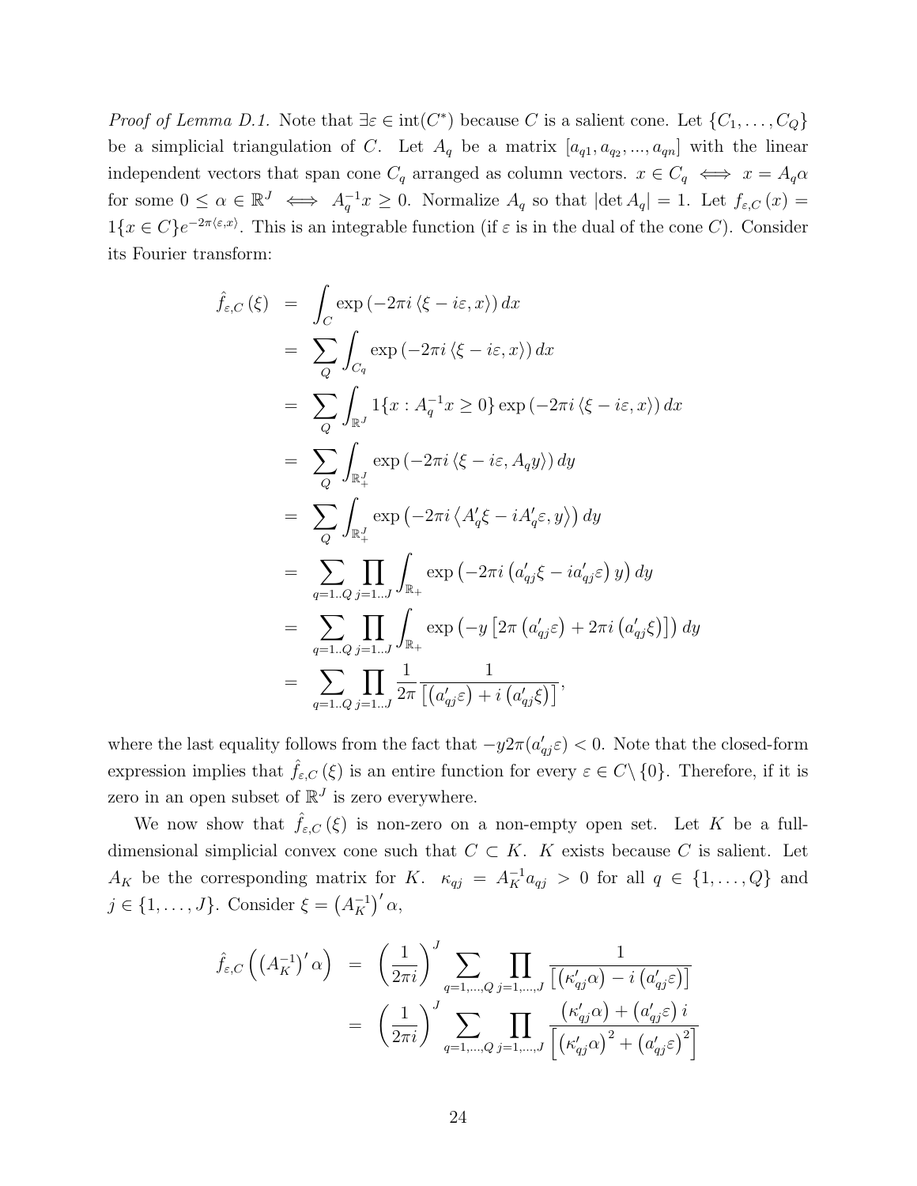*Proof of Lemma D.1.* Note that $\exists \varepsilon \in \text{int}(C^*)$ because $C$ is a salient cone. Let $\{C_1, \ldots, C_Q\}$ be a simplicial triangulation of $C$. Let $A_q$ be a matrix $[a_{q1}, a_{q_2}, ..., a_{qn}]$ with the linear independent vectors that span cone $C_q$ arranged as column vectors. $x \in C_q \iff x = A_q\alpha$ for some $0 \leq \alpha \in \mathbb{R}^J \iff A_q^{-1}x \geq 0$. Normalize $A_q$ so that $|\det A_q| = 1$. Let $f_{\varepsilon,C}(x) = 1\{x \in C\}e^{-2\pi\langle\varepsilon,x\rangle}$. This is an integrable function (if $\varepsilon$ is in the dual of the cone $C$). Consider its Fourier transform:

$$
\begin{aligned}
\hat{f}_{\varepsilon,C}(\xi) &= \int_C \exp\left(-2\pi i \langle \xi - i\varepsilon, x\rangle\right) dx \\
&= \sum_Q \int_{C_q} \exp\left(-2\pi i \langle \xi - i\varepsilon, x\rangle\right) dx \\
&= \sum_Q \int_{\mathbb{R}^J} 1\{x : A_q^{-1}x \geq 0\} \exp\left(-2\pi i \langle \xi - i\varepsilon, x\rangle\right) dx \\
&= \sum_Q \int_{\mathbb{R}^J_+} \exp\left(-2\pi i \langle \xi - i\varepsilon, A_q y\rangle\right) dy \\
&= \sum_Q \int_{\mathbb{R}^J_+} \exp\left(-2\pi i \left\langle A_q'\xi - iA_q'\varepsilon, y\right\rangle\right) dy \\
&= \sum_{q=1..Q} \prod_{j=1..J} \int_{\mathbb{R}_+} \exp\left(-2\pi i \left(a_{qj}'\xi - ia_{qj}'\varepsilon\right) y\right) dy \\
&= \sum_{q=1..Q} \prod_{j=1..J} \int_{\mathbb{R}_+} \exp\left(-y\left[2\pi\left(a_{qj}'\varepsilon\right) + 2\pi i\left(a_{qj}'\xi\right)\right]\right) dy \\
&= \sum_{q=1..Q} \prod_{j=1..J} \frac{1}{2\pi} \frac{1}{\left[\left(a_{qj}'\varepsilon\right) + i\left(a_{qj}'\xi\right)\right]},
\end{aligned}
$$

where the last equality follows from the fact that $-y2\pi(a_{qj}'\varepsilon) < 0$. Note that the closed-form expression implies that $\hat{f}_{\varepsilon,C}(\xi)$ is an entire function for every $\varepsilon \in C\backslash\{0\}$. Therefore, if it is zero in an open subset of $\mathbb{R}^J$ is zero everywhere.

We now show that $\hat{f}_{\varepsilon,C}(\xi)$ is non-zero on a non-empty open set. Let $K$ be a full-dimensional simplicial convex cone such that $C \subset K$. $K$ exists because $C$ is salient. Let $A_K$ be the corresponding matrix for $K$. $\kappa_{qj} = A_K^{-1}a_{qj} > 0$ for all $q \in \{1, \ldots, Q\}$ and $j \in \{1, \ldots, J\}$. Consider $\xi = \left(A_K^{-1}\right)'\alpha$,

$$
\begin{aligned}
\hat{f}_{\varepsilon,C}\left(\left(A_K^{-1}\right)'\alpha\right) &= \left(\frac{1}{2\pi i}\right)^J \sum_{q=1,\ldots,Q} \prod_{j=1,\ldots,J} \frac{1}{\left[\left(\kappa_{qj}'\alpha\right) - i\left(a_{qj}'\varepsilon\right)\right]} \\
&= \left(\frac{1}{2\pi i}\right)^J \sum_{q=1,\ldots,Q} \prod_{j=1,\ldots,J} \frac{\left(\kappa_{qj}'\alpha\right) + \left(a_{qj}'\varepsilon\right)i}{\left[\left(\kappa_{qj}'\alpha\right)^2 + \left(a_{qj}'\varepsilon\right)^2\right]}
\end{aligned}
$$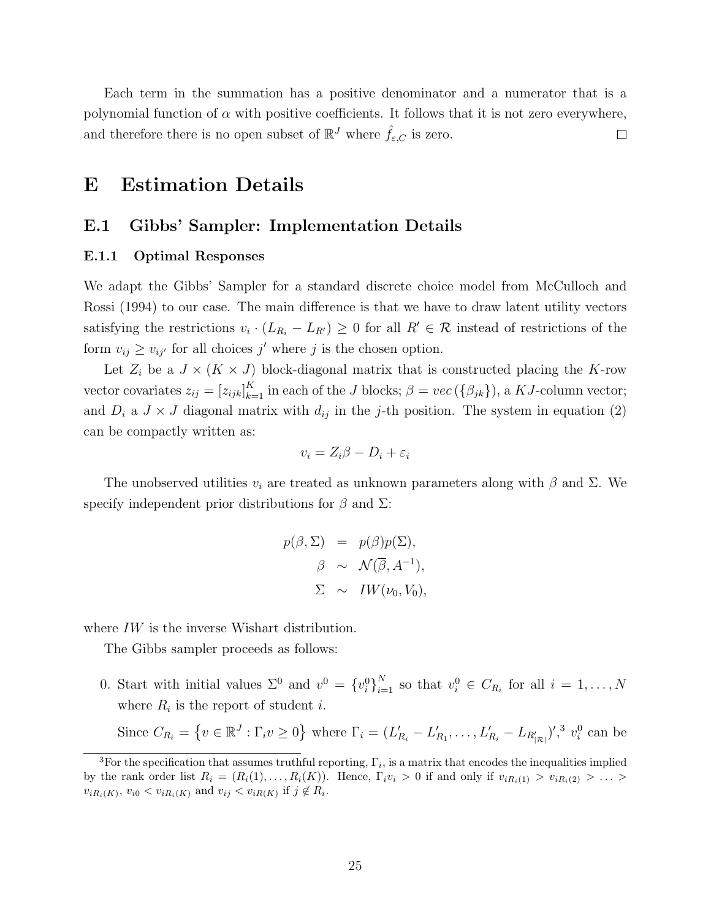Each term in the summation has a positive denominator and a numerator that is a polynomial function of $\alpha$ with positive coefficients. It follows that it is not zero everywhere, and therefore there is no open subset of $\mathbb{R}^J$ where $\hat{f}_{\varepsilon,C}$ is zero. $\square$

# E Estimation Details

## E.1 Gibbs' Sampler: Implementation Details

### E.1.1 Optimal Responses

We adapt the Gibbs' Sampler for a standard discrete choice model from McCulloch and Rossi (1994) to our case. The main difference is that we have to draw latent utility vectors satisfying the restrictions $v_i \cdot (L_{R_i} - L_{R'}) \geq 0$ for all $R' \in \mathcal{R}$ instead of restrictions of the form $v_{ij} \geq v_{ij'}$ for all choices $j'$ where $j$ is the chosen option.

Let $Z_i$ be a $J \times (K \times J)$ block-diagonal matrix that is constructed placing the $K$-row vector covariates $z_{ij} = [z_{ijk}]_{k=1}^K$ in each of the $J$ blocks; $\beta = vec(\{\beta_{jk}\})$, a $KJ$-column vector; and $D_i$ a $J \times J$ diagonal matrix with $d_{ij}$ in the $j$-th position. The system in equation (2) can be compactly written as:

$$v_i = Z_i\beta - D_i + \varepsilon_i$$

The unobserved utilities $v_i$ are treated as unknown parameters along with $\beta$ and $\Sigma$. We specify independent prior distributions for $\beta$ and $\Sigma$:

$$\begin{aligned} p(\beta, \Sigma) &= p(\beta)p(\Sigma), \\ \beta &\sim \mathcal{N}(\overline{\beta}, A^{-1}), \\ \Sigma &\sim IW(\nu_0, V_0), \end{aligned}$$

where $IW$ is the inverse Wishart distribution.

The Gibbs sampler proceeds as follows:

0. Start with initial values $\Sigma^0$ and $v^0 = \{v_i^0\}_{i=1}^N$ so that $v_i^0 \in C_{R_i}$ for all $i = 1, \ldots, N$ where $R_i$ is the report of student $i$.

   Since $C_{R_i} = \{v \in \mathbb{R}^J : \Gamma_i v \geq 0\}$ where $\Gamma_i = (L'_{R_i} - L'_{R_1}, \ldots, L'_{R_i} - L_{R'_{|\mathcal{R}|}})'$,[3] $v_i^0$ can be

[3]For the specification that assumes truthful reporting, $\Gamma_i$, is a matrix that encodes the inequalities implied by the rank order list $R_i = (R_i(1), \ldots, R_i(K))$. Hence, $\Gamma_i v_i > 0$ if and only if $v_{iR_i(1)} > v_{iR_i(2)} > \ldots > v_{iR_i(K)}$, $v_{i0} < v_{iR_i(K)}$ and $v_{ij} < v_{iR(K)}$ if $j \notin R_i$.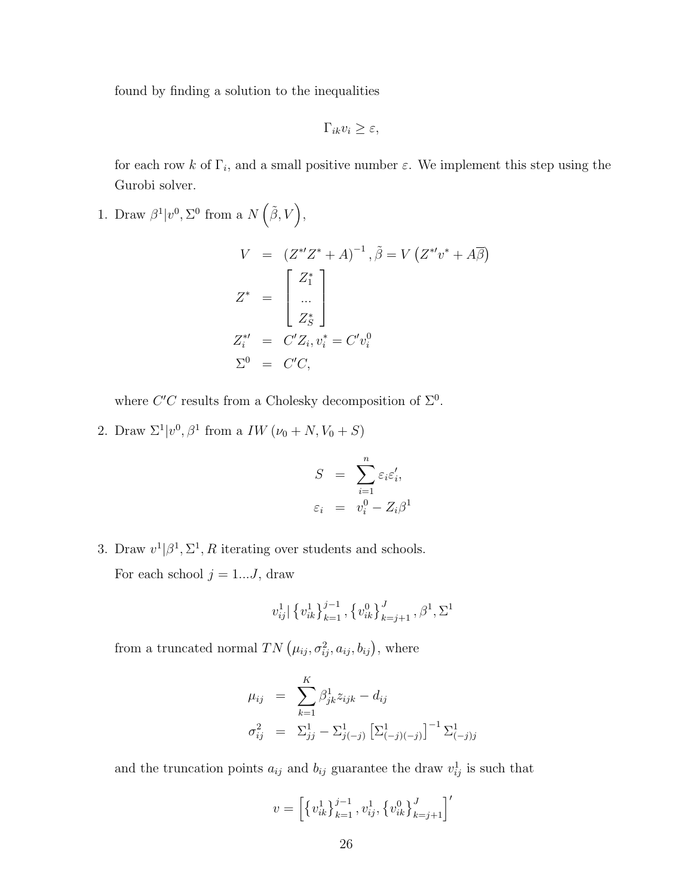found by finding a solution to the inequalities

$$\Gamma_{ik} v_i \geq \varepsilon,$$

for each row $k$ of $\Gamma_i$, and a small positive number $\varepsilon$. We implement this step using the Gurobi solver.

1. Draw $\beta^1 | v^0, \Sigma^0$ from a $N\left(\tilde{\beta}, V\right)$,

$$
\begin{aligned}
V &= \left(Z^{*\prime} Z^* + A\right)^{-1}, \tilde{\beta} = V\left(Z^{*\prime} v^* + A\overline{\beta}\right) \\
Z^* &= \begin{bmatrix} Z_1^* \\ \ldots \\ Z_S^* \end{bmatrix} \\
Z_i^{*\prime} &= C' Z_i, v_i^* = C' v_i^0 \\
\Sigma^0 &= C'C,
\end{aligned}
$$

where $C'C$ results from a Cholesky decomposition of $\Sigma^0$.

2. Draw $\Sigma^1 | v^0, \beta^1$ from a $IW\left(\nu_0 + N, V_0 + S\right)$

$$
\begin{aligned}
S &= \sum_{i=1}^{n} \varepsilon_i \varepsilon_i', \\
\varepsilon_i &= v_i^0 - Z_i \beta^1
\end{aligned}
$$

3. Draw $v^1 | \beta^1, \Sigma^1, R$ iterating over students and schools.

   For each school $j = 1 \ldots J$, draw

$$v_{ij}^1 | \left\{v_{ik}^1\right\}_{k=1}^{j-1}, \left\{v_{ik}^0\right\}_{k=j+1}^{J}, \beta^1, \Sigma^1$$

   from a truncated normal $TN\left(\mu_{ij}, \sigma_{ij}^2, a_{ij}, b_{ij}\right)$, where

$$
\begin{aligned}
\mu_{ij} &= \sum_{k=1}^{K} \beta_{jk}^1 z_{ijk} - d_{ij} \\
\sigma_{ij}^2 &= \Sigma_{jj}^1 - \Sigma_{j(-j)}^1 \left[\Sigma_{(-j)(-j)}^1\right]^{-1} \Sigma_{(-j)j}^1
\end{aligned}
$$

   and the truncation points $a_{ij}$ and $b_{ij}$ guarantee the draw $v_{ij}^1$ is such that

$$v = \left[\left\{v_{ik}^1\right\}_{k=1}^{j-1}, v_{ij}^1, \left\{v_{ik}^0\right\}_{k=j+1}^{J}\right]'$$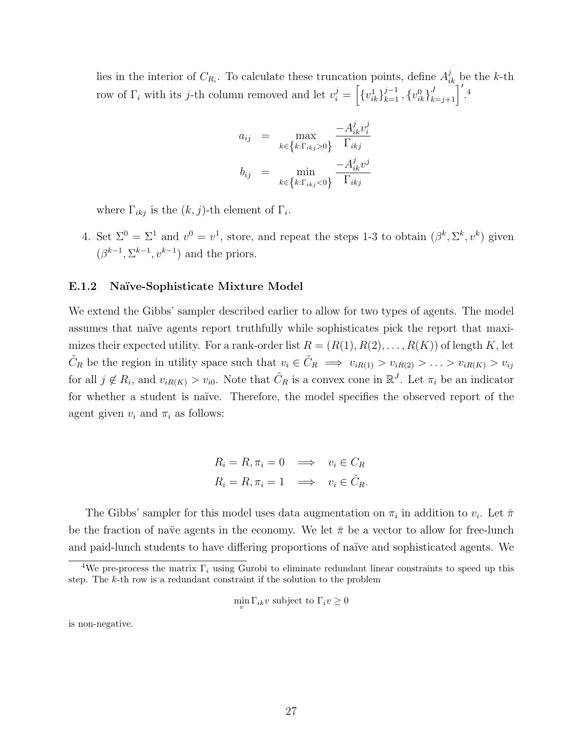lies in the interior of $C_{R_i}$. To calculate these truncation points, define $A^j_{ik}$ be the $k$-th row of $\Gamma_i$ with its $j$-th column removed and let $v^j_i = \left[\{v^1_{ik}\}^{j-1}_{k=1}, \{v^0_{ik}\}^{J}_{k=j+1}\right]'$.[4]

$$
\begin{aligned}
a_{ij} &= \max_{k \in \left\{k:\Gamma_{ikj}>0\right\}} \frac{-A^j_{ik} v^j_i}{\Gamma_{ikj}} \\
b_{ij} &= \min_{k \in \left\{k:\Gamma_{ikj}<0\right\}} \frac{-A^j_{ik} v^j}{\Gamma_{ikj}}
\end{aligned}
$$

where $\Gamma_{ikj}$ is the $(k, j)$-th element of $\Gamma_i$.

4. Set $\Sigma^0 = \Sigma^1$ and $v^0 = v^1$, store, and repeat the steps 1-3 to obtain $(\beta^k, \Sigma^k, v^k)$ given $(\beta^{k-1}, \Sigma^{k-1}, v^{k-1})$ and the priors.

### E.1.2 Naïve-Sophisticate Mixture Model

We extend the Gibbs' sampler described earlier to allow for two types of agents. The model assumes that naïve agents report truthfully while sophisticates pick the report that maximizes their expected utility. For a rank-order list $R = (R(1), R(2), \ldots, R(K))$ of length $K$, let $\tilde{C}_R$ be the region in utility space such that $v_i \in \tilde{C}_R \implies v_{iR(1)} > v_{iR(2)} > \ldots > v_{iR(K)} > v_{ij}$ for all $j \notin R_i$, and $v_{iR(K)} > v_{i0}$. Note that $\tilde{C}_R$ is a convex cone in $\mathbb{R}^J$. Let $\pi_i$ be an indicator for whether a student is naïve. Therefore, the model specifies the observed report of the agent given $v_i$ and $\pi_i$ as follows:

$$
\begin{aligned}
R_i = R, \pi_i = 0 &\implies v_i \in C_R \\
R_i = R, \pi_i = 1 &\implies v_i \in \tilde{C}_R.
\end{aligned}
$$

The Gibbs' sampler for this model uses data augmentation on $\pi_i$ in addition to $v_i$. Let $\bar{\pi}$ be the fraction of naṽe agents in the economy. We let $\bar{\pi}$ be a vector to allow for free-lunch and paid-lunch students to have differing proportions of naïve and sophisticated agents. We

[4] We pre-process the matrix $\Gamma_i$ using Gurobi to eliminate redundant linear constraints to speed up this step. The $k$-th row is a redundant constraint if the solution to the problem

$$\min_v \Gamma_{ik} v \text{ subject to } \Gamma_i v \geq 0$$

is non-negative.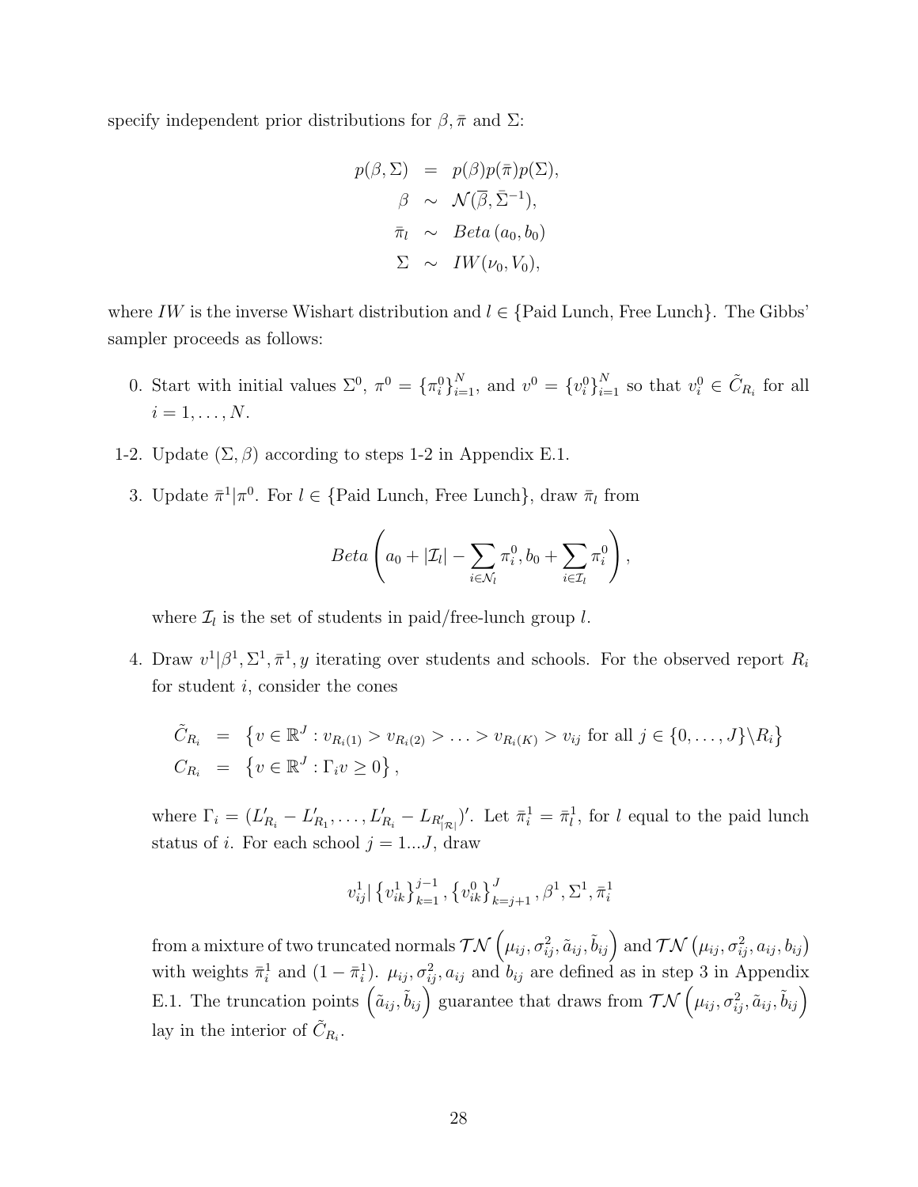specify independent prior distributions for $\beta, \bar{\pi}$ and $\Sigma$:

$$
\begin{aligned}
p(\beta, \Sigma) &= p(\beta)p(\bar{\pi})p(\Sigma), \\
\beta &\sim \mathcal{N}(\overline{\beta}, \bar{\Sigma}^{-1}), \\
\bar{\pi}_l &\sim Beta\,(a_0, b_0) \\
\Sigma &\sim IW(\nu_0, V_0),
\end{aligned}
$$

where $IW$ is the inverse Wishart distribution and $l \in \{\text{Paid Lunch, Free Lunch}\}$. The Gibbs' sampler proceeds as follows:

0. Start with initial values $\Sigma^0$, $\pi^0 = \{\pi_i^0\}_{i=1}^N$, and $v^0 = \{v_i^0\}_{i=1}^N$ so that $v_i^0 \in \tilde{C}_{R_i}$ for all $i = 1, \ldots, N$.

1-2. Update $(\Sigma, \beta)$ according to steps 1-2 in Appendix E.1.

3. Update $\bar{\pi}^1 | \pi^0$. For $l \in \{\text{Paid Lunch, Free Lunch}\}$, draw $\bar{\pi}_l$ from

$$
Beta\left(a_0 + |\mathcal{I}_l| - \sum_{i \in \mathcal{N}_l} \pi_i^0, b_0 + \sum_{i \in \mathcal{I}_l} \pi_i^0\right),
$$

where $\mathcal{I}_l$ is the set of students in paid/free-lunch group $l$.

4. Draw $v^1 | \beta^1, \Sigma^1, \bar{\pi}^1, y$ iterating over students and schools. For the observed report $R_i$ for student $i$, consider the cones

$$
\begin{aligned}
\tilde{C}_{R_i} &= \left\{v \in \mathbb{R}^J : v_{R_i(1)} > v_{R_i(2)} > \ldots > v_{R_i(K)} > v_{ij} \text{ for all } j \in \{0, \ldots, J\} \backslash R_i\right\} \\
C_{R_i} &= \left\{v \in \mathbb{R}^J : \Gamma_i v \geq 0\right\},
\end{aligned}
$$

where $\Gamma_i = (L'_{R_i} - L'_{R_1}, \ldots, L'_{R_i} - L_{R'_{|\mathcal{R}|}})'$. Let $\bar{\pi}_i^1 = \bar{\pi}_l^1$, for $l$ equal to the paid lunch status of $i$. For each school $j = 1...J$, draw

$$
v_{ij}^1 | \left\{v_{ik}^1\right\}_{k=1}^{j-1}, \left\{v_{ik}^0\right\}_{k=j+1}^{J}, \beta^1, \Sigma^1, \bar{\pi}_i^1
$$

from a mixture of two truncated normals $\mathcal{TN}\left(\mu_{ij}, \sigma_{ij}^2, \tilde{a}_{ij}, \tilde{b}_{ij}\right)$ and $\mathcal{TN}\left(\mu_{ij}, \sigma_{ij}^2, a_{ij}, b_{ij}\right)$ with weights $\bar{\pi}_i^1$ and $(1 - \bar{\pi}_i^1)$. $\mu_{ij}, \sigma_{ij}^2, a_{ij}$ and $b_{ij}$ are defined as in step 3 in Appendix E.1. The truncation points $\left(\tilde{a}_{ij}, \tilde{b}_{ij}\right)$ guarantee that draws from $\mathcal{TN}\left(\mu_{ij}, \sigma_{ij}^2, \tilde{a}_{ij}, \tilde{b}_{ij}\right)$ lay in the interior of $\tilde{C}_{R_i}$.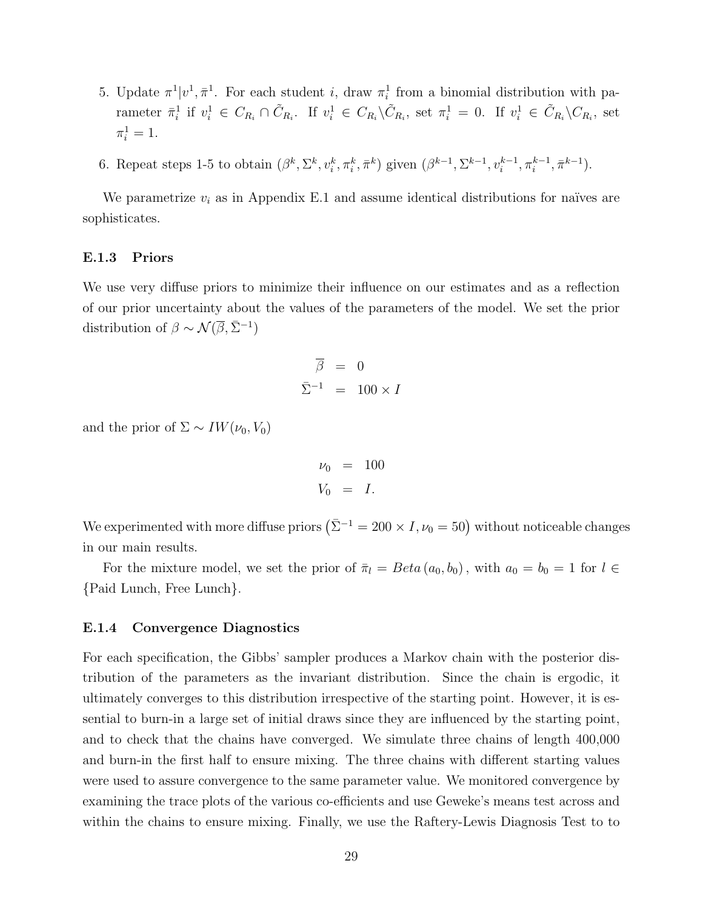5. Update $\pi^1|v^1, \bar{\pi}^1$. For each student $i$, draw $\pi_i^1$ from a binomial distribution with parameter $\bar{\pi}_i^1$ if $v_i^1 \in C_{R_i} \cap \tilde{C}_{R_i}$. If $v_i^1 \in C_{R_i} \backslash \tilde{C}_{R_i}$, set $\pi_i^1 = 0$. If $v_i^1 \in \tilde{C}_{R_i} \backslash C_{R_i}$, set $\pi_i^1 = 1$.

6. Repeat steps 1-5 to obtain $(\beta^k, \Sigma^k, v_i^k, \pi_i^k, \bar{\pi}^k)$ given $(\beta^{k-1}, \Sigma^{k-1}, v_i^{k-1}, \pi_i^{k-1}, \bar{\pi}^{k-1})$.

We parametrize $v_i$ as in Appendix E.1 and assume identical distributions for naïves are sophisticates.

### E.1.3 Priors

We use very diffuse priors to minimize their influence on our estimates and as a reflection of our prior uncertainty about the values of the parameters of the model. We set the prior distribution of $\beta \sim \mathcal{N}(\overline{\beta}, \bar{\Sigma}^{-1})$

$$\begin{aligned} \overline{\beta} &= 0 \\ \bar{\Sigma}^{-1} &= 100 \times I \end{aligned}$$

and the prior of $\Sigma \sim IW(\nu_0, V_0)$

$$\begin{aligned} \nu_0 &= 100 \\ V_0 &= I. \end{aligned}$$

We experimented with more diffuse priors $\left(\bar{\Sigma}^{-1} = 200 \times I, \nu_0 = 50\right)$ without noticeable changes in our main results.

For the mixture model, we set the prior of $\bar{\pi}_l = Beta\left(a_0, b_0\right)$, with $a_0 = b_0 = 1$ for $l \in$ {Paid Lunch, Free Lunch}.

### E.1.4 Convergence Diagnostics

For each specification, the Gibbs' sampler produces a Markov chain with the posterior distribution of the parameters as the invariant distribution. Since the chain is ergodic, it ultimately converges to this distribution irrespective of the starting point. However, it is essential to burn-in a large set of initial draws since they are influenced by the starting point, and to check that the chains have converged. We simulate three chains of length 400,000 and burn-in the first half to ensure mixing. The three chains with different starting values were used to assure convergence to the same parameter value. We monitored convergence by examining the trace plots of the various co-efficients and use Geweke's means test across and within the chains to ensure mixing. Finally, we use the Raftery-Lewis Diagnosis Test to to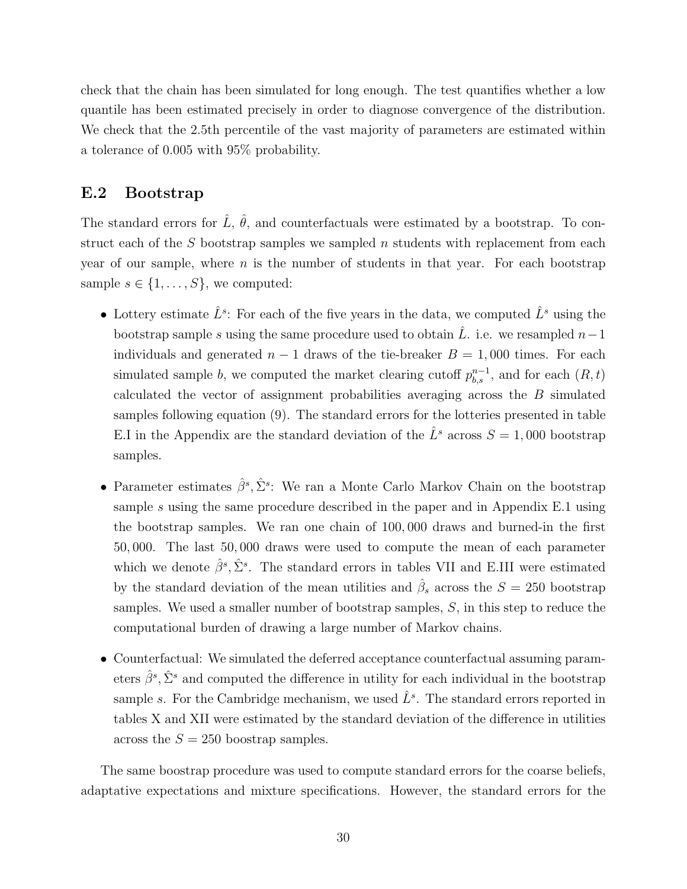check that the chain has been simulated for long enough. The test quantifies whether a low quantile has been estimated precisely in order to diagnose convergence of the distribution. We check that the 2.5th percentile of the vast majority of parameters are estimated within a tolerance of 0.005 with 95% probability.

## E.2 Bootstrap

The standard errors for $\hat{L}$, $\hat{\theta}$, and counterfactuals were estimated by a bootstrap. To construct each of the $S$ bootstrap samples we sampled $n$ students with replacement from each year of our sample, where $n$ is the number of students in that year. For each bootstrap sample $s \in \{1, \ldots, S\}$, we computed:

- Lottery estimate $\hat{L}^s$: For each of the five years in the data, we computed $\hat{L}^s$ using the bootstrap sample $s$ using the same procedure used to obtain $\hat{L}$. i.e. we resampled $n-1$ individuals and generated $n-1$ draws of the tie-breaker $B = 1,000$ times. For each simulated sample $b$, we computed the market clearing cutoff $p^{n-1}_{b,s}$, and for each $(R, t)$ calculated the vector of assignment probabilities averaging across the $B$ simulated samples following equation (9). The standard errors for the lotteries presented in table E.I in the Appendix are the standard deviation of the $\hat{L}^s$ across $S = 1,000$ bootstrap samples.

- Parameter estimates $\hat{\beta}^s, \hat{\Sigma}^s$: We ran a Monte Carlo Markov Chain on the bootstrap sample $s$ using the same procedure described in the paper and in Appendix E.1 using the bootstrap samples. We ran one chain of $100,000$ draws and burned-in the first $50,000$. The last $50,000$ draws were used to compute the mean of each parameter which we denote $\hat{\beta}^s, \hat{\Sigma}^s$. The standard errors in tables VII and E.III were estimated by the standard deviation of the mean utilities and $\hat{\beta}_s$ across the $S = 250$ bootstrap samples. We used a smaller number of bootstrap samples, $S$, in this step to reduce the computational burden of drawing a large number of Markov chains.

- Counterfactual: We simulated the deferred acceptance counterfactual assuming parameters $\hat{\beta}^s, \hat{\Sigma}^s$ and computed the difference in utility for each individual in the bootstrap sample $s$. For the Cambridge mechanism, we used $\hat{L}^s$. The standard errors reported in tables X and XII were estimated by the standard deviation of the difference in utilities across the $S = 250$ boostrap samples.

The same boostrap procedure was used to compute standard errors for the coarse beliefs, adaptative expectations and mixture specifications. However, the standard errors for the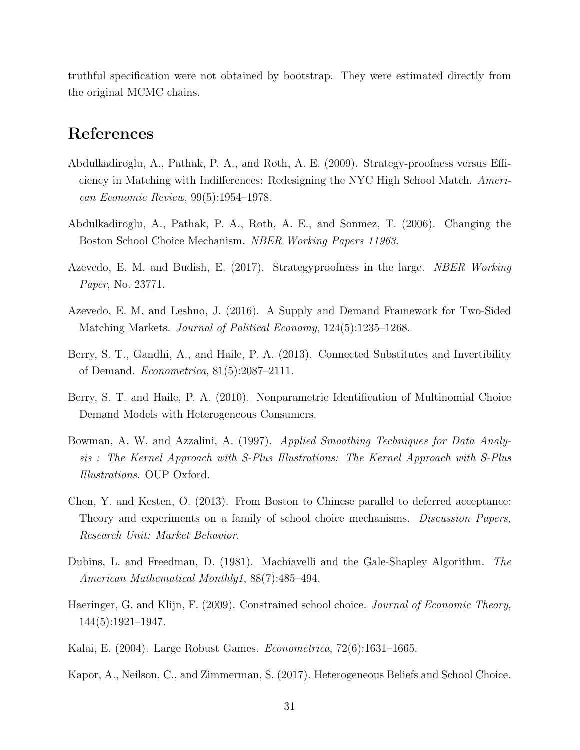truthful specification were not obtained by bootstrap. They were estimated directly from the original MCMC chains.

# References

Abdulkadiroglu, A., Pathak, P. A., and Roth, A. E. (2009). Strategy-proofness versus Efficiency in Matching with Indifferences: Redesigning the NYC High School Match. *American Economic Review*, 99(5):1954–1978.

Abdulkadiroglu, A., Pathak, P. A., Roth, A. E., and Sonmez, T. (2006). Changing the Boston School Choice Mechanism. *NBER Working Papers 11963*.

Azevedo, E. M. and Budish, E. (2017). Strategyproofness in the large. *NBER Working Paper*, No. 23771.

Azevedo, E. M. and Leshno, J. (2016). A Supply and Demand Framework for Two-Sided Matching Markets. *Journal of Political Economy*, 124(5):1235–1268.

Berry, S. T., Gandhi, A., and Haile, P. A. (2013). Connected Substitutes and Invertibility of Demand. *Econometrica*, 81(5):2087–2111.

Berry, S. T. and Haile, P. A. (2010). Nonparametric Identification of Multinomial Choice Demand Models with Heterogeneous Consumers.

Bowman, A. W. and Azzalini, A. (1997). *Applied Smoothing Techniques for Data Analysis : The Kernel Approach with S-Plus Illustrations: The Kernel Approach with S-Plus Illustrations*. OUP Oxford.

Chen, Y. and Kesten, O. (2013). From Boston to Chinese parallel to deferred acceptance: Theory and experiments on a family of school choice mechanisms. *Discussion Papers, Research Unit: Market Behavior*.

Dubins, L. and Freedman, D. (1981). Machiavelli and the Gale-Shapley Algorithm. *The American Mathematical Monthly1*, 88(7):485–494.

Haeringer, G. and Klijn, F. (2009). Constrained school choice. *Journal of Economic Theory*, 144(5):1921–1947.

Kalai, E. (2004). Large Robust Games. *Econometrica*, 72(6):1631–1665.

Kapor, A., Neilson, C., and Zimmerman, S. (2017). Heterogeneous Beliefs and School Choice.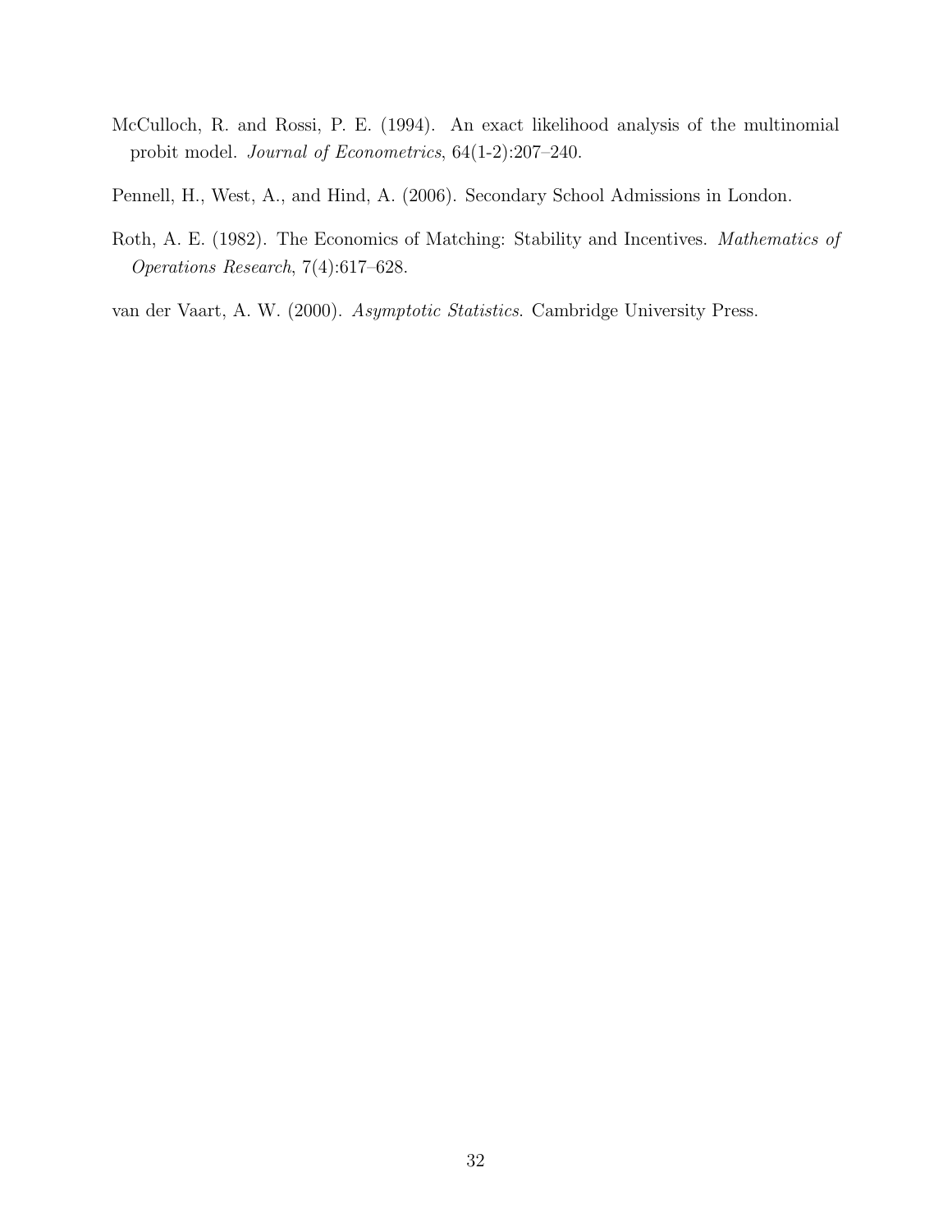McCulloch, R. and Rossi, P. E. (1994). An exact likelihood analysis of the multinomial probit model. *Journal of Econometrics*, 64(1-2):207–240.

Pennell, H., West, A., and Hind, A. (2006). Secondary School Admissions in London.

Roth, A. E. (1982). The Economics of Matching: Stability and Incentives. *Mathematics of Operations Research*, 7(4):617–628.

van der Vaart, A. W. (2000). *Asymptotic Statistics*. Cambridge University Press.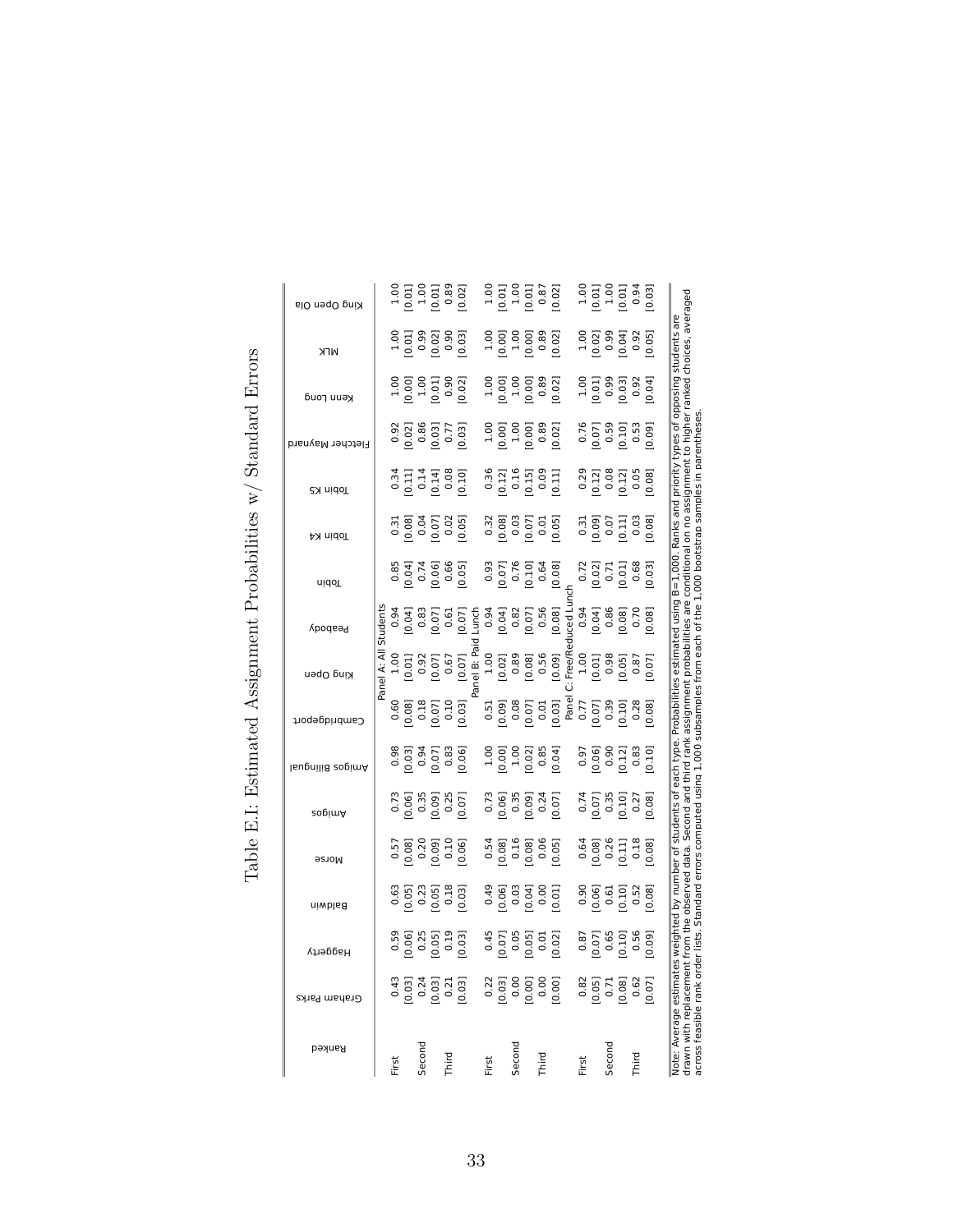# Table E.I: Estimated Assignment Probabilities w/ Standard Errors

| Ranked | Graham Parks | Haggerty | Baldwin | Morse | Amigos | Amigos Bilingual | Cambridgeport | King Open | Peabody | Tobin | Tobin K4 | Tobin K5 | Fletcher Maynard | Kenn Long | MLK | King Open Ola |
|---|---|---|---|---|---|---|---|---|---|---|---|---|---|---|---|---|
| Panel A: All Students | | | | | | | | | | | | | | | | |
| First | 0.43 | 0.59 | 0.63 | 0.57 | 0.73 | 0.98 | 0.60 | 1.00 | 0.94 | 0.85 | 0.31 | 0.34 | 0.92 | 1.00 | 1.00 | 1.00 |
| | [0.03] | [0.06] | [0.05] | [0.08] | [0.06] | [0.03] | [0.08] | [0.01] | [0.04] | [0.04] | [0.08] | [0.11] | [0.02] | [0.00] | [0.01] | [0.01] |
| Second | 0.24 | 0.25 | 0.23 | 0.20 | 0.35 | 0.94 | 0.18 | 0.92 | 0.83 | 0.74 | 0.04 | 0.14 | 0.86 | 1.00 | 0.99 | 1.00 |
| | [0.03] | [0.05] | [0.05] | [0.09] | [0.09] | [0.07] | [0.07] | [0.07] | [0.07] | [0.06] | [0.07] | [0.14] | [0.03] | [0.01] | [0.02] | [0.01] |
| Third | 0.21 | 0.19 | 0.18 | 0.10 | 0.25 | 0.83 | 0.10 | 0.67 | 0.61 | 0.66 | 0.02 | 0.08 | 0.77 | 0.90 | 0.90 | 0.89 |
| | [0.03] | [0.03] | [0.03] | [0.06] | [0.07] | [0.06] | [0.03] | [0.07] | [0.07] | [0.05] | [0.05] | [0.10] | [0.03] | [0.02] | [0.03] | [0.02] |
| Panel B: Paid Lunch | | | | | | | | | | | | | | | | |
| First | 0.22 | 0.45 | 0.49 | 0.54 | 0.73 | 1.00 | 0.51 | 1.00 | 0.94 | 0.93 | 0.32 | 0.36 | 1.00 | 1.00 | 1.00 | 1.00 |
| | [0.03] | [0.07] | [0.06] | [0.08] | [0.06] | [0.00] | [0.09] | [0.02] | [0.04] | [0.07] | [0.08] | [0.12] | [0.00] | [0.00] | [0.00] | [0.01] |
| Second | 0.00 | 0.05 | 0.03 | 0.16 | 0.35 | 1.00 | 0.08 | 0.89 | 0.82 | 0.76 | 0.03 | 0.16 | 1.00 | 1.00 | 1.00 | 1.00 |
| | [0.00] | [0.05] | [0.04] | [0.08] | [0.09] | [0.02] | [0.07] | [0.08] | [0.07] | [0.10] | [0.07] | [0.15] | [0.00] | [0.00] | [0.00] | [0.01] |
| Third | 0.00 | 0.01 | 0.00 | 0.06 | 0.24 | 0.85 | 0.01 | 0.56 | 0.56 | 0.64 | 0.01 | 0.09 | 0.89 | 0.89 | 0.89 | 0.87 |
| | [0.00] | [0.02] | [0.01] | [0.05] | [0.07] | [0.04] | [0.03] | [0.09] | [0.08] | [0.08] | [0.05] | [0.11] | [0.02] | [0.02] | [0.02] | [0.02] |
| Panel C: Free/Reduced Lunch | | | | | | | | | | | | | | | | |
| First | 0.82 | 0.87 | 0.90 | 0.64 | 0.74 | 0.97 | 0.77 | 1.00 | 0.94 | 0.72 | 0.31 | 0.29 | 0.76 | 1.00 | 1.00 | 1.00 |
| | [0.05] | [0.07] | [0.06] | [0.08] | [0.07] | [0.06] | [0.07] | [0.01] | [0.04] | [0.02] | [0.09] | [0.12] | [0.07] | [0.01] | [0.02] | [0.01] |
| Second | 0.71 | 0.65 | 0.61 | 0.26 | 0.35 | 0.90 | 0.39 | 0.98 | 0.86 | 0.71 | 0.07 | 0.08 | 0.59 | 0.99 | 0.99 | 1.00 |
| | [0.08] | [0.10] | [0.10] | [0.11] | [0.10] | [0.12] | [0.10] | [0.05] | [0.08] | [0.01] | [0.11] | [0.12] | [0.10] | [0.03] | [0.04] | [0.01] |
| Third | 0.62 | 0.56 | 0.52 | 0.18 | 0.27 | 0.83 | 0.28 | 0.87 | 0.70 | 0.68 | 0.03 | 0.05 | 0.53 | 0.92 | 0.92 | 0.94 |
| | [0.07] | [0.09] | [0.08] | [0.08] | [0.08] | [0.10] | [0.08] | [0.07] | [0.08] | [0.03] | [0.08] | [0.08] | [0.09] | [0.04] | [0.05] | [0.03] |

Note: Average estimates weighted by number of students of each type. Probabilities estimated using B=1,000. Ranks and priority types of opposing students are drawn with replacement from the observed data. Second and third rank assignment probabilities are conditional on no assignment to higher ranked choices, averaged across feasible rank order lists. Standard errors computed using 1,000 subsamples from each of the 1,000 bootstrap samples in parentheses.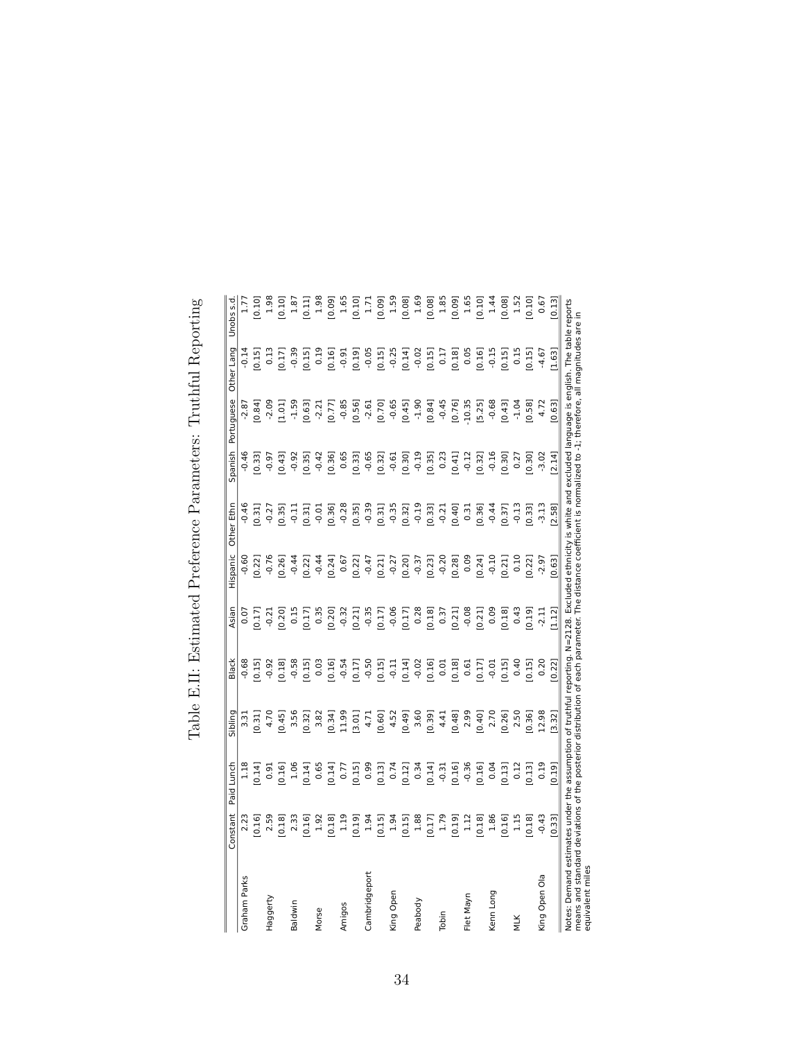# Table E.II: Estimated Preference Parameters: Truthful Reporting

| | Constant | Paid Lunch | Sibling | Black | Asian | Hispanic | Other Ethn | Spanish | Portuguese | Other Lang | Unobs s.d. |
|---|---|---|---|---|---|---|---|---|---|---|---|
| Graham Parks | 2.23 | 1.18 | 3.31 | -0.68 | 0.07 | -0.60 | -0.46 | -0.46 | -2.87 | -0.14 | 1.77 |
| | [0.16] | [0.14] | [0.31] | [0.15] | [0.17] | [0.22] | [0.31] | [0.33] | [0.84] | [0.15] | [0.10] |
| Haggerty | 2.59 | 0.91 | 4.70 | -0.92 | -0.21 | -0.76 | -0.27 | -0.97 | -2.09 | 0.13 | 1.98 |
| | [0.18] | [0.16] | [0.45] | [0.18] | [0.20] | [0.26] | [0.35] | [0.43] | [1.01] | [0.17] | [0.10] |
| Baldwin | 2.33 | 1.06 | 3.56 | -0.58 | 0.15 | -0.44 | -0.11 | -0.92 | -1.59 | -0.39 | 1.87 |
| | [0.16] | [0.14] | [0.32] | [0.15] | [0.17] | [0.22] | [0.31] | [0.35] | [0.63] | [0.15] | [0.11] |
| Morse | 1.92 | 0.65 | 3.82 | 0.03 | 0.35 | -0.44 | -0.01 | -0.42 | -2.21 | 0.19 | 1.98 |
| | [0.18] | [0.14] | [0.34] | [0.16] | [0.20] | [0.24] | [0.36] | [0.36] | [0.77] | [0.16] | [0.09] |
| Amigos | 1.19 | 0.77 | 11.99 | -0.54 | -0.32 | 0.67 | -0.28 | 0.65 | -0.85 | -0.91 | 1.65 |
| | [0.19] | [0.15] | [3.01] | [0.17] | [0.21] | [0.22] | [0.35] | [0.33] | [0.56] | [0.19] | [0.10] |
| Cambridgeport | 1.94 | 0.99 | 4.71 | -0.50 | -0.35 | -0.47 | -0.39 | -0.65 | -2.61 | -0.05 | 1.71 |
| | [0.15] | [0.13] | [0.60] | [0.15] | [0.17] | [0.21] | [0.31] | [0.32] | [0.70] | [0.15] | [0.09] |
| King Open | 1.94 | 0.74 | 4.52 | -0.11 | -0.06 | -0.27 | -0.35 | -0.61 | -0.65 | -0.25 | 1.59 |
| | [0.15] | [0.12] | [0.49] | [0.14] | [0.17] | [0.20] | [0.32] | [0.30] | [0.45] | [0.14] | [0.08] |
| Peabody | 1.88 | 0.34 | 3.60 | -0.02 | 0.28 | -0.37 | -0.19 | -0.19 | -1.90 | -0.02 | 1.69 |
| | [0.17] | [0.14] | [0.39] | [0.16] | [0.18] | [0.23] | [0.33] | [0.35] | [0.84] | [0.15] | [0.08] |
| Tobin | 1.79 | -0.31 | 4.41 | 0.01 | 0.37 | -0.20 | -0.21 | 0.23 | -0.45 | 0.17 | 1.85 |
| | [0.19] | [0.16] | [0.48] | [0.18] | [0.21] | [0.28] | [0.40] | [0.41] | [0.76] | [0.18] | [0.09] |
| Flet Mayn | 1.12 | -0.36 | 2.99 | 0.61 | -0.08 | 0.09 | 0.31 | -0.12 | -10.35 | 0.05 | 1.65 |
| | [0.18] | [0.16] | [0.40] | [0.17] | [0.21] | [0.24] | [0.36] | [0.32] | [5.25] | [0.16] | [0.10] |
| Kenn Long | 1.86 | 0.04 | 2.70 | -0.01 | 0.09 | -0.10 | -0.44 | -0.16 | -0.68 | -0.15 | 1.44 |
| | [0.16] | [0.13] | [0.26] | [0.15] | [0.18] | [0.21] | [0.37] | [0.30] | [0.43] | [0.15] | [0.08] |
| MLK | 1.15 | 0.12 | 2.50 | 0.40 | 0.43 | 0.10 | -0.13 | 0.27 | -1.04 | 0.15 | 1.52 |
| | [0.18] | [0.13] | [0.36] | [0.15] | [0.19] | [0.22] | [0.33] | [0.30] | [0.58] | [0.15] | [0.10] |
| King Open Ola | -0.43 | 0.19 | 12.98 | 0.20 | -2.11 | -2.97 | -3.13 | -3.02 | 4.72 | -4.67 | 0.67 |
| | [0.33] | [0.19] | [3.32] | [0.22] | [1.12] | [0.63] | [2.58] | [2.14] | [0.63] | [1.63] | [0.13] |

Notes: Demand estimates under the assumption of truthful reporting. N=2128. Excluded ethnicity is white and excluded language is english. The table reports means and standard deviations of the posterior distribution of each parameter. The distance coefficient is normalized to -1; therefore, all magnitudes are in equivalent miles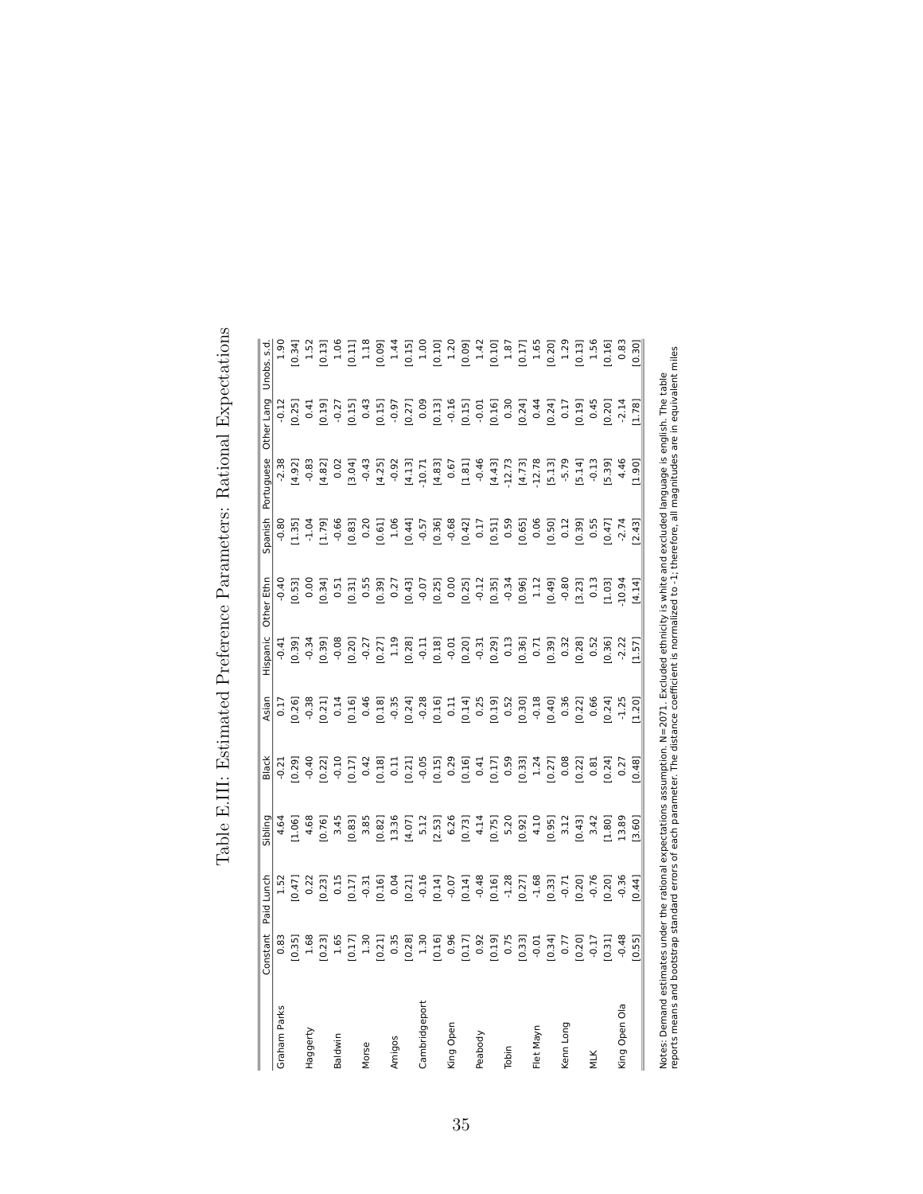# Table E.III: Estimated Preference Parameters: Rational Expectations

| | Constant | Paid Lunch | Sibling | Black | Asian | Hispanic | Other Ethn | Spanish | Portuguese | Other Lang | Unobs. s.d. |
|---|---|---|---|---|---|---|---|---|---|---|---|
| Graham Parks | 0.83 | 1.52 | 4.64 | -0.21 | 0.17 | -0.41 | -0.40 | -0.80 | -2.38 | -0.12 | 1.90 |
| | [0.35] | [0.47] | [1.06] | [0.29] | [0.26] | [0.39] | [0.53] | [1.35] | [4.92] | [0.25] | [0.34] |
| Haggerty | 1.68 | 0.22 | 4.68 | -0.40 | -0.38 | -0.34 | 0.00 | -1.04 | -0.83 | 0.41 | 1.52 |
| | [0.23] | [0.23] | [0.76] | [0.22] | [0.21] | [0.39] | [0.34] | [1.79] | [4.82] | [0.19] | [0.13] |
| Baldwin | 1.65 | 0.15 | 3.45 | -0.10 | 0.14 | -0.08 | 0.51 | -0.66 | 0.02 | -0.27 | 1.06 |
| | [0.17] | [0.17] | [0.83] | [0.17] | [0.16] | [0.20] | [0.31] | [0.83] | [3.04] | [0.15] | [0.11] |
| Morse | 1.30 | -0.31 | 3.85 | 0.42 | 0.46 | -0.27 | 0.55 | 0.20 | -0.43 | 0.43 | 1.18 |
| | [0.21] | [0.16] | [0.82] | [0.18] | [0.18] | [0.27] | [0.39] | [0.61] | [4.25] | [0.15] | [0.09] |
| Amigos | 0.35 | 0.04 | 13.36 | 0.11 | -0.35 | 1.19 | 0.27 | 1.06 | -0.92 | -0.97 | 1.44 |
| | [0.28] | [0.21] | [4.07] | [0.21] | [0.24] | [0.28] | [0.43] | [0.44] | [4.13] | [0.27] | [0.15] |
| Cambridgeport | 1.30 | -0.16 | 5.12 | -0.05 | -0.28 | -0.11 | -0.07 | -0.57 | -10.71 | 0.09 | 1.00 |
| | [0.16] | [0.14] | [2.53] | [0.15] | [0.16] | [0.18] | [0.25] | [0.36] | [4.83] | [0.13] | [0.10] |
| King Open | 0.96 | -0.07 | 6.26 | 0.29 | 0.11 | -0.01 | 0.00 | -0.68 | 0.67 | -0.16 | 1.20 |
| | [0.17] | [0.14] | [0.73] | [0.16] | [0.14] | [0.20] | [0.25] | [0.42] | [1.81] | [0.15] | [0.09] |
| Peabody | 0.92 | -0.48 | 4.14 | 0.41 | 0.25 | -0.31 | -0.12 | 0.17 | -0.46 | -0.01 | 1.42 |
| | [0.19] | [0.16] | [0.75] | [0.17] | [0.19] | [0.29] | [0.35] | [0.51] | [4.43] | [0.16] | [0.10] |
| Tobin | 0.75 | -1.28 | 5.20 | 0.59 | 0.52 | 0.13 | -0.34 | 0.59 | -12.73 | 0.30 | 1.87 |
| | [0.33] | [0.27] | [0.92] | [0.33] | [0.30] | [0.36] | [0.96] | [0.65] | [4.73] | [0.24] | [0.17] |
| Flet Mayn | -0.01 | -1.68 | 4.10 | 1.24 | -0.18 | 0.71 | 1.12 | 0.06 | -12.78 | 0.44 | 1.65 |
| | [0.34] | [0.33] | [0.95] | [0.27] | [0.40] | [0.39] | [0.49] | [0.50] | [5.13] | [0.24] | [0.20] |
| Kenn Long | 0.77 | -0.71 | 3.12 | 0.08 | 0.36 | 0.32 | -0.80 | 0.12 | -5.79 | 0.17 | 1.29 |
| | [0.20] | [0.20] | [0.43] | [0.22] | [0.22] | [0.28] | [3.23] | [0.39] | [5.14] | [0.19] | [0.13] |
| MLK | -0.17 | -0.76 | 3.42 | 0.81 | 0.66 | 0.52 | 0.13 | 0.55 | -0.13 | 0.45 | 1.56 |
| | [0.31] | [0.20] | [1.80] | [0.24] | [0.24] | [0.36] | [1.03] | [0.47] | [5.39] | [0.20] | [0.16] |
| King Open Ola | -0.48 | -0.36 | 13.89 | 0.27 | -1.25 | -2.22 | -10.94 | -2.74 | 4.46 | -2.14 | 0.83 |
| | [0.55] | [0.44] | [3.60] | [0.48] | [1.20] | [1.57] | [4.14] | [2.43] | [1.90] | [1.78] | [0.30] |

Notes: Demand estimates under the rational expectations assumption. N=2071. Excluded ethnicity is white and excluded language is english. The table reports means and bootstrap standard errors of each parameter. The distance coefficient is normalized to -1; therefore, all magnitudes are in equivalent miles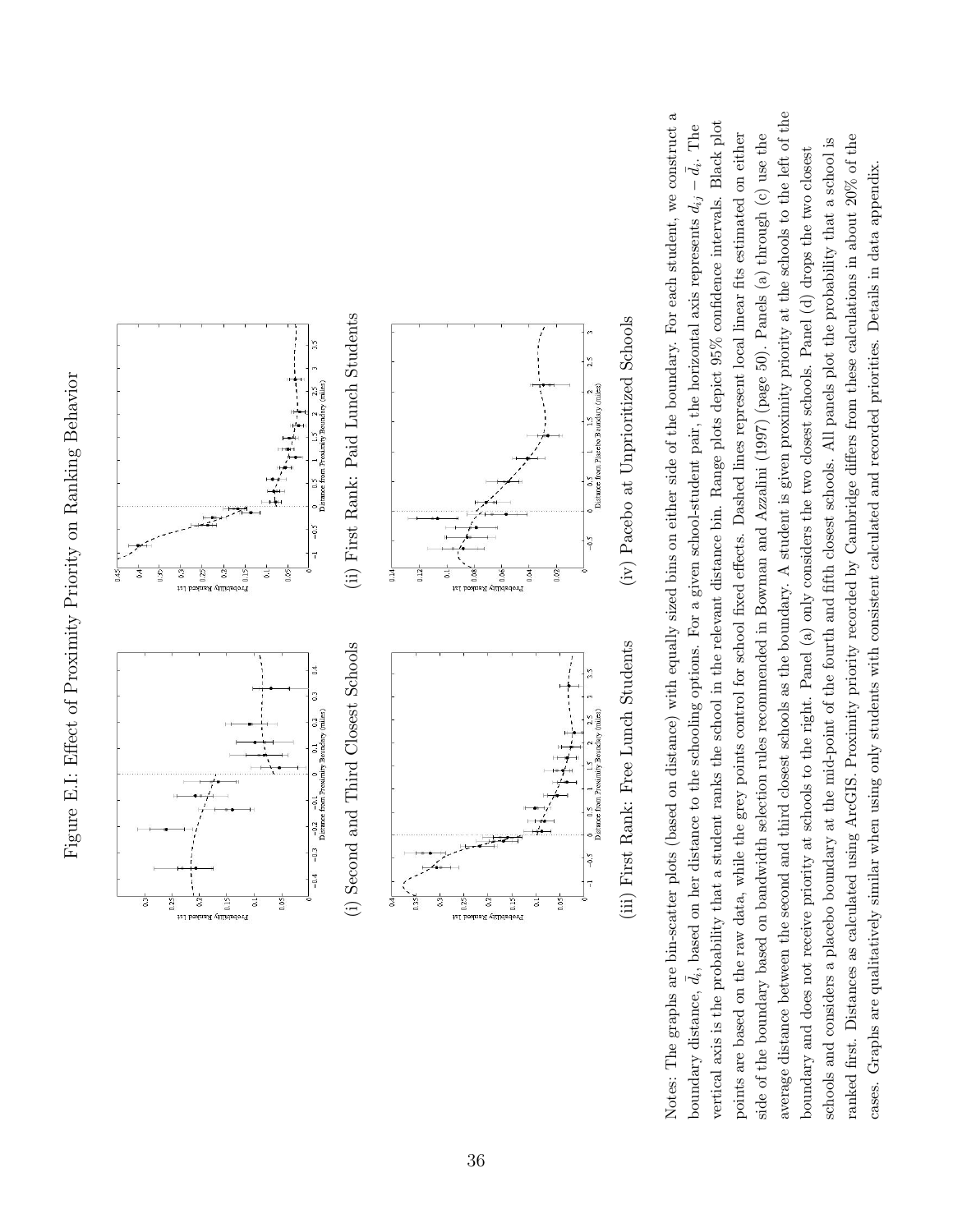# Figure E.I: Effect of Proximity Priority on Ranking Behavior

Probability Ranked 1st

0.3
0.25
0.2
0.15
0.1
0.05
0

−0.4 −0.3 −0.2 −0.1 0 0.1 0.2 0.3 0.4
Distance from Proximity Boundary (miles)

(i) Second and Third Closest Schools

Probability Ranked 1st

0.45
0.4
0.35
0.3
0.25
0.2
0.15
0.1
0.05
0

−1 −0.5 0 0.5 1 1.5 2 2.5 3 3.5
Distance from Proximity Boundary (miles)

(ii) First Rank: Paid Lunch Students

Probability Ranked 1st

0.4
0.35
0.3
0.25
0.2
0.15
0.1
0.05
0

−1 −0.5 0 0.5 1 1.5 2 2.5 3 3.5
Distance from Proximity Boundary (miles)

(iii) First Rank: Free Lunch Students

Probability Ranked 1st

0.14
0.12
0.1
0.08
0.06
0.04
0.02
0

−0.5 0 0.5 1 1.5 2 2.5 3
Distance from Placebo Boundary (miles)

(iv) Pacebo at Unprioritized Schools

Notes: The graphs are bin-scatter plots (based on distance) with equally sized bins on either side of the boundary. For each student, we construct a boundary distance, $\bar{d}_i$, based on her distance to the schooling options. For a given school-student pair, the horizontal axis represents $d_{ij} - \bar{d}_i$. The vertical axis is the probability that a student ranks the school in the relevant distance bin. Range plots depict 95% confidence intervals. Black plot points are based on the raw data, while the grey points control for school fixed effects. Dashed lines represent local linear fits estimated on either side of the boundary based on bandwidth selection rules recommended in Bowman and Azzalini (1997) (page 50). Panels (a) through (c) use the average distance between the second and third closest schools as the boundary. A student is given proximity priority at the schools to the left of the boundary and does not receive priority at schools to the right. Panel (a) only considers the two closest schools. Panel (d) drops the two closest schools and considers a placebo boundary at the mid-point of the fourth and fifth closest schools. All panels plot the probability that a school is ranked first. Distances as calculated using ArcGIS. Proximity priority recorded by Cambridge differs from these calculations in about 20% of the cases. Graphs are qualitatively similar when using only students with consistent calculated and recorded priorities. Details in data appendix.